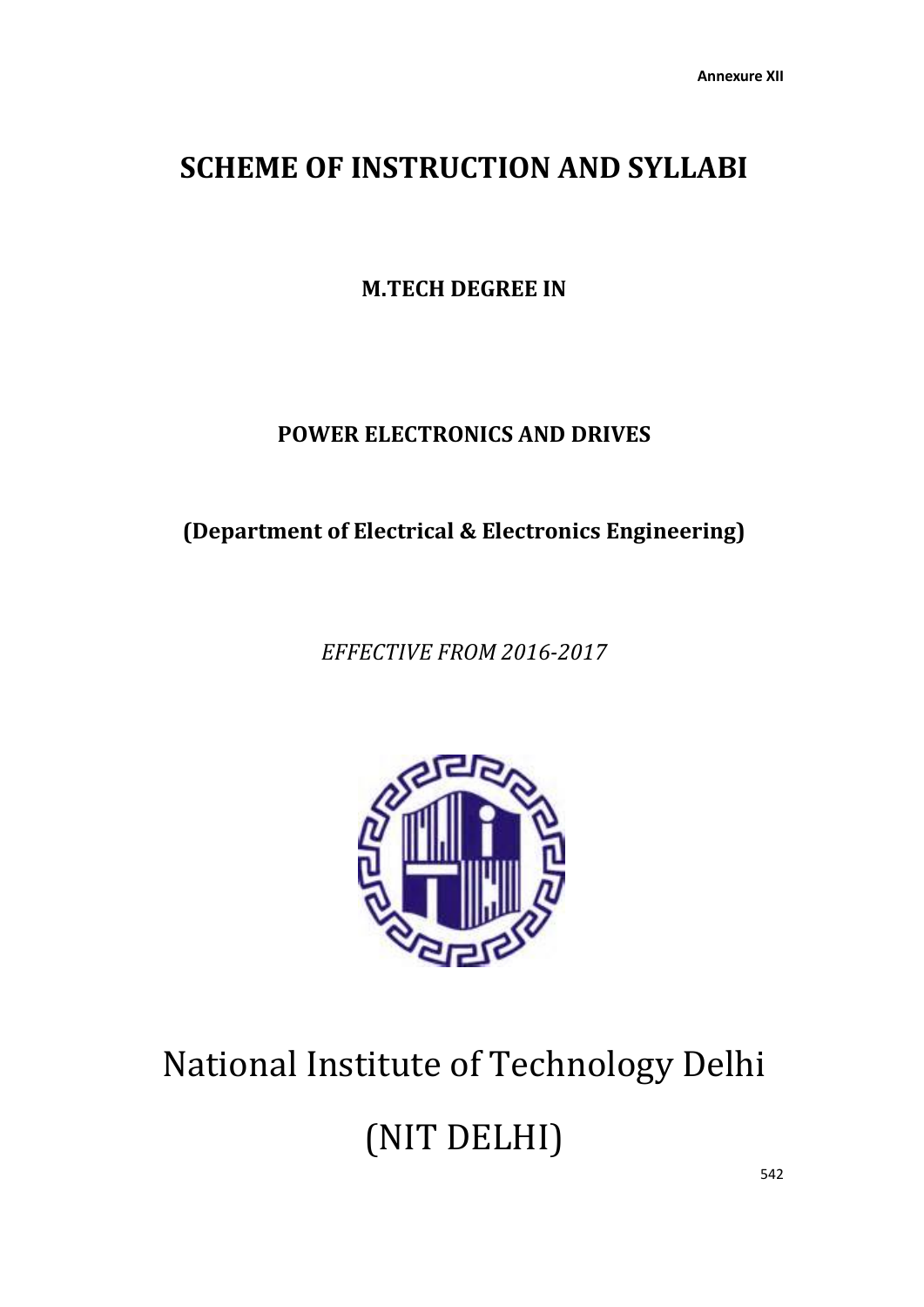Annexure XII

# SCHEME OF INSTRUCTION AND SYLLABI

**M.TECH DEGREE IN**

**POWER ELECTRONICS AND DRIVES**

**(Department of Electrical & Electronics Engineering)**

*EFFECTIVE FROM 2016-2017*

National Institute of Technology Delhi

(NIT DELHI)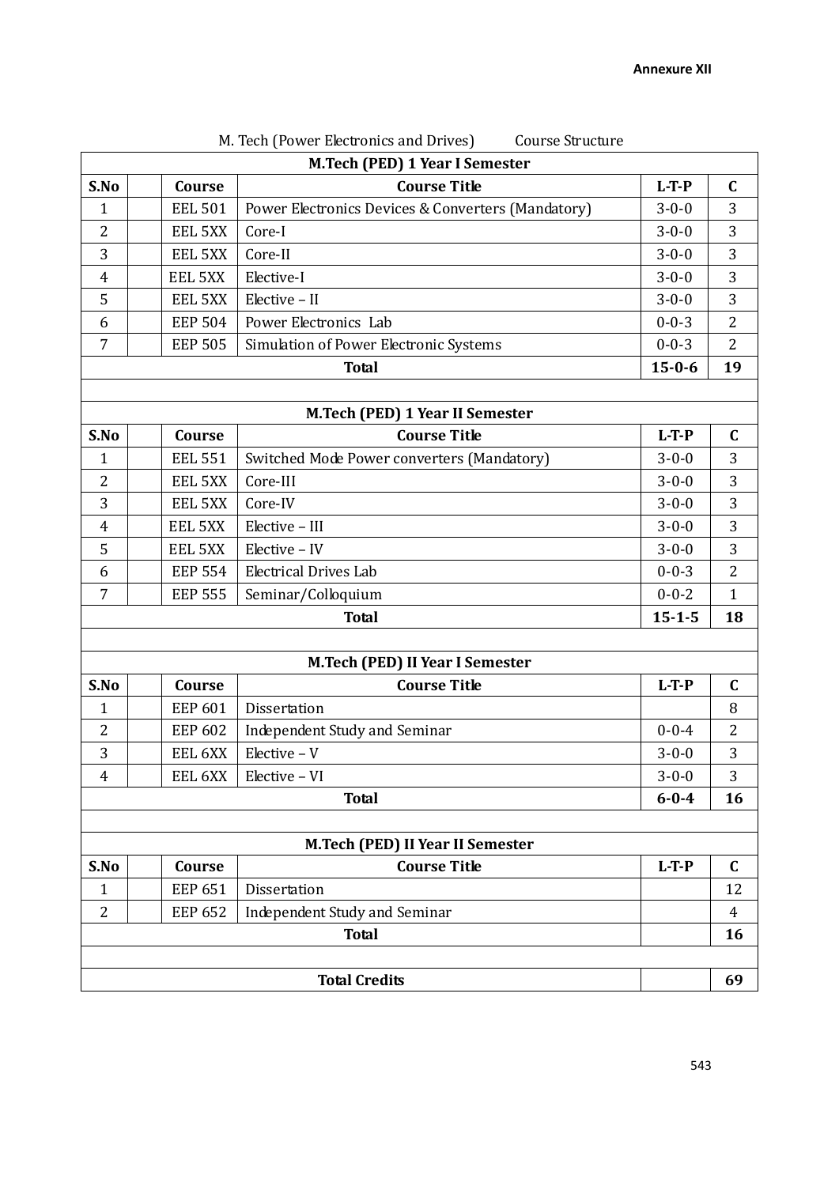**Annexure XII**

M. Tech (Power Electronics and Drives) Course Structure

| M.Tech (PED) 1 Year I Semester | | | | | |
|---|---|---|---|---|---|
| **S.No** | | **Course** | **Course Title** | **L-T-P** | **C** |
| 1 | | EEL 501 | Power Electronics Devices & Converters (Mandatory) | 3-0-0 | 3 |
| 2 | | EEL 5XX | Core-I | 3-0-0 | 3 |
| 3 | | EEL 5XX | Core-II | 3-0-0 | 3 |
| 4 | | EEL 5XX | Elective-I | 3-0-0 | 3 |
| 5 | | EEL 5XX | Elective – II | 3-0-0 | 3 |
| 6 | | EEP 504 | Power Electronics Lab | 0-0-3 | 2 |
| 7 | | EEP 505 | Simulation of Power Electronic Systems | 0-0-3 | 2 |
| **Total** | | | | **15-0-6** | **19** |

| M.Tech (PED) 1 Year II Semester | | | | | |
|---|---|---|---|---|---|
| **S.No** | | **Course** | **Course Title** | **L-T-P** | **C** |
| 1 | | EEL 551 | Switched Mode Power converters (Mandatory) | 3-0-0 | 3 |
| 2 | | EEL 5XX | Core-III | 3-0-0 | 3 |
| 3 | | EEL 5XX | Core-IV | 3-0-0 | 3 |
| 4 | | EEL 5XX | Elective – III | 3-0-0 | 3 |
| 5 | | EEL 5XX | Elective – IV | 3-0-0 | 3 |
| 6 | | EEP 554 | Electrical Drives Lab | 0-0-3 | 2 |
| 7 | | EEP 555 | Seminar/Colloquium | 0-0-2 | 1 |
| **Total** | | | | **15-1-5** | **18** |

| M.Tech (PED) II Year I Semester | | | | | |
|---|---|---|---|---|---|
| **S.No** | | **Course** | **Course Title** | **L-T-P** | **C** |
| 1 | | EEP 601 | Dissertation | | 8 |
| 2 | | EEP 602 | Independent Study and Seminar | 0-0-4 | 2 |
| 3 | | EEL 6XX | Elective – V | 3-0-0 | 3 |
| 4 | | EEL 6XX | Elective – VI | 3-0-0 | 3 |
| **Total** | | | | **6-0-4** | **16** |

| M.Tech (PED) II Year II Semester | | | | | |
|---|---|---|---|---|---|
| **S.No** | | **Course** | **Course Title** | **L-T-P** | **C** |
| 1 | | EEP 651 | Dissertation | | 12 |
| 2 | | EEP 652 | Independent Study and Seminar | | 4 |
| **Total** | | | | | **16** |
| | | | | | |
| **Total Credits** | | | | | **69** |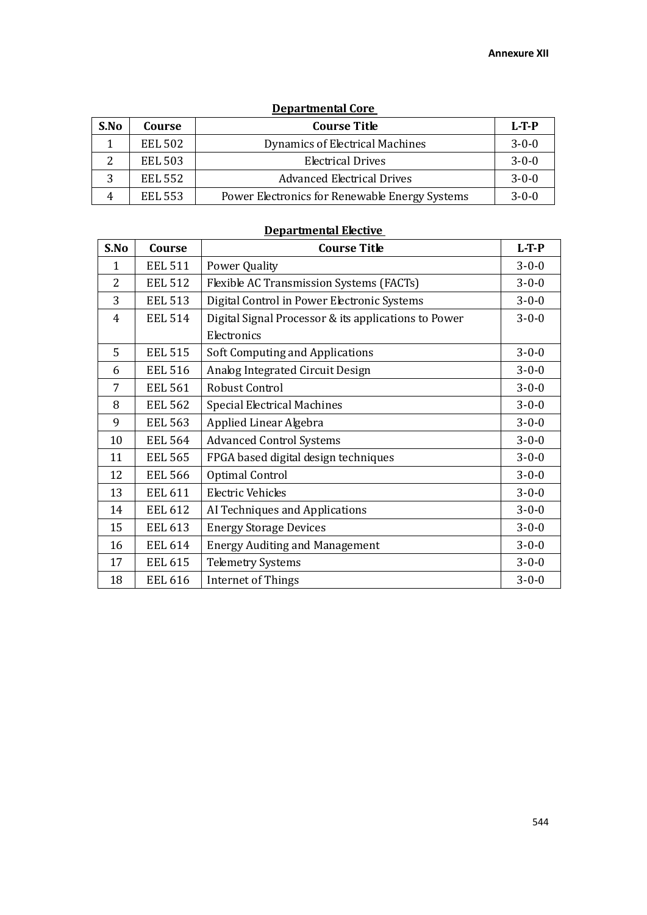**Annexure XII**

**Departmental Core**

| S.No | Course | Course Title | L-T-P |
|---|---|---|---|
| 1 | EEL 502 | Dynamics of Electrical Machines | 3-0-0 |
| 2 | EEL 503 | Electrical Drives | 3-0-0 |
| 3 | EEL 552 | Advanced Electrical Drives | 3-0-0 |
| 4 | EEL 553 | Power Electronics for Renewable Energy Systems | 3-0-0 |

**Departmental Elective**

| S.No | Course | Course Title | L-T-P |
|---|---|---|---|
| 1 | EEL 511 | Power Quality | 3-0-0 |
| 2 | EEL 512 | Flexible AC Transmission Systems (FACTs) | 3-0-0 |
| 3 | EEL 513 | Digital Control in Power Electronic Systems | 3-0-0 |
| 4 | EEL 514 | Digital Signal Processor & its applications to Power Electronics | 3-0-0 |
| 5 | EEL 515 | Soft Computing and Applications | 3-0-0 |
| 6 | EEL 516 | Analog Integrated Circuit Design | 3-0-0 |
| 7 | EEL 561 | Robust Control | 3-0-0 |
| 8 | EEL 562 | Special Electrical Machines | 3-0-0 |
| 9 | EEL 563 | Applied Linear Algebra | 3-0-0 |
| 10 | EEL 564 | Advanced Control Systems | 3-0-0 |
| 11 | EEL 565 | FPGA based digital design techniques | 3-0-0 |
| 12 | EEL 566 | Optimal Control | 3-0-0 |
| 13 | EEL 611 | Electric Vehicles | 3-0-0 |
| 14 | EEL 612 | AI Techniques and Applications | 3-0-0 |
| 15 | EEL 613 | Energy Storage Devices | 3-0-0 |
| 16 | EEL 614 | Energy Auditing and Management | 3-0-0 |
| 17 | EEL 615 | Telemetry Systems | 3-0-0 |
| 18 | EEL 616 | Internet of Things | 3-0-0 |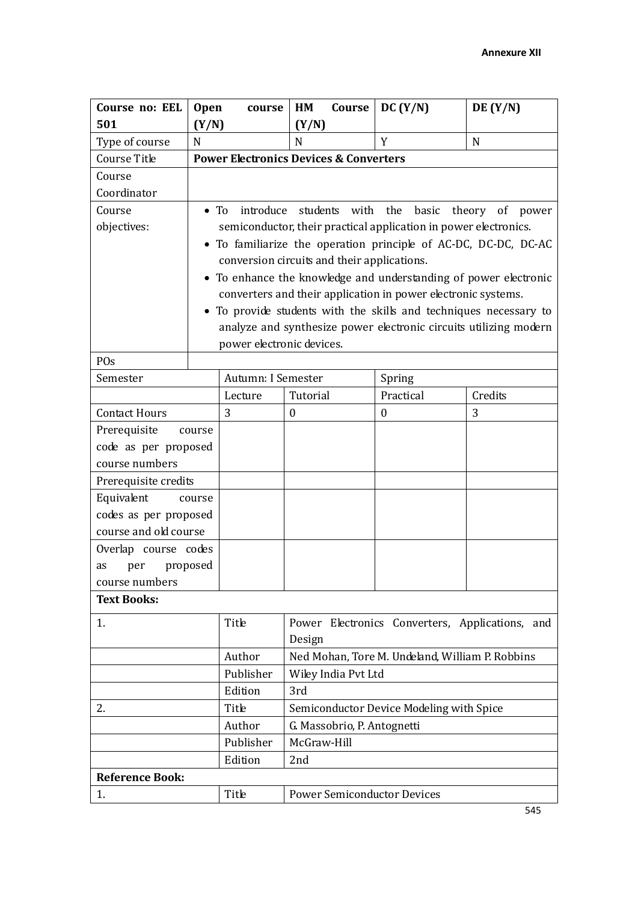Annexure XII

| Course no: EEL 501 | Open course (Y/N) | | HM Course (Y/N) | DC (Y/N) | DE (Y/N) |
|---|---|---|---|---|---|
| Type of course | N | | N | Y | N |
| Course Title | **Power Electronics Devices & Converters** | | | | |
| Course Coordinator | | | | | |
| Course objectives: | • To introduce students with the basic theory of power semiconductor, their practical application in power electronics.<br>• To familiarize the operation principle of AC-DC, DC-DC, DC-AC conversion circuits and their applications.<br>• To enhance the knowledge and understanding of power electronic converters and their application in power electronic systems.<br>• To provide students with the skills and techniques necessary to analyze and synthesize power electronic circuits utilizing modern power electronic devices. | | | | |
| POs | | | | | |
| Semester | | Autumn: I Semester | | Spring | |
| | | Lecture | Tutorial | Practical | Credits |
| Contact Hours | | 3 | 0 | 0 | 3 |
| Prerequisite course code as per proposed course numbers | | | | | |
| Prerequisite credits | | | | | |
| Equivalent course codes as per proposed course and old course | | | | | |
| Overlap course codes as per proposed course numbers | | | | | |
| **Text Books:** | | | | | |
| 1. | | Title | Power Electronics Converters, Applications, and Design | | |
| | | Author | Ned Mohan, Tore M. Undeland, William P. Robbins | | |
| | | Publisher | Wiley India Pvt Ltd | | |
| | | Edition | 3rd | | |
| 2. | | Title | Semiconductor Device Modeling with Spice | | |
| | | Author | G. Massobrio, P. Antognetti | | |
| | | Publisher | McGraw-Hill | | |
| | | Edition | 2nd | | |
| **Reference Book:** | | | | | |
| 1. | | Title | Power Semiconductor Devices | | |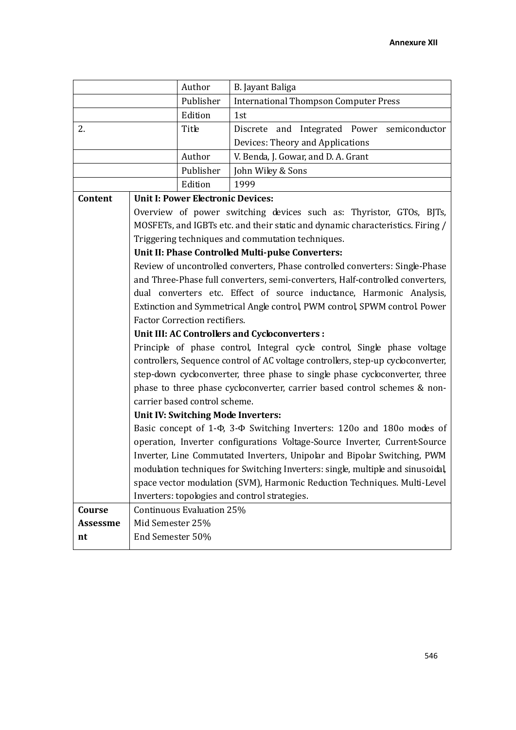| | | | |
|---|---|---|---|
| | | Author | B. Jayant Baliga |
| | | Publisher | International Thompson Computer Press |
| | | Edition | 1st |
| 2. | | Title | Discrete and Integrated Power semiconductor Devices: Theory and Applications |
| | | Author | V. Benda, J. Gowar, and D. A. Grant |
| | | Publisher | John Wiley & Sons |
| | | Edition | 1999 |
| **Content** | **Unit I: Power Electronic Devices:**<br>Overview of power switching devices such as: Thyristor, GTOs, BJTs, MOSFETs, and IGBTs etc. and their static and dynamic characteristics. Firing / Triggering techniques and commutation techniques.<br>**Unit II: Phase Controlled Multi-pulse Converters:**<br>Review of uncontrolled converters, Phase controlled converters: Single-Phase and Three-Phase full converters, semi-converters, Half-controlled converters, dual converters etc. Effect of source inductance, Harmonic Analysis, Extinction and Symmetrical Angle control, PWM control, SPWM control. Power Factor Correction rectifiers.<br>**Unit III: AC Controllers and Cycloconverters :**<br>Principle of phase control, Integral cycle control, Single phase voltage controllers, Sequence control of AC voltage controllers, step-up cycloconverter, step-down cycloconverter, three phase to single phase cycloconverter, three phase to three phase cycloconverter, carrier based control schemes & non-carrier based control scheme.<br>**Unit IV: Switching Mode Inverters:**<br>Basic concept of 1-Φ, 3-Φ Switching Inverters: 120o and 180o modes of operation, Inverter configurations Voltage-Source Inverter, Current-Source Inverter, Line Commutated Inverters, Unipolar and Bipolar Switching, PWM modulation techniques for Switching Inverters: single, multiple and sinusoidal, space vector modulation (SVM), Harmonic Reduction Techniques. Multi-Level Inverters: topologies and control strategies. | | |
| **Course Assessment** | Continuous Evaluation 25%<br>Mid Semester 25%<br>End Semester 50% | | |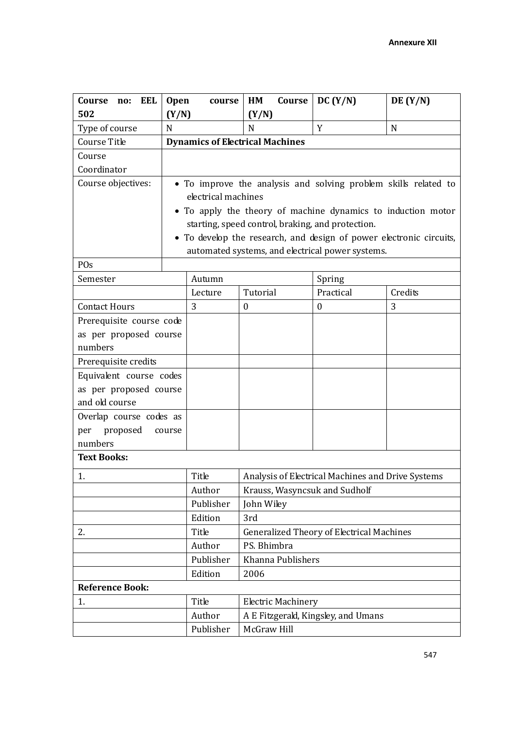**Annexure XII**

| **Course no: EEL 502** | **Open course (Y/N)** | **HM Course (Y/N)** | **DC (Y/N)** | **DE (Y/N)** |
|---|---|---|---|---|
| Type of course | N | N | Y | N |
| Course Title | **Dynamics of Electrical Machines** | | | |
| Course Coordinator | | | | |
| Course objectives: | • To improve the analysis and solving problem skills related to electrical machines<br>• To apply the theory of machine dynamics to induction motor starting, speed control, braking, and protection.<br>• To develop the research, and design of power electronic circuits, automated systems, and electrical power systems. | | | |
| POs | | | | |

| Semester | Autumn | | Spring | |
|---|---|---|---|---|
| | Lecture | Tutorial | Practical | Credits |
| Contact Hours | 3 | 0 | 0 | 3 |
| Prerequisite course code as per proposed course numbers | | | | |
| Prerequisite credits | | | | |
| Equivalent course codes as per proposed course and old course | | | | |
| Overlap course codes as per proposed course numbers | | | | |
| **Text Books:** | | | | |
| 1. | Title | Analysis of Electrical Machines and Drive Systems | | |
| | Author | Krauss, Wasyncsuk and Sudholf | | |
| | Publisher | John Wiley | | |
| | Edition | 3rd | | |
| 2. | Title | Generalized Theory of Electrical Machines | | |
| | Author | PS. Bhimbra | | |
| | Publisher | Khanna Publishers | | |
| | Edition | 2006 | | |
| **Reference Book:** | | | | |
| 1. | Title | Electric Machinery | | |
| | Author | A E Fitzgerald, Kingsley, and Umans | | |
| | Publisher | McGraw Hill | | |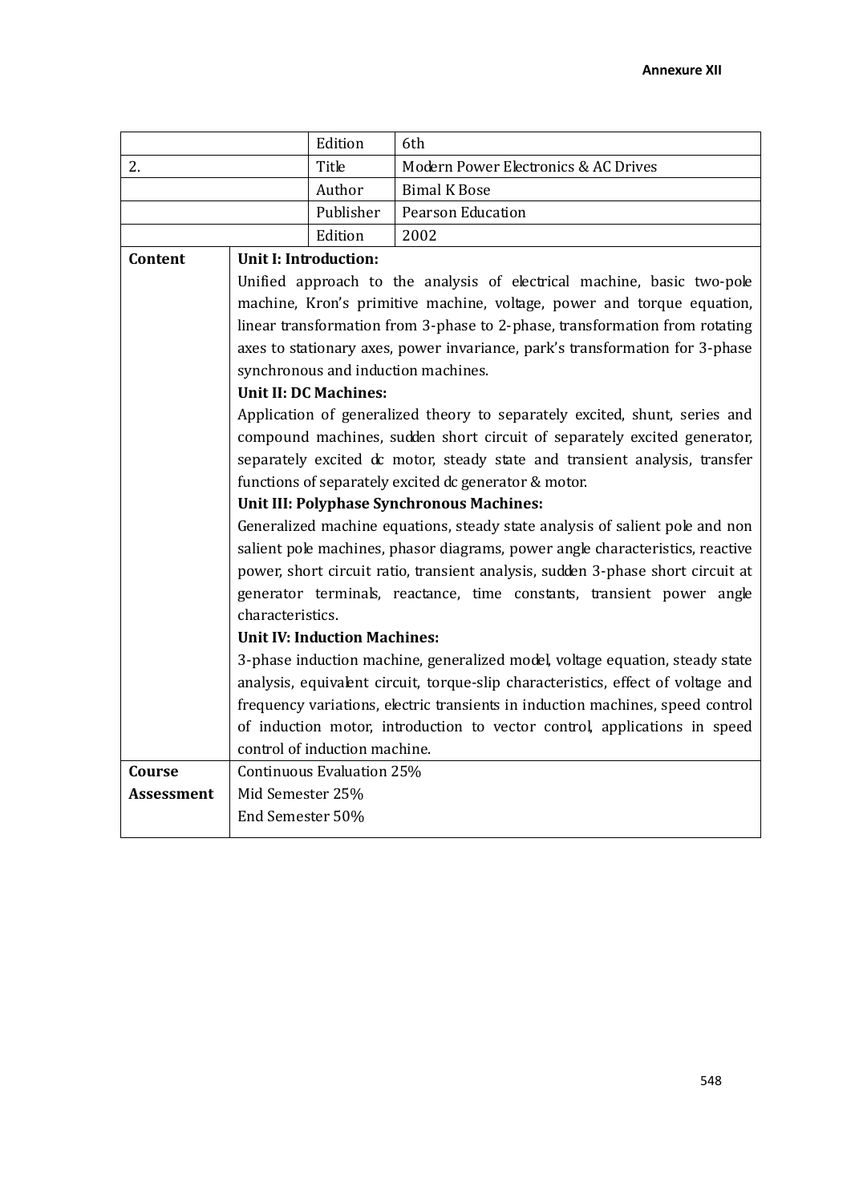Annexure XII

| | | | |
|---|---|---|---|
| | | Edition | 6th |
| 2. | | Title | Modern Power Electronics & AC Drives |
| | | Author | Bimal K Bose |
| | | Publisher | Pearson Education |
| | | Edition | 2002 |
| **Content** | **Unit I: Introduction:**<br>Unified approach to the analysis of electrical machine, basic two-pole machine, Kron's primitive machine, voltage, power and torque equation, linear transformation from 3-phase to 2-phase, transformation from rotating axes to stationary axes, power invariance, park's transformation for 3-phase synchronous and induction machines.<br>**Unit II: DC Machines:**<br>Application of generalized theory to separately excited, shunt, series and compound machines, sudden short circuit of separately excited generator, separately excited dc motor, steady state and transient analysis, transfer functions of separately excited dc generator & motor.<br>**Unit III: Polyphase Synchronous Machines:**<br>Generalized machine equations, steady state analysis of salient pole and non salient pole machines, phasor diagrams, power angle characteristics, reactive power, short circuit ratio, transient analysis, sudden 3-phase short circuit at generator terminals, reactance, time constants, transient power angle characteristics.<br>**Unit IV: Induction Machines:**<br>3-phase induction machine, generalized model, voltage equation, steady state analysis, equivalent circuit, torque-slip characteristics, effect of voltage and frequency variations, electric transients in induction machines, speed control of induction motor, introduction to vector control, applications in speed control of induction machine. | | |
| **Course Assessment** | Continuous Evaluation 25%<br>Mid Semester 25%<br>End Semester 50% | | |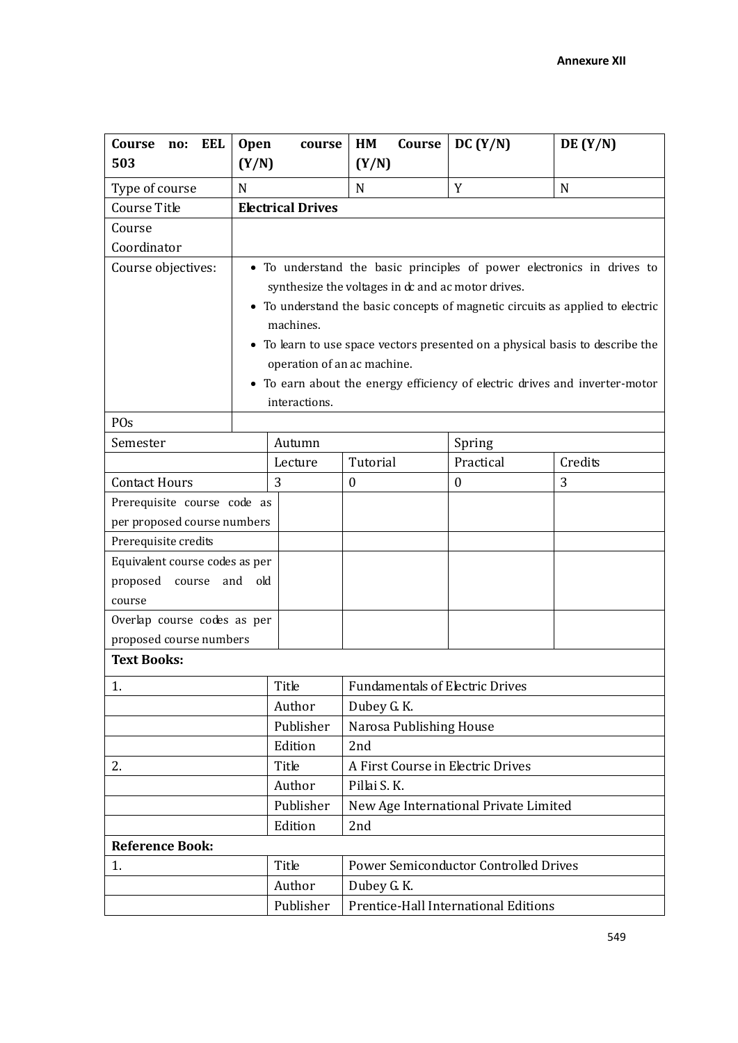**Annexure XII**

| Course no: EEL 503 | Open course (Y/N) | | HM Course (Y/N) | DC (Y/N) | DE (Y/N) |
|---|---|---|---|---|---|
| Type of course | N | | N | Y | N |
| Course Title | **Electrical Drives** | | | | |
| Course Coordinator | | | | | |
| Course objectives: | • To understand the basic principles of power electronics in drives to synthesize the voltages in dc and ac motor drives.<br>• To understand the basic concepts of magnetic circuits as applied to electric machines.<br>• To learn to use space vectors presented on a physical basis to describe the operation of an ac machine.<br>• To earn about the energy efficiency of electric drives and inverter-motor interactions. | | | | |
| POs | | | | | |
| Semester | | Autumn | | Spring | |
| | | Lecture | Tutorial | Practical | Credits |
| Contact Hours | | 3 | 0 | 0 | 3 |
| Prerequisite course code as per proposed course numbers | | | | | |
| Prerequisite credits | | | | | |
| Equivalent course codes as per proposed course and old course | | | | | |
| Overlap course codes as per proposed course numbers | | | | | |
| **Text Books:** | | | | | |
| 1. | | Title | Fundamentals of Electric Drives | | |
| | | Author | Dubey G. K. | | |
| | | Publisher | Narosa Publishing House | | |
| | | Edition | 2nd | | |
| 2. | | Title | A First Course in Electric Drives | | |
| | | Author | Pillai S. K. | | |
| | | Publisher | New Age International Private Limited | | |
| | | Edition | 2nd | | |
| **Reference Book:** | | | | | |
| 1. | | Title | Power Semiconductor Controlled Drives | | |
| | | Author | Dubey G. K. | | |
| | | Publisher | Prentice-Hall International Editions | | |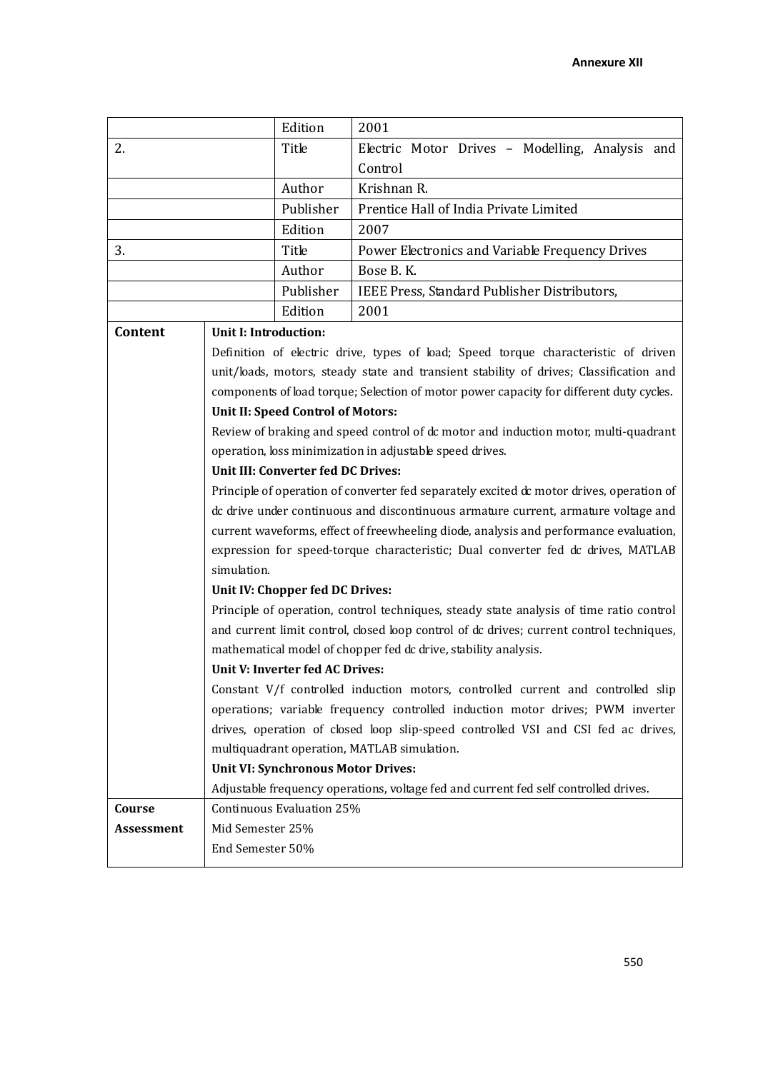Annexure XII

| | | | |
|---|---|---|---|
| | | Edition | 2001 |
| 2. | | Title | Electric Motor Drives – Modelling, Analysis and Control |
| | | Author | Krishnan R. |
| | | Publisher | Prentice Hall of India Private Limited |
| | | Edition | 2007 |
| 3. | | Title | Power Electronics and Variable Frequency Drives |
| | | Author | Bose B. K. |
| | | Publisher | IEEE Press, Standard Publisher Distributors, |
| | | Edition | 2001 |
| **Content** | **Unit I: Introduction:** Definition of electric drive, types of load; Speed torque characteristic of driven unit/loads, motors, steady state and transient stability of drives; Classification and components of load torque; Selection of motor power capacity for different duty cycles. **Unit II: Speed Control of Motors:** Review of braking and speed control of dc motor and induction motor, multi-quadrant operation, loss minimization in adjustable speed drives. **Unit III: Converter fed DC Drives:** Principle of operation of converter fed separately excited dc motor drives, operation of dc drive under continuous and discontinuous armature current, armature voltage and current waveforms, effect of freewheeling diode, analysis and performance evaluation, expression for speed-torque characteristic; Dual converter fed dc drives, MATLAB simulation. **Unit IV: Chopper fed DC Drives:** Principle of operation, control techniques, steady state analysis of time ratio control and current limit control, closed loop control of dc drives; current control techniques, mathematical model of chopper fed dc drive, stability analysis. **Unit V: Inverter fed AC Drives:** Constant V/f controlled induction motors, controlled current and controlled slip operations; variable frequency controlled induction motor drives; PWM inverter drives, operation of closed loop slip-speed controlled VSI and CSI fed ac drives, multiquadrant operation, MATLAB simulation. **Unit VI: Synchronous Motor Drives:** Adjustable frequency operations, voltage fed and current fed self controlled drives. | | |
| **Course Assessment** | Continuous Evaluation 25%<br>Mid Semester 25%<br>End Semester 50% | | |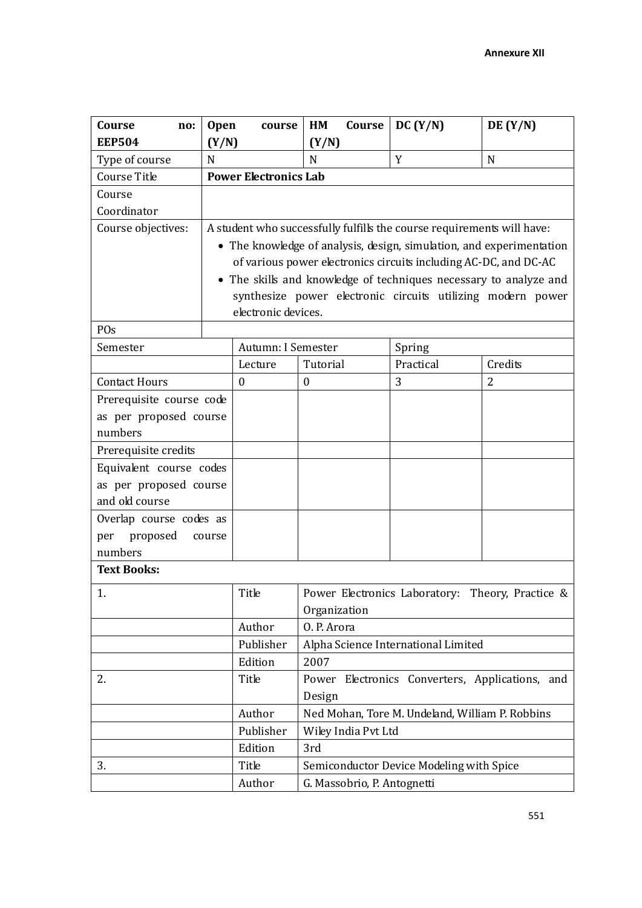**Annexure XII**

| Course no: EEP504 | Open course (Y/N) | | HM Course (Y/N) | DC (Y/N) | DE (Y/N) |
|---|---|---|---|---|---|
| Type of course | N | | N | Y | N |
| Course Title | **Power Electronics Lab** | | | | |
| Course Coordinator | | | | | |
| Course objectives: | A student who successfully fulfills the course requirements will have:<br>• The knowledge of analysis, design, simulation, and experimentation of various power electronics circuits including AC-DC, and DC-AC<br>• The skills and knowledge of techniques necessary to analyze and synthesize power electronic circuits utilizing modern power electronic devices. | | | | |
| POs | | | | | |
| Semester | | Autumn: I Semester | | Spring | |
| | | Lecture | Tutorial | Practical | Credits |
| Contact Hours | | 0 | 0 | 3 | 2 |
| Prerequisite course code as per proposed course numbers | | | | | |
| Prerequisite credits | | | | | |
| Equivalent course codes as per proposed course and old course | | | | | |
| Overlap course codes as per proposed course numbers | | | | | |
| **Text Books:** | | | | | |
| 1. | | Title | Power Electronics Laboratory: Theory, Practice & Organization | | |
| | | Author | O. P. Arora | | |
| | | Publisher | Alpha Science International Limited | | |
| | | Edition | 2007 | | |
| 2. | | Title | Power Electronics Converters, Applications, and Design | | |
| | | Author | Ned Mohan, Tore M. Undeland, William P. Robbins | | |
| | | Publisher | Wiley India Pvt Ltd | | |
| | | Edition | 3rd | | |
| 3. | | Title | Semiconductor Device Modeling with Spice | | |
| | | Author | G. Massobrio, P. Antognetti | | |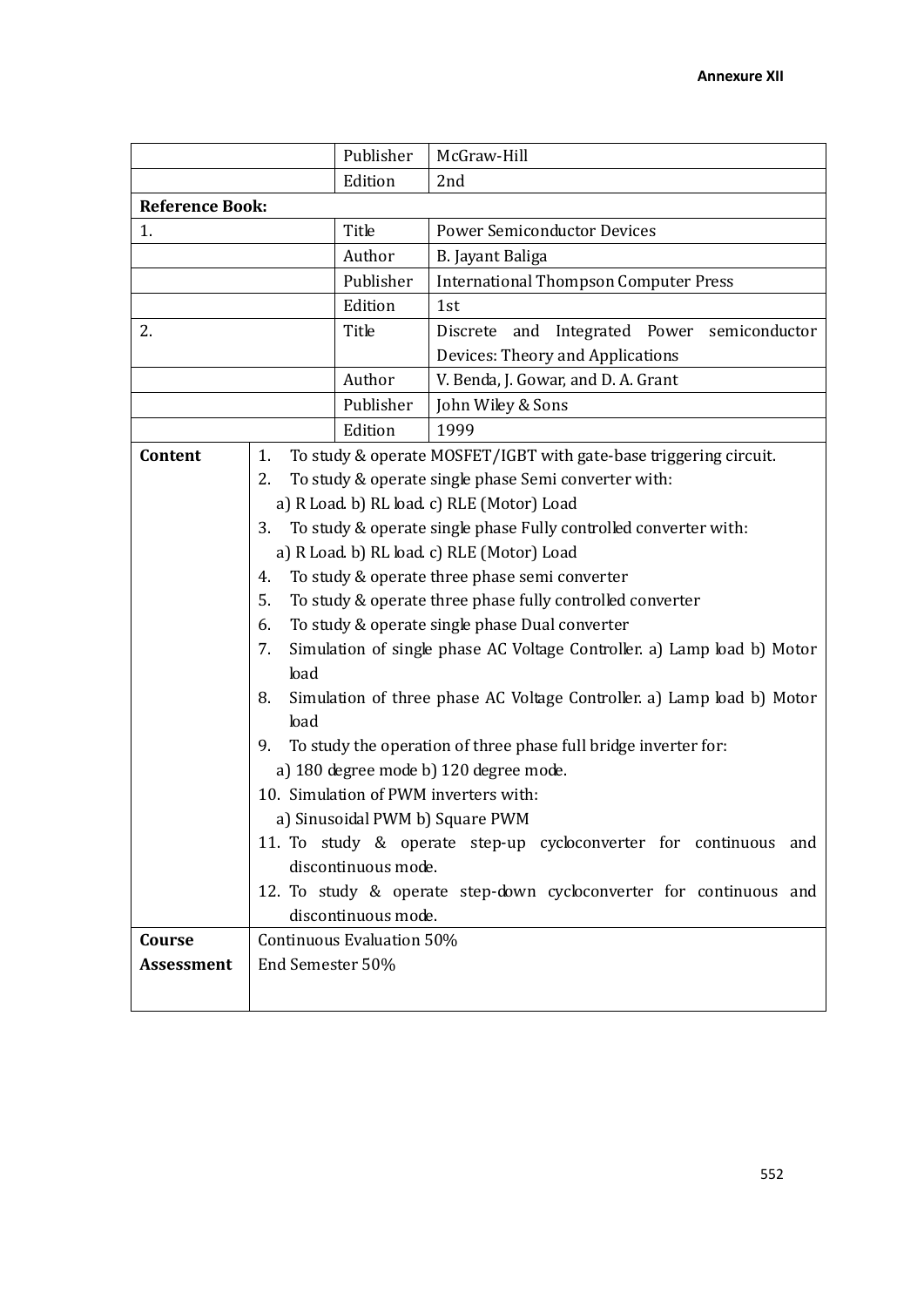| | | | |
|---|---|---|---|
| | | Publisher | McGraw-Hill |
| | | Edition | 2nd |
| **Reference Book:** | | | |
| 1. | | Title | Power Semiconductor Devices |
| | | Author | B. Jayant Baliga |
| | | Publisher | International Thompson Computer Press |
| | | Edition | 1st |
| 2. | | Title | Discrete and Integrated Power semiconductor Devices: Theory and Applications |
| | | Author | V. Benda, J. Gowar, and D. A. Grant |
| | | Publisher | John Wiley & Sons |
| | | Edition | 1999 |
| **Content** | 1. To study & operate MOSFET/IGBT with gate-base triggering circuit.<br>2. To study & operate single phase Semi converter with:<br>a) R Load. b) RL load. c) RLE (Motor) Load<br>3. To study & operate single phase Fully controlled converter with:<br>a) R Load. b) RL load. c) RLE (Motor) Load<br>4. To study & operate three phase semi converter<br>5. To study & operate three phase fully controlled converter<br>6. To study & operate single phase Dual converter<br>7. Simulation of single phase AC Voltage Controller. a) Lamp load b) Motor load<br>8. Simulation of three phase AC Voltage Controller. a) Lamp load b) Motor load<br>9. To study the operation of three phase full bridge inverter for:<br>a) 180 degree mode b) 120 degree mode.<br>10. Simulation of PWM inverters with:<br>a) Sinusoidal PWM b) Square PWM<br>11. To study & operate step-up cycloconverter for continuous and discontinuous mode.<br>12. To study & operate step-down cycloconverter for continuous and discontinuous mode. | | |
| **Course Assessment** | Continuous Evaluation 50%<br>End Semester 50% | | |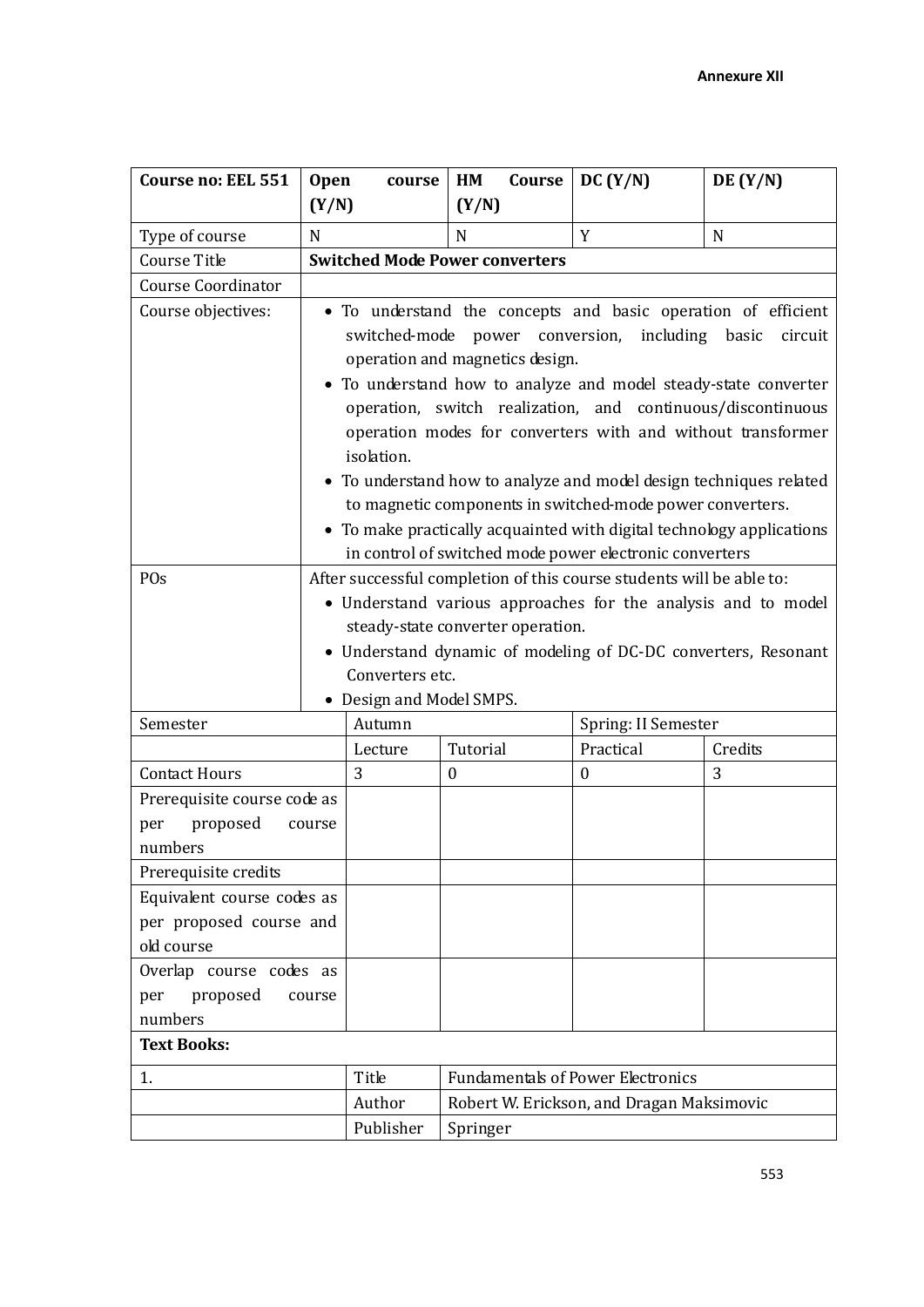**Annexure XII**

| Course no: EEL 551 | Open course (Y/N) | | HM Course (Y/N) | DC (Y/N) | DE (Y/N) |
|---|---|---|---|---|---|
| Type of course | N | | N | Y | N |
| Course Title | **Switched Mode Power converters** | | | | |
| Course Coordinator | | | | | |
| Course objectives: | • To understand the concepts and basic operation of efficient switched-mode power conversion, including basic circuit operation and magnetics design.<br>• To understand how to analyze and model steady-state converter operation, switch realization, and continuous/discontinuous operation modes for converters with and without transformer isolation.<br>• To understand how to analyze and model design techniques related to magnetic components in switched-mode power converters.<br>• To make practically acquainted with digital technology applications in control of switched mode power electronic converters | | | | |
| POs | After successful completion of this course students will be able to:<br>• Understand various approaches for the analysis and to model steady-state converter operation.<br>• Understand dynamic of modeling of DC-DC converters, Resonant Converters etc.<br>• Design and Model SMPS. | | | | |
| Semester | | Autumn | | Spring: II Semester | |
| | | Lecture | Tutorial | Practical | Credits |
| Contact Hours | | 3 | 0 | 0 | 3 |
| Prerequisite course code as per proposed course numbers | | | | | |
| Prerequisite credits | | | | | |
| Equivalent course codes as per proposed course and old course | | | | | |
| Overlap course codes as per proposed course numbers | | | | | |
| **Text Books:** | | | | | |
| 1. | | Title | Fundamentals of Power Electronics | | |
| | | Author | Robert W. Erickson, and Dragan Maksimovic | | |
| | | Publisher | Springer | | |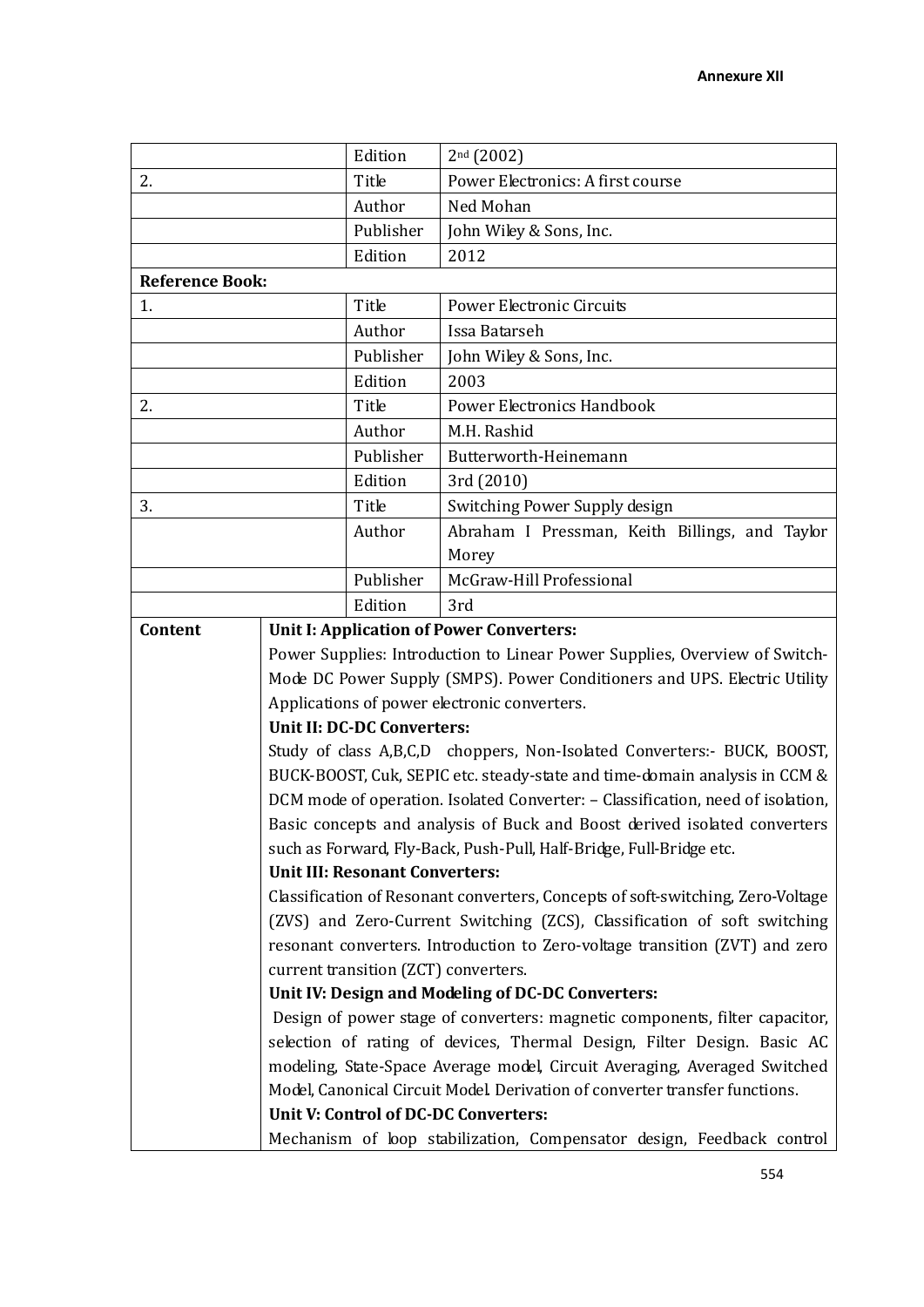**Annexure XII**

| | | | |
|---|---|---|---|
| | | Edition | 2nd (2002) |
| 2. | | Title | Power Electronics: A first course |
| | | Author | Ned Mohan |
| | | Publisher | John Wiley & Sons, Inc. |
| | | Edition | 2012 |
| **Reference Book:** | | | |
| 1. | | Title | Power Electronic Circuits |
| | | Author | Issa Batarseh |
| | | Publisher | John Wiley & Sons, Inc. |
| | | Edition | 2003 |
| 2. | | Title | Power Electronics Handbook |
| | | Author | M.H. Rashid |
| | | Publisher | Butterworth-Heinemann |
| | | Edition | 3rd (2010) |
| 3. | | Title | Switching Power Supply design |
| | | Author | Abraham I Pressman, Keith Billings, and Taylor Morey |
| | | Publisher | McGraw-Hill Professional |
| | | Edition | 3rd |
| **Content** | **Unit I: Application of Power Converters:** Power Supplies: Introduction to Linear Power Supplies, Overview of Switch-Mode DC Power Supply (SMPS). Power Conditioners and UPS. Electric Utility Applications of power electronic converters. **Unit II: DC-DC Converters:** Study of class A,B,C,D choppers, Non-Isolated Converters:- BUCK, BOOST, BUCK-BOOST, Cuk, SEPIC etc. steady-state and time-domain analysis in CCM & DCM mode of operation. Isolated Converter: – Classification, need of isolation, Basic concepts and analysis of Buck and Boost derived isolated converters such as Forward, Fly-Back, Push-Pull, Half-Bridge, Full-Bridge etc. **Unit III: Resonant Converters:** Classification of Resonant converters, Concepts of soft-switching, Zero-Voltage (ZVS) and Zero-Current Switching (ZCS), Classification of soft switching resonant converters. Introduction to Zero-voltage transition (ZVT) and zero current transition (ZCT) converters. **Unit IV: Design and Modeling of DC-DC Converters:** Design of power stage of converters: magnetic components, filter capacitor, selection of rating of devices, Thermal Design, Filter Design. Basic AC modeling, State-Space Average model, Circuit Averaging, Averaged Switched Model, Canonical Circuit Model. Derivation of converter transfer functions. **Unit V: Control of DC-DC Converters:** Mechanism of loop stabilization, Compensator design, Feedback control | | | |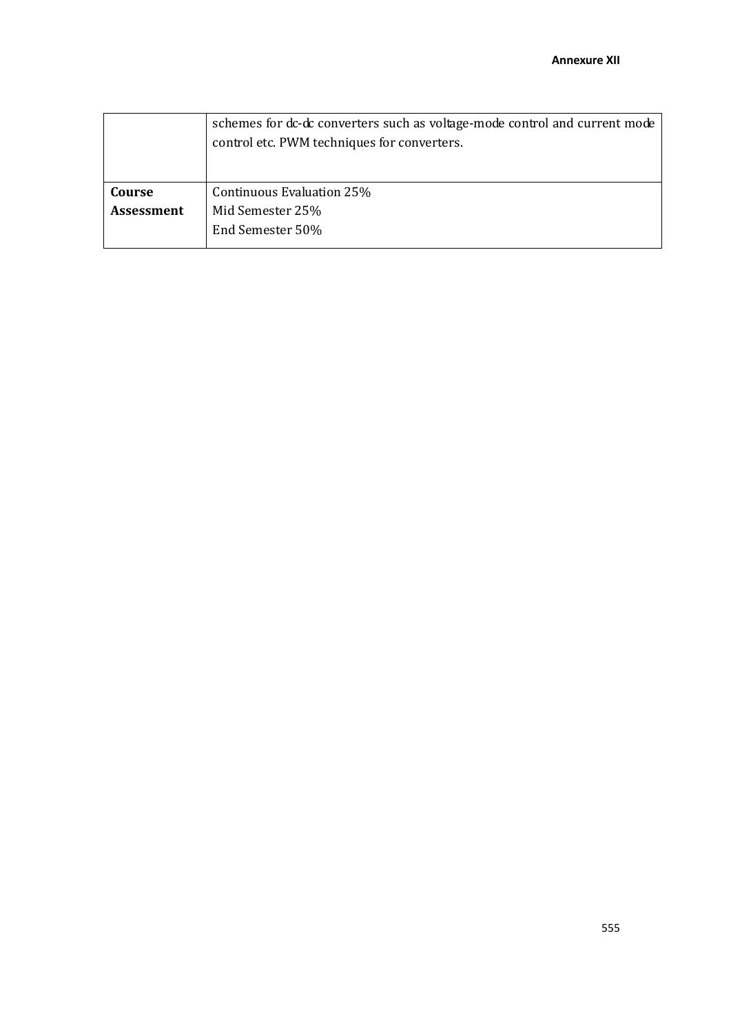| | |
|---|---|
| | schemes for dc-dc converters such as voltage-mode control and current mode control etc. PWM techniques for converters. |
| **Course Assessment** | Continuous Evaluation 25%<br>Mid Semester 25%<br>End Semester 50% |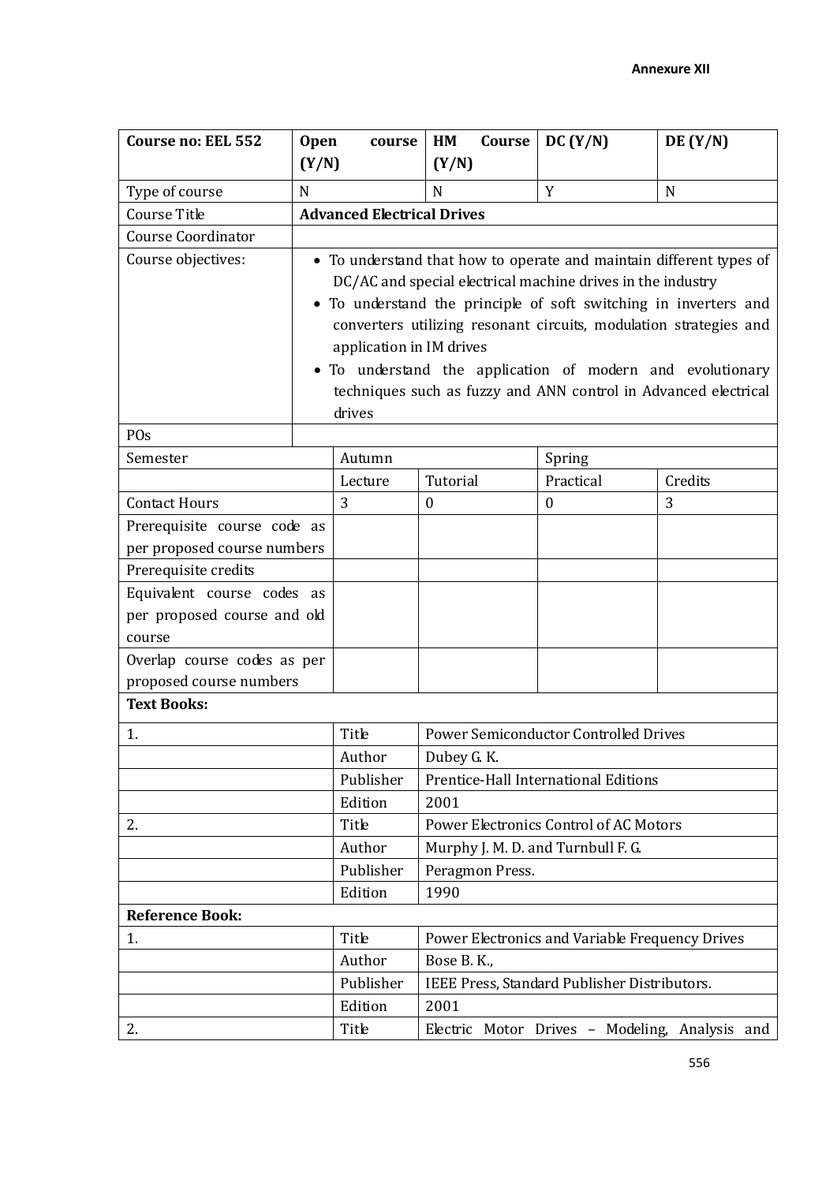**Annexure XII**

| Course no: EEL 552 | Open course (Y/N) | | HM Course (Y/N) | DC (Y/N) | DE (Y/N) |
|---|---|---|---|---|---|
| Type of course | N | | N | Y | N |
| Course Title | **Advanced Electrical Drives** | | | | |
| Course Coordinator | | | | | |
| Course objectives: | • To understand that how to operate and maintain different types of DC/AC and special electrical machine drives in the industry<br>• To understand the principle of soft switching in inverters and converters utilizing resonant circuits, modulation strategies and application in IM drives<br>• To understand the application of modern and evolutionary techniques such as fuzzy and ANN control in Advanced electrical drives | | | | |
| POs | | | | | |
| Semester | | Autumn | | Spring | |
| | | Lecture | Tutorial | Practical | Credits |
| Contact Hours | | 3 | 0 | 0 | 3 |
| Prerequisite course code as per proposed course numbers | | | | | |
| Prerequisite credits | | | | | |
| Equivalent course codes as per proposed course and old course | | | | | |
| Overlap course codes as per proposed course numbers | | | | | |
| **Text Books:** | | | | | |
| 1. | | Title | Power Semiconductor Controlled Drives | | |
| | | Author | Dubey G. K. | | |
| | | Publisher | Prentice-Hall International Editions | | |
| | | Edition | 2001 | | |
| 2. | | Title | Power Electronics Control of AC Motors | | |
| | | Author | Murphy J. M. D. and Turnbull F. G. | | |
| | | Publisher | Peragmon Press. | | |
| | | Edition | 1990 | | |
| **Reference Book:** | | | | | |
| 1. | | Title | Power Electronics and Variable Frequency Drives | | |
| | | Author | Bose B. K., | | |
| | | Publisher | IEEE Press, Standard Publisher Distributors. | | |
| | | Edition | 2001 | | |
| 2. | | Title | Electric Motor Drives – Modeling, Analysis and | | |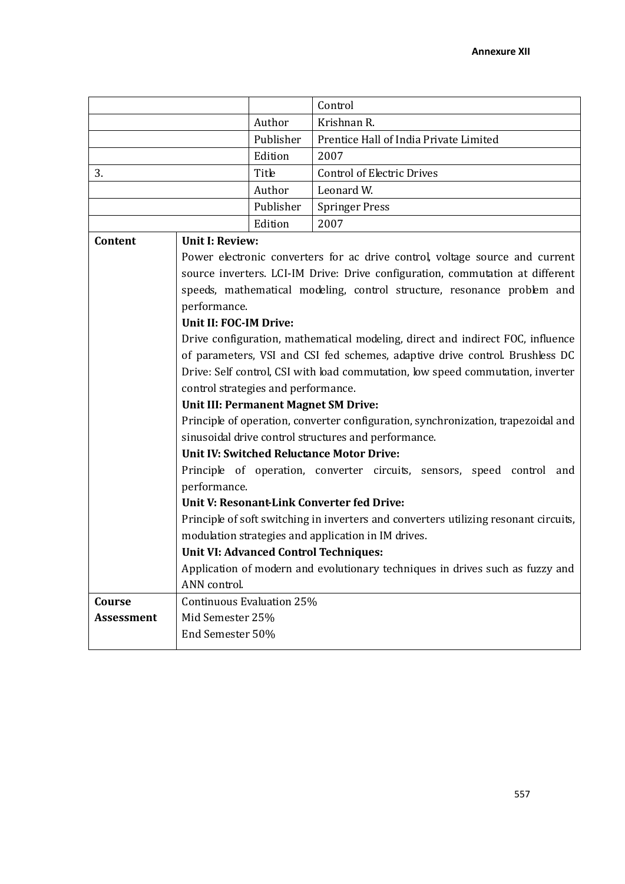Annexure XII

| | | | |
|---|---|---|---|
| | | | Control |
| | | Author | Krishnan R. |
| | | Publisher | Prentice Hall of India Private Limited |
| | | Edition | 2007 |
| 3. | | Title | Control of Electric Drives |
| | | Author | Leonard W. |
| | | Publisher | Springer Press |
| | | Edition | 2007 |
| **Content** | **Unit I: Review:** Power electronic converters for ac drive control, voltage source and current source inverters. LCI-IM Drive: Drive configuration, commutation at different speeds, mathematical modeling, control structure, resonance problem and performance. **Unit II: FOC-IM Drive:** Drive configuration, mathematical modeling, direct and indirect FOC, influence of parameters, VSI and CSI fed schemes, adaptive drive control. Brushless DC Drive: Self control, CSI with load commutation, low speed commutation, inverter control strategies and performance. **Unit III: Permanent Magnet SM Drive:** Principle of operation, converter configuration, synchronization, trapezoidal and sinusoidal drive control structures and performance. **Unit IV: Switched Reluctance Motor Drive:** Principle of operation, converter circuits, sensors, speed control and performance. **Unit V: Resonant-Link Converter fed Drive:** Principle of soft switching in inverters and converters utilizing resonant circuits, modulation strategies and application in IM drives. **Unit VI: Advanced Control Techniques:** Application of modern and evolutionary techniques in drives such as fuzzy and ANN control. | | |
| **Course Assessment** | Continuous Evaluation 25%<br>Mid Semester 25%<br>End Semester 50% | | |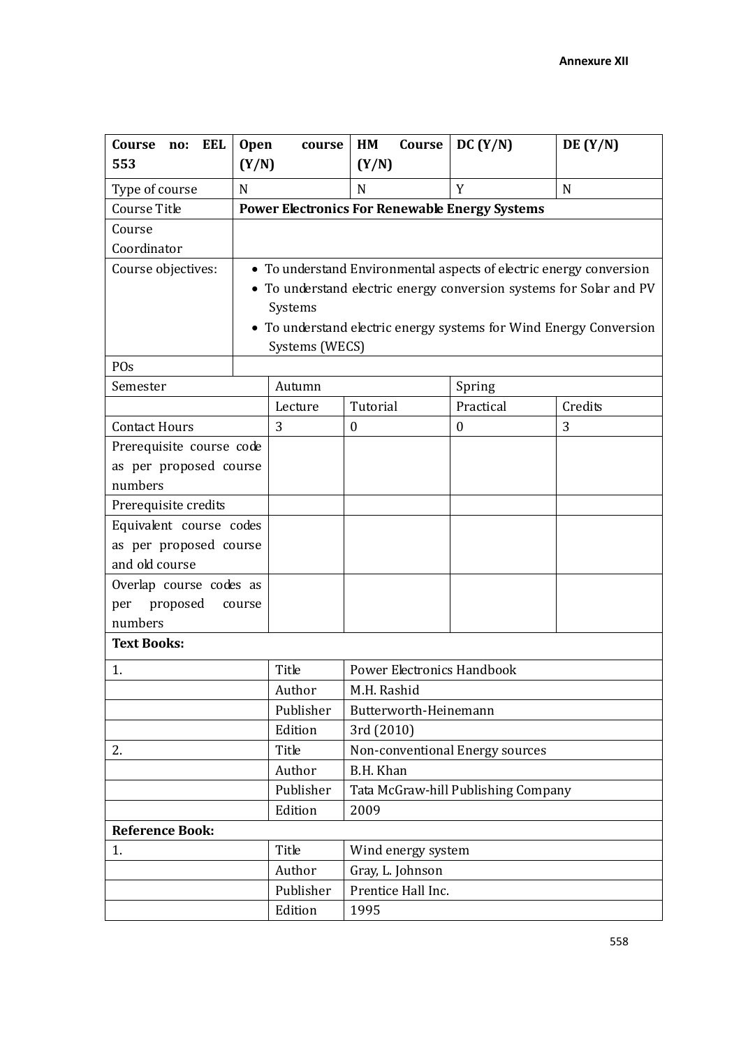**Annexure XII**

| Course no: EEL 553 | Open course (Y/N) | | HM Course (Y/N) | DC (Y/N) | DE (Y/N) |
|---|---|---|---|---|---|
| Type of course | N | | N | Y | N |
| Course Title | **Power Electronics For Renewable Energy Systems** | | | | |
| Course Coordinator | | | | | |
| Course objectives: | • To understand Environmental aspects of electric energy conversion<br>• To understand electric energy conversion systems for Solar and PV Systems<br>• To understand electric energy systems for Wind Energy Conversion Systems (WECS) | | | | |
| POs | | | | | |
| Semester | | Autumn | | Spring | |
| | | Lecture | Tutorial | Practical | Credits |
| Contact Hours | | 3 | 0 | 0 | 3 |
| Prerequisite course code as per proposed course numbers | | | | | |
| Prerequisite credits | | | | | |
| Equivalent course codes as per proposed course and old course | | | | | |
| Overlap course codes as per proposed course numbers | | | | | |
| **Text Books:** | | | | | |
| 1. | | Title | Power Electronics Handbook | | |
| | | Author | M.H. Rashid | | |
| | | Publisher | Butterworth-Heinemann | | |
| | | Edition | 3rd (2010) | | |
| 2. | | Title | Non-conventional Energy sources | | |
| | | Author | B.H. Khan | | |
| | | Publisher | Tata McGraw-hill Publishing Company | | |
| | | Edition | 2009 | | |
| **Reference Book:** | | | | | |
| 1. | | Title | Wind energy system | | |
| | | Author | Gray, L. Johnson | | |
| | | Publisher | Prentice Hall Inc. | | |
| | | Edition | 1995 | | |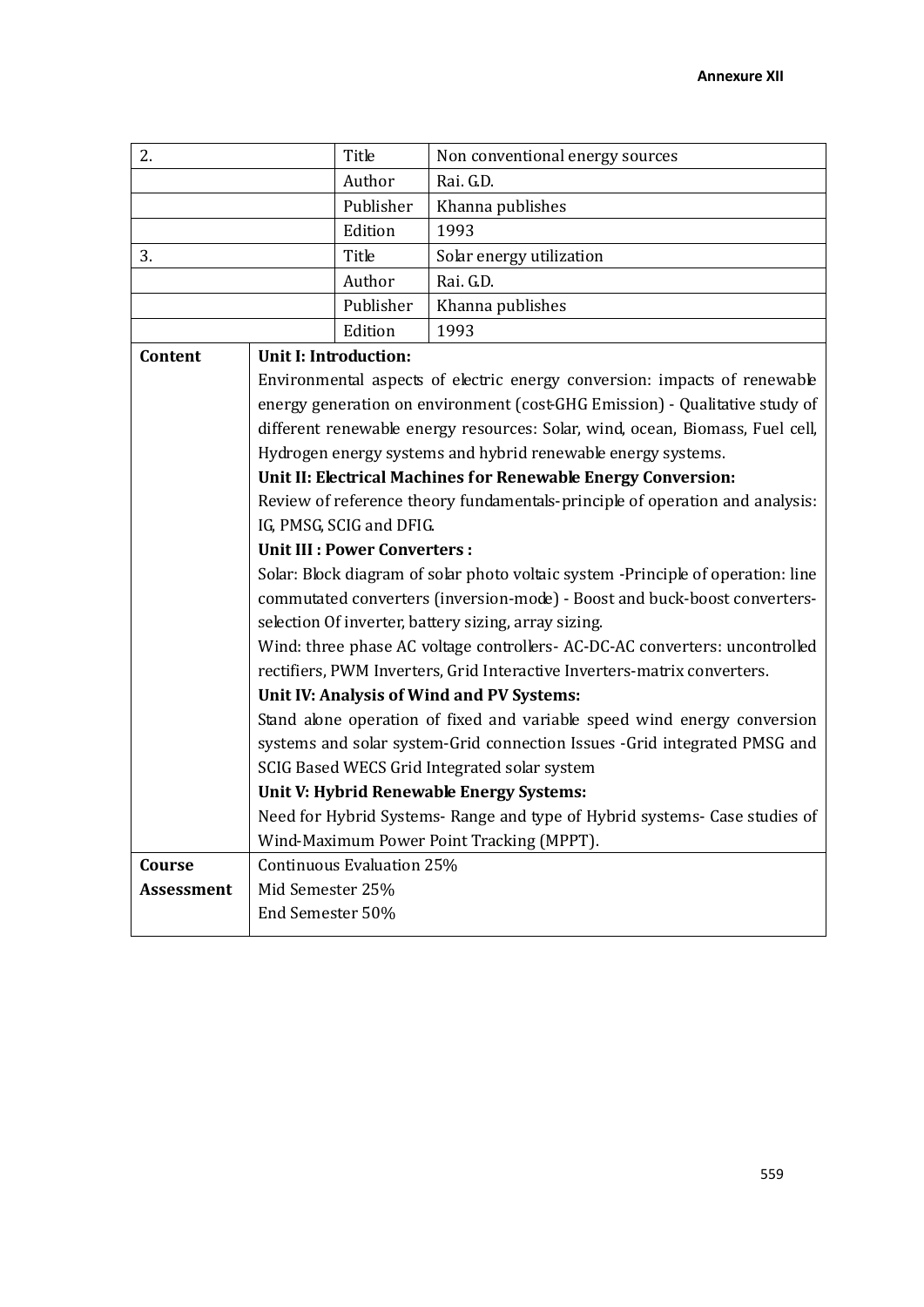**Annexure XII**

| | | | |
|---|---|---|---|
| 2. | | Title | Non conventional energy sources |
| | | Author | Rai. G.D. |
| | | Publisher | Khanna publishes |
| | | Edition | 1993 |
| 3. | | Title | Solar energy utilization |
| | | Author | Rai. G.D. |
| | | Publisher | Khanna publishes |
| | | Edition | 1993 |
| **Content** | **Unit I: Introduction:**<br>Environmental aspects of electric energy conversion: impacts of renewable energy generation on environment (cost-GHG Emission) - Qualitative study of different renewable energy resources: Solar, wind, ocean, Biomass, Fuel cell, Hydrogen energy systems and hybrid renewable energy systems.<br>**Unit II: Electrical Machines for Renewable Energy Conversion:**<br>Review of reference theory fundamentals-principle of operation and analysis: IG, PMSG, SCIG and DFIG.<br>**Unit III : Power Converters :**<br>Solar: Block diagram of solar photo voltaic system -Principle of operation: line commutated converters (inversion-mode) - Boost and buck-boost converters-selection Of inverter, battery sizing, array sizing.<br>Wind: three phase AC voltage controllers- AC-DC-AC converters: uncontrolled rectifiers, PWM Inverters, Grid Interactive Inverters-matrix converters.<br>**Unit IV: Analysis of Wind and PV Systems:**<br>Stand alone operation of fixed and variable speed wind energy conversion systems and solar system-Grid connection Issues -Grid integrated PMSG and SCIG Based WECS Grid Integrated solar system<br>**Unit V: Hybrid Renewable Energy Systems:**<br>Need for Hybrid Systems- Range and type of Hybrid systems- Case studies of Wind-Maximum Power Point Tracking (MPPT). | | |
| **Course Assessment** | Continuous Evaluation 25%<br>Mid Semester 25%<br>End Semester 50% | | |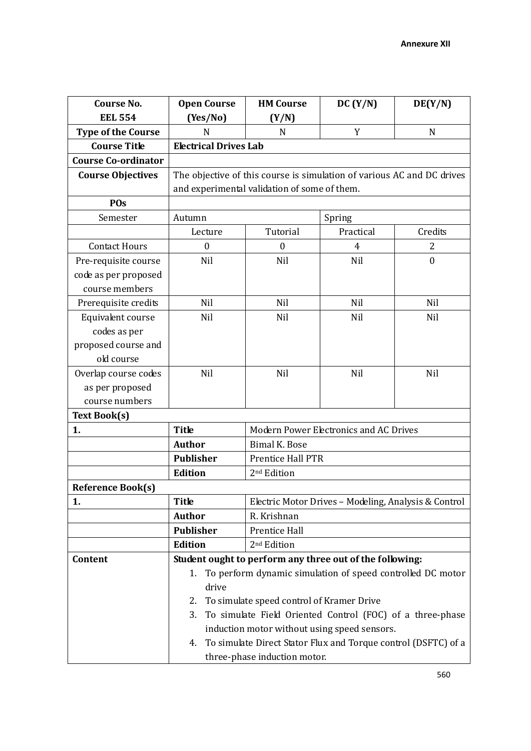**Annexure XII**

| Course No. EEL 554 | Open Course (Yes/No) | HM Course (Y/N) | DC (Y/N) | DE(Y/N) |
|---|---|---|---|---|
| **Type of the Course** | N | N | Y | N |
| **Course Title** | **Electrical Drives Lab** | | | |
| **Course Co-ordinator** | | | | |
| **Course Objectives** | The objective of this course is simulation of various AC and DC drives and experimental validation of some of them. | | | |
| **POs** | | | | |
| Semester | Autumn | | Spring | |
| | Lecture | Tutorial | Practical | Credits |
| Contact Hours | 0 | 0 | 4 | 2 |
| Pre-requisite course code as per proposed course members | Nil | Nil | Nil | 0 |
| Prerequisite credits | Nil | Nil | Nil | Nil |
| Equivalent course codes as per proposed course and old course | Nil | Nil | Nil | Nil |
| Overlap course codes as per proposed course numbers | Nil | Nil | Nil | Nil |
| **Text Book(s)** | | | | |
| **1.** | **Title** | Modern Power Electronics and AC Drives | | |
| | **Author** | Bimal K. Bose | | |
| | **Publisher** | Prentice Hall PTR | | |
| | **Edition** | 2nd Edition | | |
| **Reference Book(s)** | | | | |
| **1.** | **Title** | Electric Motor Drives – Modeling, Analysis & Control | | |
| | **Author** | R. Krishnan | | |
| | **Publisher** | Prentice Hall | | |
| | **Edition** | 2nd Edition | | |
| **Content** | **Student ought to perform any three out of the following:** 1. To perform dynamic simulation of speed controlled DC motor drive 2. To simulate speed control of Kramer Drive 3. To simulate Field Oriented Control (FOC) of a three-phase induction motor without using speed sensors. 4. To simulate Direct Stator Flux and Torque control (DSFTC) of a three-phase induction motor. | | | |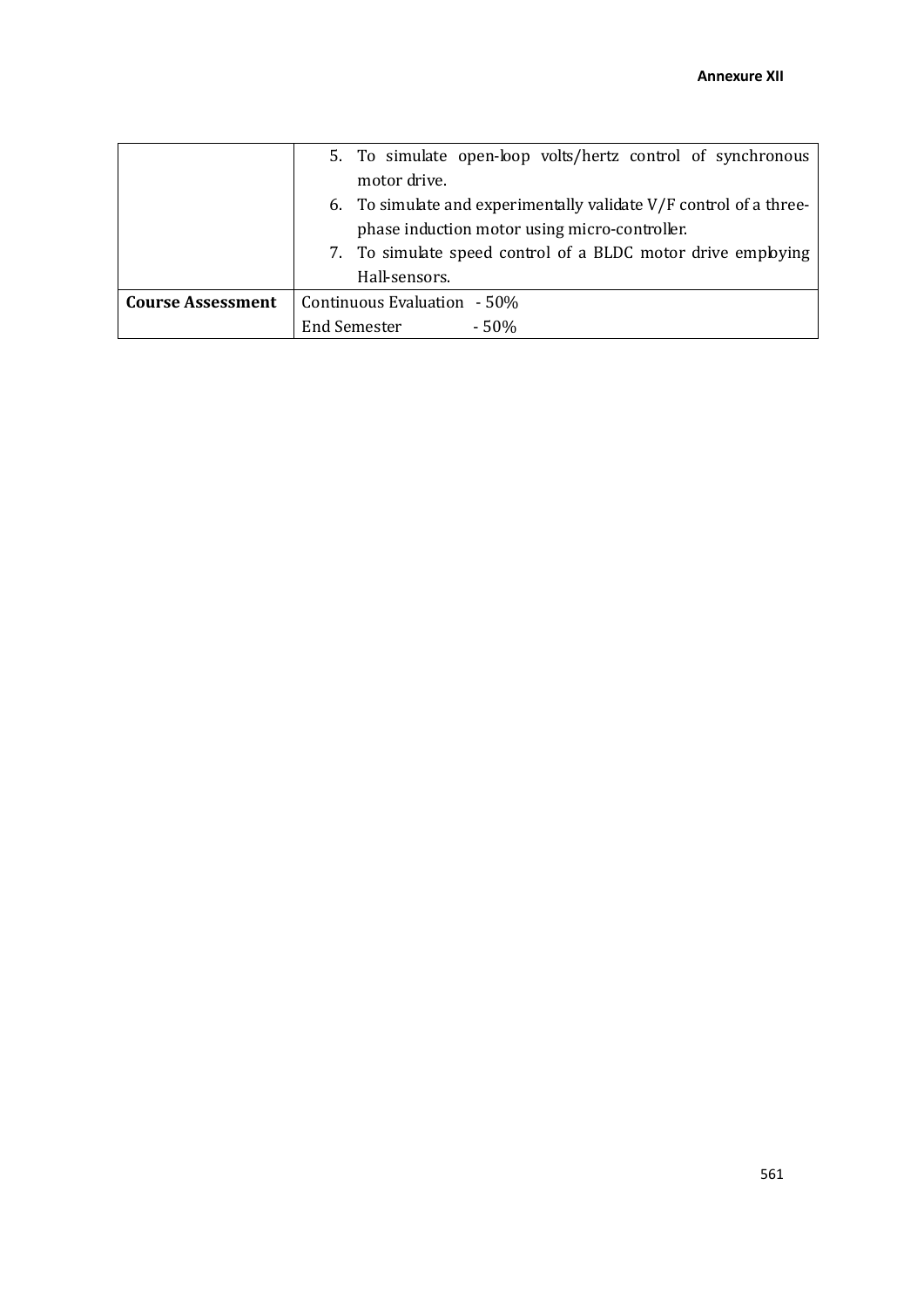| | |
|---|---|
| | 5. To simulate open-loop volts/hertz control of synchronous motor drive.<br>6. To simulate and experimentally validate V/F control of a three-phase induction motor using micro-controller.<br>7. To simulate speed control of a BLDC motor drive employing Hall-sensors. |
| **Course Assessment** | Continuous Evaluation - 50%<br>End Semester - 50% |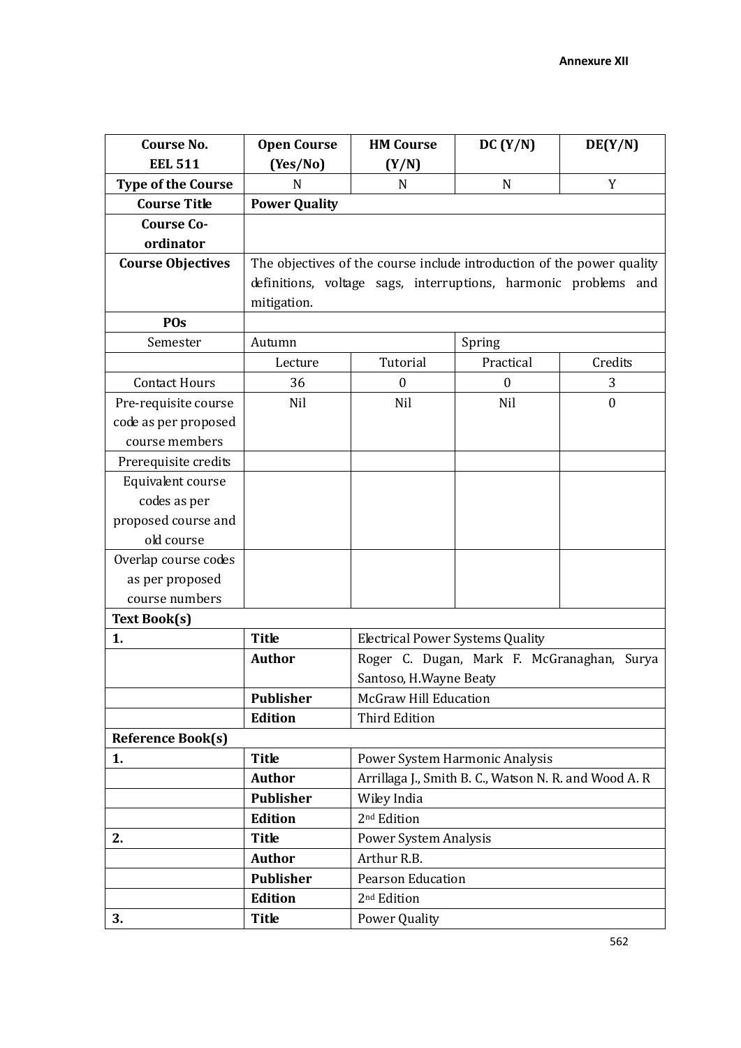**Annexure XII**

| Course No. EEL 511 | Open Course (Yes/No) | HM Course (Y/N) | DC (Y/N) | DE(Y/N) |
|---|---|---|---|---|
| **Type of the Course** | N | N | N | Y |
| **Course Title** | **Power Quality** | | | |
| **Course Co-ordinator** | | | | |
| **Course Objectives** | The objectives of the course include introduction of the power quality definitions, voltage sags, interruptions, harmonic problems and mitigation. | | | |
| **POs** | | | | |
| Semester | Autumn | | Spring | |
| | Lecture | Tutorial | Practical | Credits |
| Contact Hours | 36 | 0 | 0 | 3 |
| Pre-requisite course code as per proposed course members | Nil | Nil | Nil | 0 |
| Prerequisite credits | | | | |
| Equivalent course codes as per proposed course and old course | | | | |
| Overlap course codes as per proposed course numbers | | | | |
| **Text Book(s)** | | | | |
| **1.** | **Title** | Electrical Power Systems Quality | | |
| | **Author** | Roger C. Dugan, Mark F. McGranaghan, Surya Santoso, H.Wayne Beaty | | |
| | **Publisher** | McGraw Hill Education | | |
| | **Edition** | Third Edition | | |
| **Reference Book(s)** | | | | |
| **1.** | **Title** | Power System Harmonic Analysis | | |
| | **Author** | Arrillaga J., Smith B. C., Watson N. R. and Wood A. R | | |
| | **Publisher** | Wiley India | | |
| | **Edition** | 2nd Edition | | |
| **2.** | **Title** | Power System Analysis | | |
| | **Author** | Arthur R.B. | | |
| | **Publisher** | Pearson Education | | |
| | **Edition** | 2nd Edition | | |
| **3.** | **Title** | Power Quality | | |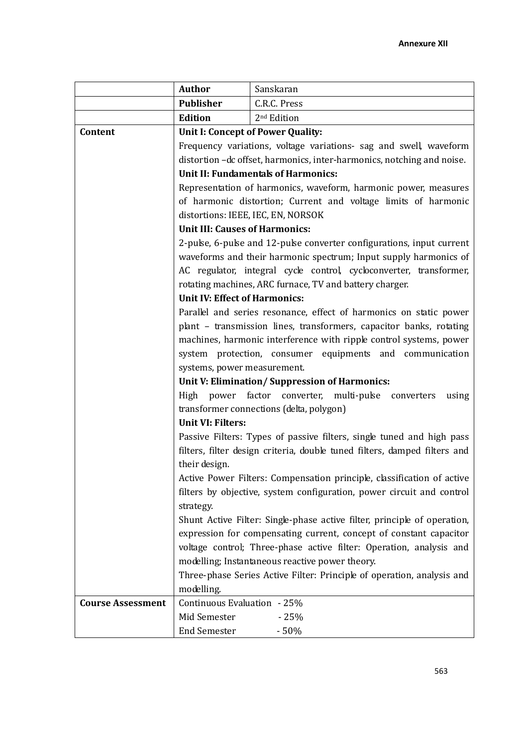**Annexure XII**

| | | |
|---|---|---|
| | **Author** | Sanskaran |
| | **Publisher** | C.R.C. Press |
| | **Edition** | 2nd Edition |
| **Content** | **Unit I: Concept of Power Quality:**<br>Frequency variations, voltage variations- sag and swell, waveform distortion –dc offset, harmonics, inter-harmonics, notching and noise.<br>**Unit II: Fundamentals of Harmonics:**<br>Representation of harmonics, waveform, harmonic power, measures of harmonic distortion; Current and voltage limits of harmonic distortions: IEEE, IEC, EN, NORSOK<br>**Unit III: Causes of Harmonics:**<br>2-pulse, 6-pulse and 12-pulse converter configurations, input current waveforms and their harmonic spectrum; Input supply harmonics of AC regulator, integral cycle control, cycloconverter, transformer, rotating machines, ARC furnace, TV and battery charger.<br>**Unit IV: Effect of Harmonics:**<br>Parallel and series resonance, effect of harmonics on static power plant – transmission lines, transformers, capacitor banks, rotating machines, harmonic interference with ripple control systems, power system protection, consumer equipments and communication systems, power measurement.<br>**Unit V: Elimination/ Suppression of Harmonics:**<br>High power factor converter, multi-pulse converters using transformer connections (delta, polygon)<br>**Unit VI: Filters:**<br>Passive Filters: Types of passive filters, single tuned and high pass filters, filter design criteria, double tuned filters, damped filters and their design.<br>Active Power Filters: Compensation principle, classification of active filters by objective, system configuration, power circuit and control strategy.<br>Shunt Active Filter: Single-phase active filter, principle of operation, expression for compensating current, concept of constant capacitor voltage control; Three-phase active filter: Operation, analysis and modelling; Instantaneous reactive power theory.<br>Three-phase Series Active Filter: Principle of operation, analysis and modelling. | |
| **Course Assessment** | Continuous Evaluation - 25%<br>Mid Semester - 25%<br>End Semester - 50% | |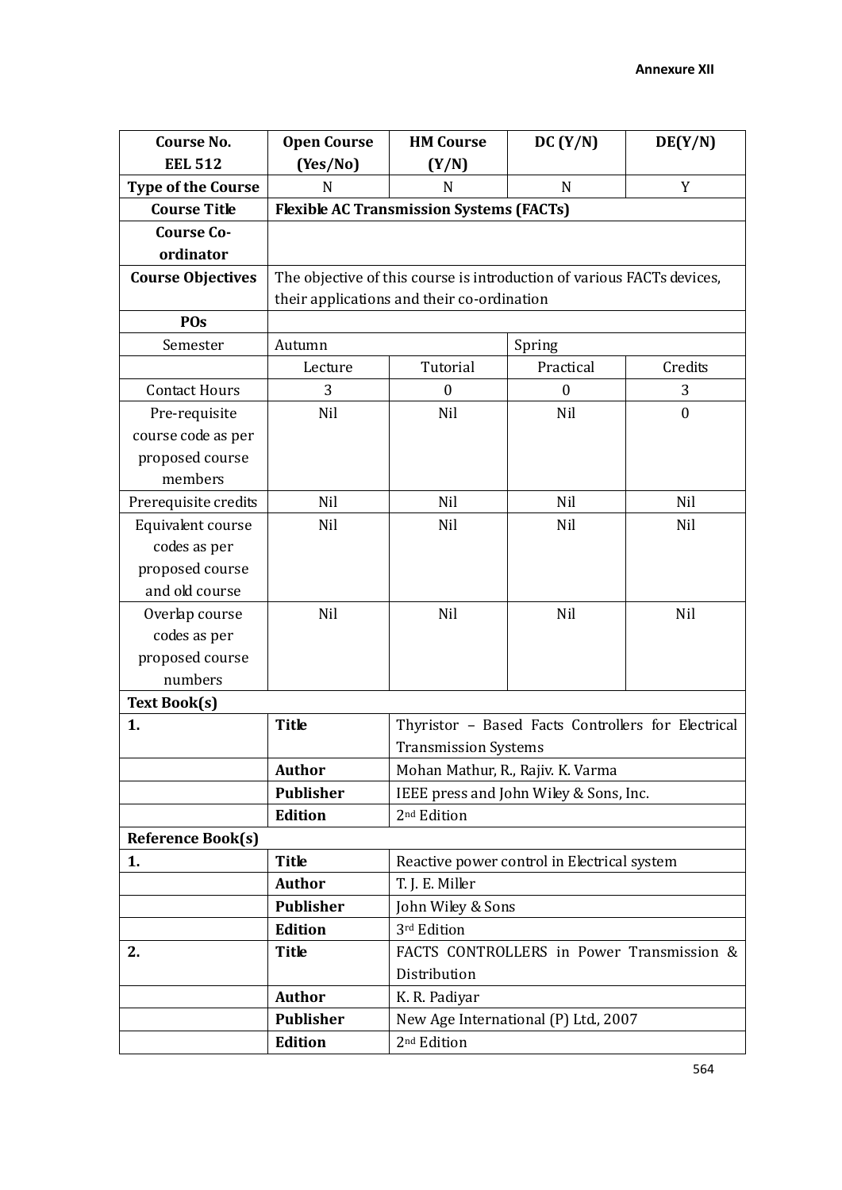**Annexure XII**

| Course No. EEL 512 | Open Course (Yes/No) | HM Course (Y/N) | DC (Y/N) | DE(Y/N) |
|---|---|---|---|---|
| **Type of the Course** | N | N | N | Y |
| **Course Title** | **Flexible AC Transmission Systems (FACTs)** | | | |
| **Course Co-ordinator** | | | | |
| **Course Objectives** | The objective of this course is introduction of various FACTs devices, their applications and their co-ordination | | | |
| **POs** | | | | |
| Semester | Autumn | | Spring | |
| | Lecture | Tutorial | Practical | Credits |
| Contact Hours | 3 | 0 | 0 | 3 |
| Pre-requisite course code as per proposed course members | Nil | Nil | Nil | 0 |
| Prerequisite credits | Nil | Nil | Nil | Nil |
| Equivalent course codes as per proposed course and old course | Nil | Nil | Nil | Nil |
| Overlap course codes as per proposed course numbers | Nil | Nil | Nil | Nil |
| **Text Book(s)** | | | | |
| **1.** | **Title** | Thyristor – Based Facts Controllers for Electrical Transmission Systems | | |
| | **Author** | Mohan Mathur, R., Rajiv. K. Varma | | |
| | **Publisher** | IEEE press and John Wiley & Sons, Inc. | | |
| | **Edition** | 2nd Edition | | |
| **Reference Book(s)** | | | | |
| **1.** | **Title** | Reactive power control in Electrical system | | |
| | **Author** | T. J. E. Miller | | |
| | **Publisher** | John Wiley & Sons | | |
| | **Edition** | 3rd Edition | | |
| **2.** | **Title** | FACTS CONTROLLERS in Power Transmission & Distribution | | |
| | **Author** | K. R. Padiyar | | |
| | **Publisher** | New Age International (P) Ltd., 2007 | | |
| | **Edition** | 2nd Edition | | |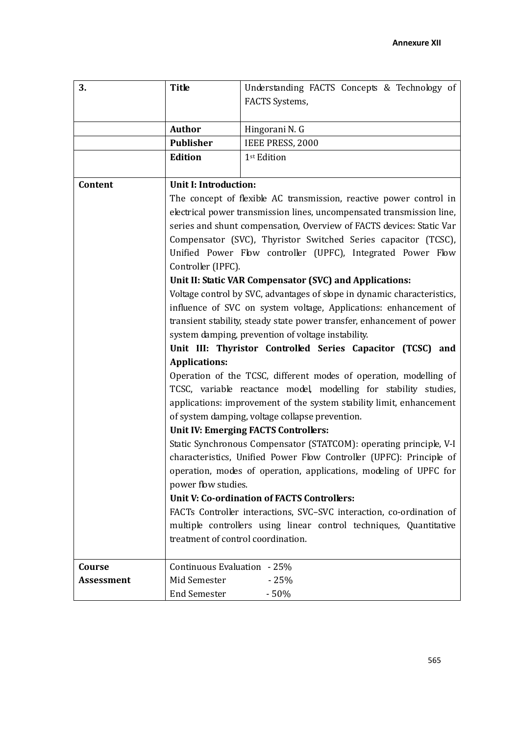| 3. | **Title** | Understanding FACTS Concepts & Technology of FACTS Systems, |
|---|---|---|
| | **Author** | Hingorani N. G |
| | **Publisher** | IEEE PRESS, 2000 |
| | **Edition** | 1st Edition |
| **Content** | **Unit I: Introduction:** The concept of flexible AC transmission, reactive power control in electrical power transmission lines, uncompensated transmission line, series and shunt compensation, Overview of FACTS devices: Static Var Compensator (SVC), Thyristor Switched Series capacitor (TCSC), Unified Power Flow controller (UPFC), Integrated Power Flow Controller (IPFC). **Unit II: Static VAR Compensator (SVC) and Applications:** Voltage control by SVC, advantages of slope in dynamic characteristics, influence of SVC on system voltage, Applications: enhancement of transient stability, steady state power transfer, enhancement of power system damping, prevention of voltage instability. **Unit III: Thyristor Controlled Series Capacitor (TCSC) and Applications:** Operation of the TCSC, different modes of operation, modelling of TCSC, variable reactance model, modelling for stability studies, applications: improvement of the system stability limit, enhancement of system damping, voltage collapse prevention. **Unit IV: Emerging FACTS Controllers:** Static Synchronous Compensator (STATCOM): operating principle, V-I characteristics, Unified Power Flow Controller (UPFC): Principle of operation, modes of operation, applications, modeling of UPFC for power flow studies. **Unit V: Co-ordination of FACTS Controllers:** FACTs Controller interactions, SVC–SVC interaction, co-ordination of multiple controllers using linear control techniques, Quantitative treatment of control coordination. | |
| **Course Assessment** | Continuous Evaluation - 25%<br>Mid Semester - 25%<br>End Semester - 50% | |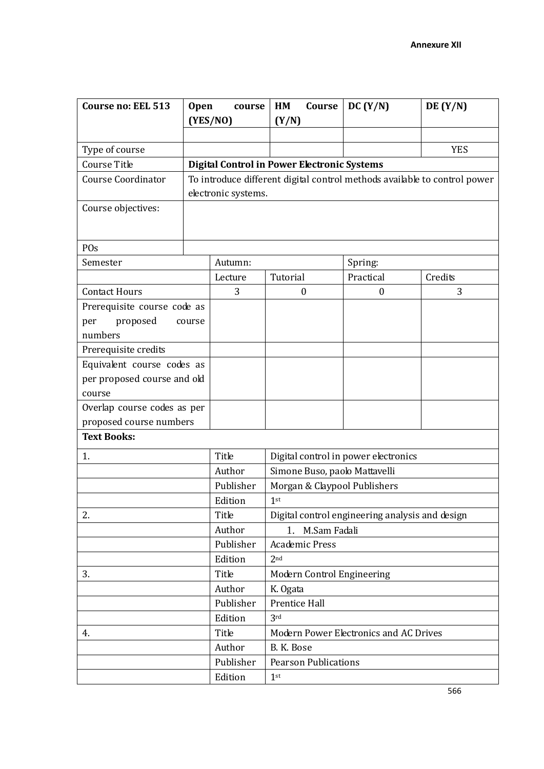**Annexure XII**

| **Course no: EEL 513** | **Open course (YES/NO)** | | **HM Course (Y/N)** | **DC (Y/N)** | **DE (Y/N)** |
|---|---|---|---|---|---|
| | | | | | |
| Type of course | | | | | YES |
| Course Title | **Digital Control in Power Electronic Systems** | | | | |
| Course Coordinator | To introduce different digital control methods available to control power electronic systems. | | | | |
| Course objectives: | | | | | |
| POs | | | | | |
| Semester | | Autumn: | | Spring: | |
| | | Lecture | Tutorial | Practical | Credits |
| Contact Hours | | 3 | 0 | 0 | 3 |
| Prerequisite course code as per proposed course numbers | | | | | |
| Prerequisite credits | | | | | |
| Equivalent course codes as per proposed course and old course | | | | | |
| Overlap course codes as per proposed course numbers | | | | | |
| **Text Books:** | | | | | |
| 1. | | Title | Digital control in power electronics | | |
| | | Author | Simone Buso, paolo Mattavelli | | |
| | | Publisher | Morgan & Claypool Publishers | | |
| | | Edition | 1st | | |
| 2. | | Title | Digital control engineering analysis and design | | |
| | | Author | 1. M.Sam Fadali | | |
| | | Publisher | Academic Press | | |
| | | Edition | 2nd | | |
| 3. | | Title | Modern Control Engineering | | |
| | | Author | K. Ogata | | |
| | | Publisher | Prentice Hall | | |
| | | Edition | 3rd | | |
| 4. | | Title | Modern Power Electronics and AC Drives | | |
| | | Author | B. K. Bose | | |
| | | Publisher | Pearson Publications | | |
| | | Edition | 1st | | |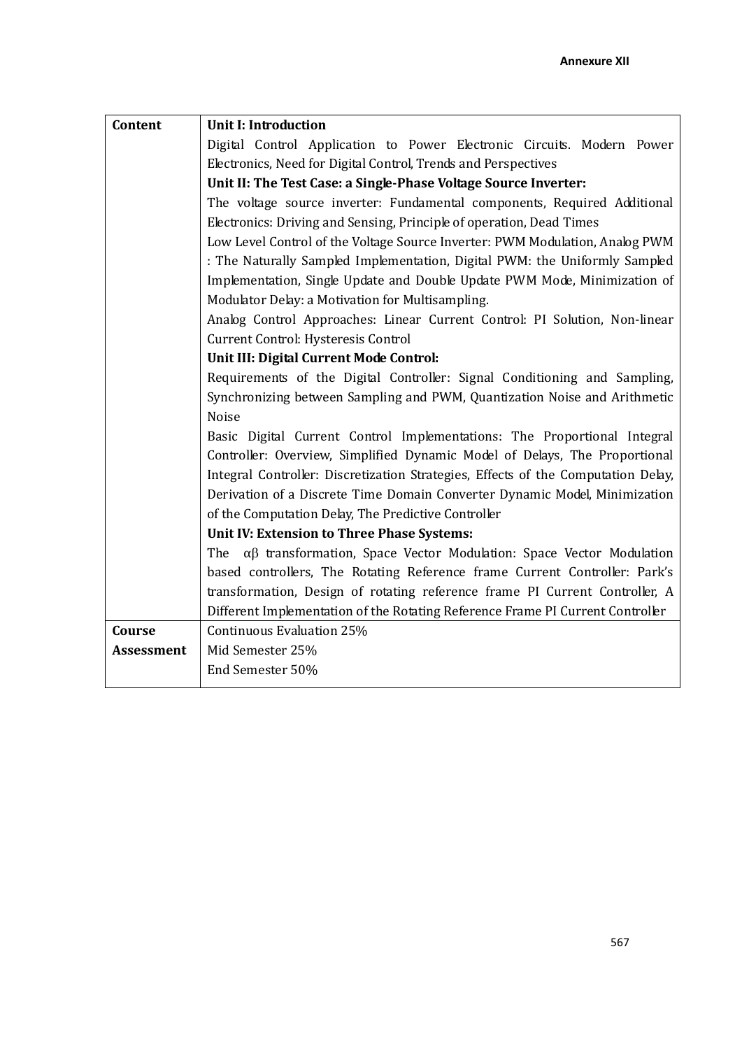**Annexure XII**

| | |
|---|---|
| **Content** | **Unit I: Introduction**<br>Digital Control Application to Power Electronic Circuits. Modern Power Electronics, Need for Digital Control, Trends and Perspectives<br>**Unit II: The Test Case: a Single-Phase Voltage Source Inverter:**<br>The voltage source inverter: Fundamental components, Required Additional Electronics: Driving and Sensing, Principle of operation, Dead Times<br>Low Level Control of the Voltage Source Inverter: PWM Modulation, Analog PWM : The Naturally Sampled Implementation, Digital PWM: the Uniformly Sampled Implementation, Single Update and Double Update PWM Mode, Minimization of Modulator Delay: a Motivation for Multisampling.<br>Analog Control Approaches: Linear Current Control: PI Solution, Non-linear Current Control: Hysteresis Control<br>**Unit III: Digital Current Mode Control:**<br>Requirements of the Digital Controller: Signal Conditioning and Sampling, Synchronizing between Sampling and PWM, Quantization Noise and Arithmetic Noise<br>Basic Digital Current Control Implementations: The Proportional Integral Controller: Overview, Simplified Dynamic Model of Delays, The Proportional Integral Controller: Discretization Strategies, Effects of the Computation Delay, Derivation of a Discrete Time Domain Converter Dynamic Model, Minimization of the Computation Delay, The Predictive Controller<br>**Unit IV: Extension to Three Phase Systems:**<br>The $\alpha\beta$ transformation, Space Vector Modulation: Space Vector Modulation based controllers, The Rotating Reference frame Current Controller: Park's transformation, Design of rotating reference frame PI Current Controller, A Different Implementation of the Rotating Reference Frame PI Current Controller |
| **Course Assessment** | Continuous Evaluation 25%<br>Mid Semester 25%<br>End Semester 50% |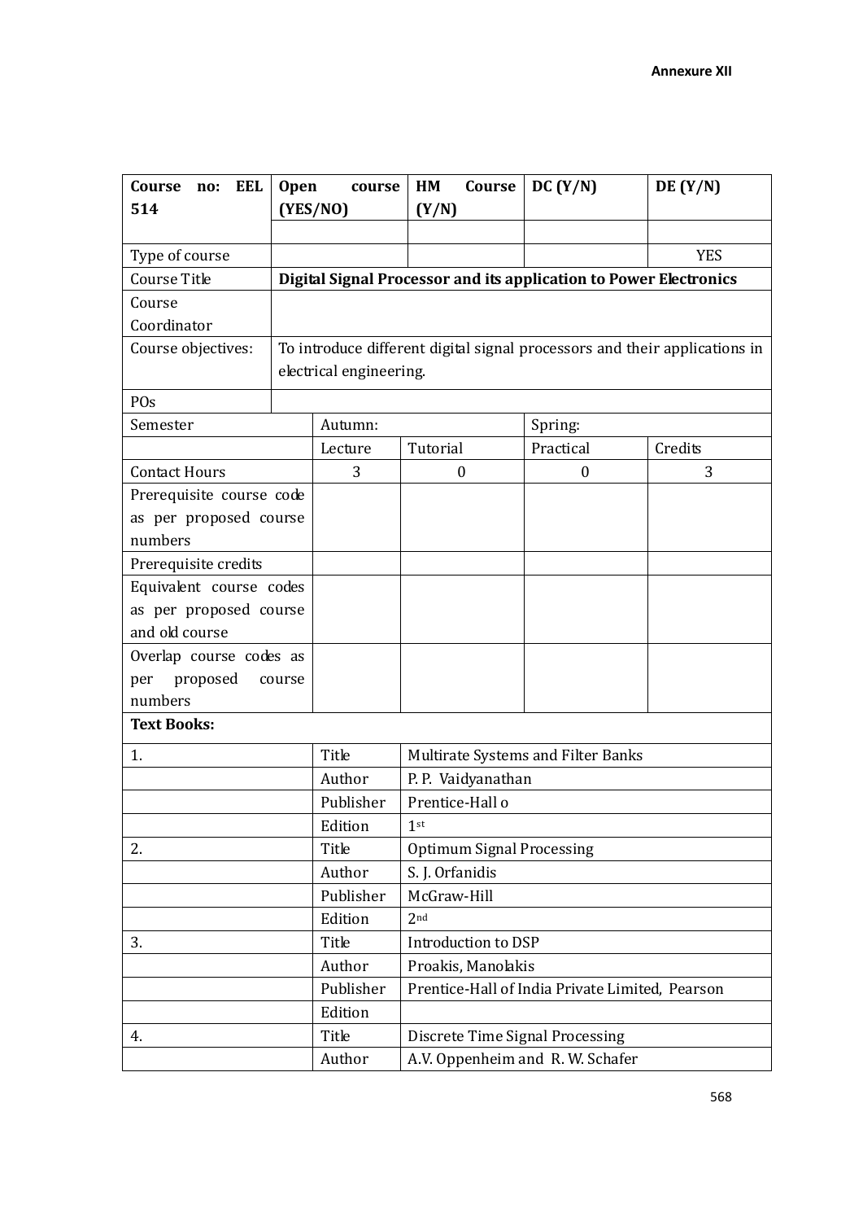**Annexure XII**

| Course no: EEL 514 | Open course (YES/NO) | | HM Course (Y/N) | DC (Y/N) | DE (Y/N) |
|---|---|---|---|---|---|
| | | | | | |
| Type of course | | | | | YES |
| Course Title | **Digital Signal Processor and its application to Power Electronics** | | | | |
| Course Coordinator | | | | | |
| Course objectives: | To introduce different digital signal processors and their applications in electrical engineering. | | | | |
| POs | | | | | |
| Semester | | Autumn: | | Spring: | |
| | | Lecture | Tutorial | Practical | Credits |
| Contact Hours | | 3 | 0 | 0 | 3 |
| Prerequisite course code as per proposed course numbers | | | | | |
| Prerequisite credits | | | | | |
| Equivalent course codes as per proposed course and old course | | | | | |
| Overlap course codes as per proposed course numbers | | | | | |
| **Text Books:** | | | | | |
| 1. | | Title | Multirate Systems and Filter Banks | | |
| | | Author | P. P. Vaidyanathan | | |
| | | Publisher | Prentice-Hall o | | |
| | | Edition | 1st | | |
| 2. | | Title | Optimum Signal Processing | | |
| | | Author | S. J. Orfanidis | | |
| | | Publisher | McGraw-Hill | | |
| | | Edition | 2nd | | |
| 3. | | Title | Introduction to DSP | | |
| | | Author | Proakis, Manolakis | | |
| | | Publisher | Prentice-Hall of India Private Limited, Pearson | | |
| | | Edition | | | |
| 4. | | Title | Discrete Time Signal Processing | | |
| | | Author | A.V. Oppenheim and R. W. Schafer | | |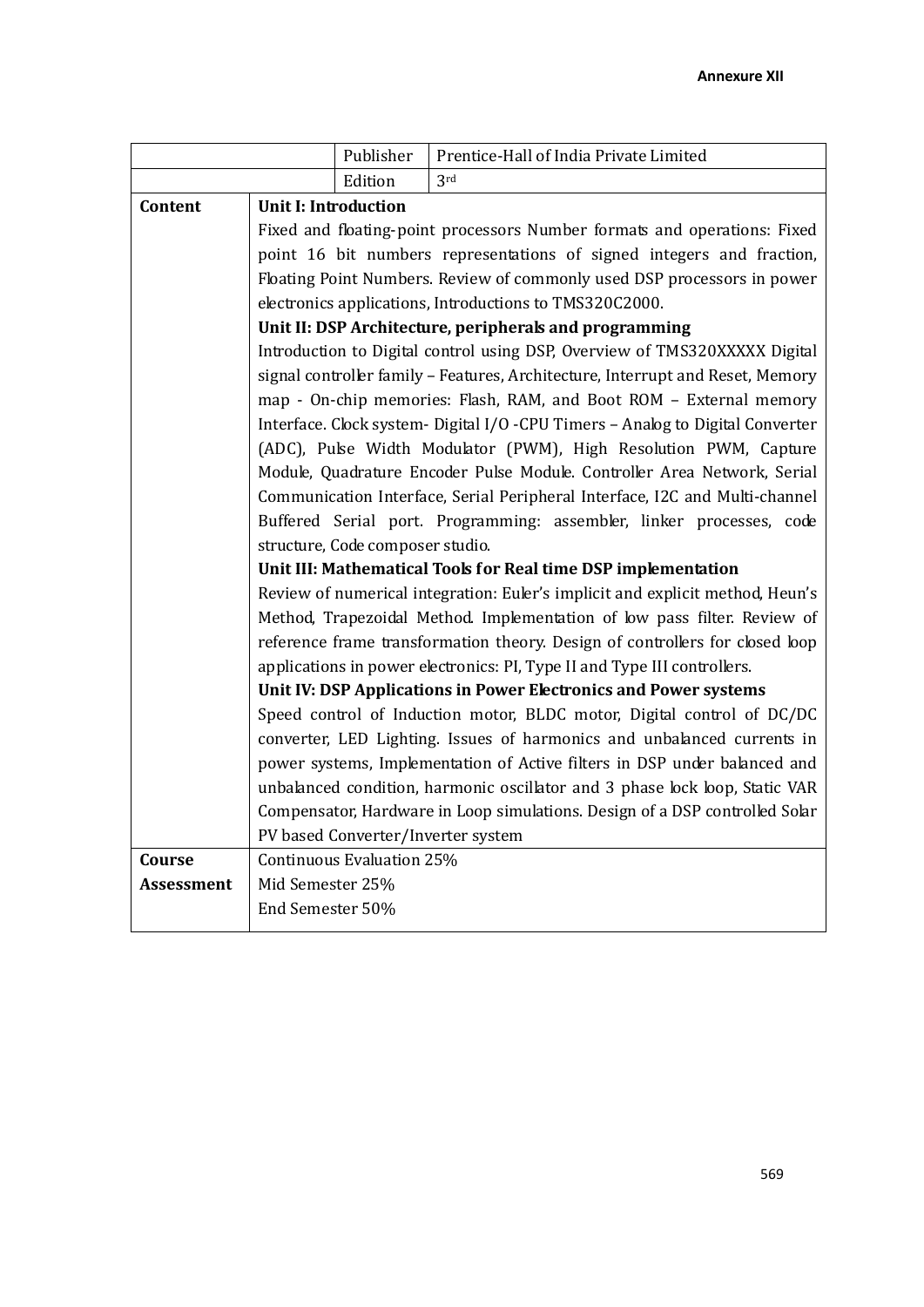| | | | |
|---|---|---|---|
| | | Publisher | Prentice-Hall of India Private Limited |
| | | Edition | 3rd |
| **Content** | **Unit I: Introduction**<br>Fixed and floating-point processors Number formats and operations: Fixed point 16 bit numbers representations of signed integers and fraction, Floating Point Numbers. Review of commonly used DSP processors in power electronics applications, Introductions to TMS320C2000.<br>**Unit II: DSP Architecture, peripherals and programming**<br>Introduction to Digital control using DSP, Overview of TMS320XXXXX Digital signal controller family – Features, Architecture, Interrupt and Reset, Memory map - On-chip memories: Flash, RAM, and Boot ROM – External memory Interface. Clock system- Digital I/O -CPU Timers – Analog to Digital Converter (ADC), Pulse Width Modulator (PWM), High Resolution PWM, Capture Module, Quadrature Encoder Pulse Module. Controller Area Network, Serial Communication Interface, Serial Peripheral Interface, I2C and Multi-channel Buffered Serial port. Programming: assembler, linker processes, code structure, Code composer studio.<br>**Unit III: Mathematical Tools for Real time DSP implementation**<br>Review of numerical integration: Euler's implicit and explicit method, Heun's Method, Trapezoidal Method. Implementation of low pass filter. Review of reference frame transformation theory. Design of controllers for closed loop applications in power electronics: PI, Type II and Type III controllers.<br>**Unit IV: DSP Applications in Power Electronics and Power systems**<br>Speed control of Induction motor, BLDC motor, Digital control of DC/DC converter, LED Lighting. Issues of harmonics and unbalanced currents in power systems, Implementation of Active filters in DSP under balanced and unbalanced condition, harmonic oscillator and 3 phase lock loop, Static VAR Compensator, Hardware in Loop simulations. Design of a DSP controlled Solar PV based Converter/Inverter system | | |
| **Course Assessment** | Continuous Evaluation 25%<br>Mid Semester 25%<br>End Semester 50% | | |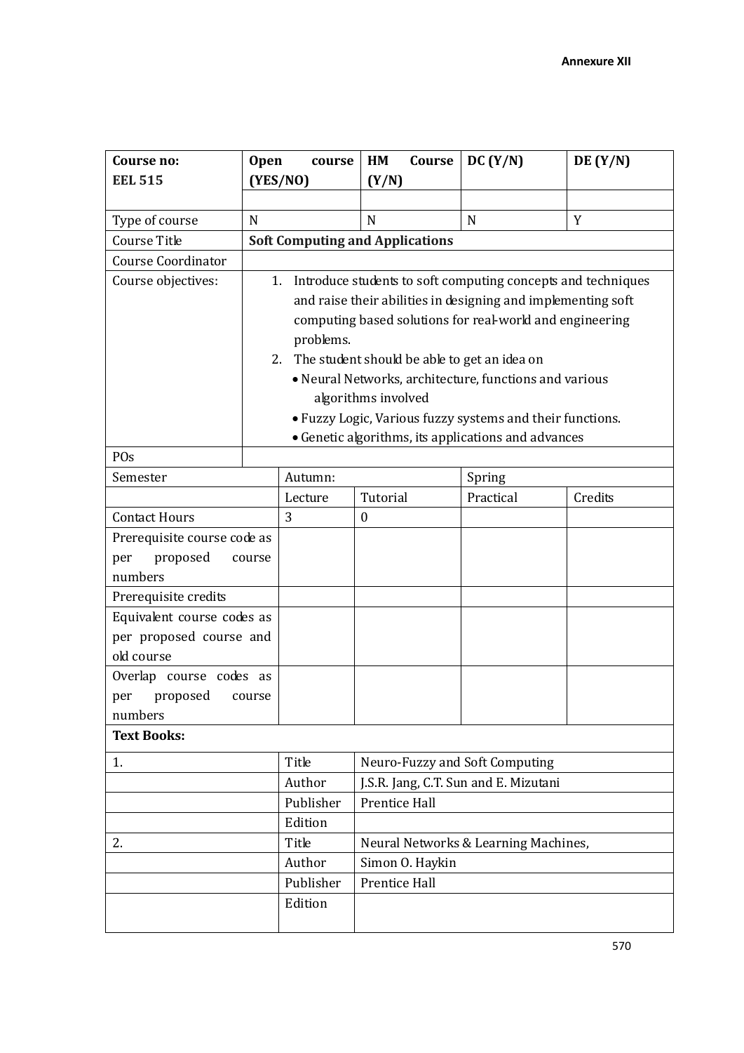**Annexure XII**

| **Course no: EEL 515** | **Open course (YES/NO)** | | **HM Course (Y/N)** | **DC (Y/N)** | **DE (Y/N)** |
|---|---|---|---|---|---|
| | | | | | |
| Type of course | N | | N | N | Y |
| Course Title | **Soft Computing and Applications** | | | | |
| Course Coordinator | | | | | |
| Course objectives: | 1. Introduce students to soft computing concepts and techniques and raise their abilities in designing and implementing soft computing based solutions for real-world and engineering problems.<br>2. The student should be able to get an idea on<br>• Neural Networks, architecture, functions and various algorithms involved<br>• Fuzzy Logic, Various fuzzy systems and their functions.<br>• Genetic algorithms, its applications and advances | | | | |
| POs | | | | | |
| Semester | | Autumn: | | Spring | |
| | | Lecture | Tutorial | Practical | Credits |
| Contact Hours | | 3 | 0 | | |
| Prerequisite course code as per proposed course numbers | | | | | |
| Prerequisite credits | | | | | |
| Equivalent course codes as per proposed course and old course | | | | | |
| Overlap course codes as per proposed course numbers | | | | | |
| **Text Books:** | | | | | |
| 1. | | Title | Neuro-Fuzzy and Soft Computing | | |
| | | Author | J.S.R. Jang, C.T. Sun and E. Mizutani | | |
| | | Publisher | Prentice Hall | | |
| | | Edition | | | |
| 2. | | Title | Neural Networks & Learning Machines, | | |
| | | Author | Simon O. Haykin | | |
| | | Publisher | Prentice Hall | | |
| | | Edition | | | |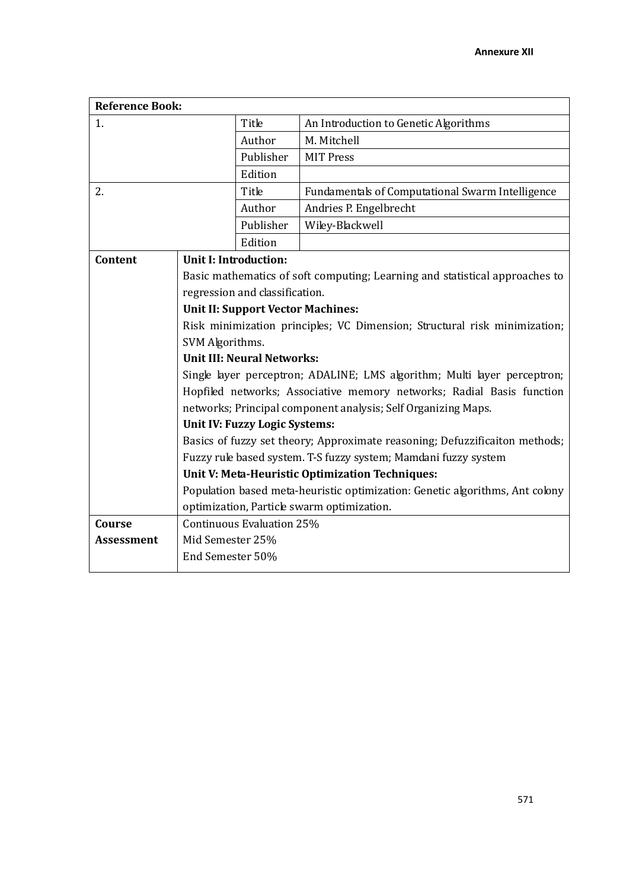| **Reference Book:** | | | |
|---|---|---|---|
| 1. | | Title | An Introduction to Genetic Algorithms |
| | | Author | M. Mitchell |
| | | Publisher | MIT Press |
| | | Edition | |
| 2. | | Title | Fundamentals of Computational Swarm Intelligence |
| | | Author | Andries P. Engelbrecht |
| | | Publisher | Wiley-Blackwell |
| | | Edition | |
| **Content** | **Unit I: Introduction:**<br>Basic mathematics of soft computing; Learning and statistical approaches to regression and classification.<br>**Unit II: Support Vector Machines:**<br>Risk minimization principles; VC Dimension; Structural risk minimization; SVM Algorithms.<br>**Unit III: Neural Networks:**<br>Single layer perceptron; ADALINE; LMS algorithm; Multi layer perceptron; Hopfiled networks; Associative memory networks; Radial Basis function networks; Principal component analysis; Self Organizing Maps.<br>**Unit IV: Fuzzy Logic Systems:**<br>Basics of fuzzy set theory; Approximate reasoning; Defuzzificaiton methods; Fuzzy rule based system. T-S fuzzy system; Mamdani fuzzy system<br>**Unit V: Meta-Heuristic Optimization Techniques:**<br>Population based meta-heuristic optimization: Genetic algorithms, Ant colony optimization, Particle swarm optimization. | | |
| **Course Assessment** | Continuous Evaluation 25%<br>Mid Semester 25%<br>End Semester 50% | | |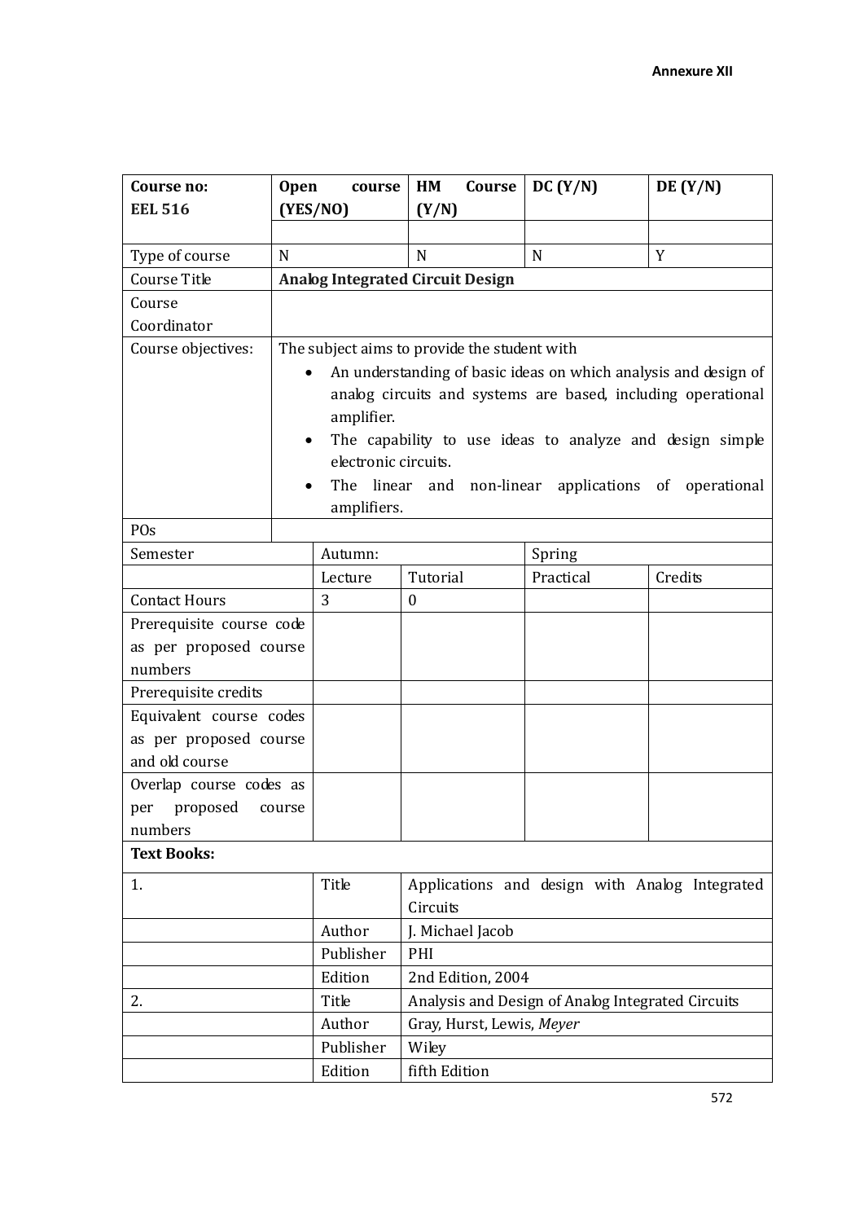**Annexure XII**

| Course no: EEL 516 | Open course (YES/NO) | | HM Course (Y/N) | DC (Y/N) | DE (Y/N) |
|---|---|---|---|---|---|
| | | | | | |
| Type of course | N | | N | N | Y |
| Course Title | **Analog Integrated Circuit Design** | | | | |
| Course Coordinator | | | | | |
| Course objectives: | The subject aims to provide the student with<br>• An understanding of basic ideas on which analysis and design of analog circuits and systems are based, including operational amplifier.<br>• The capability to use ideas to analyze and design simple electronic circuits.<br>• The linear and non-linear applications of operational amplifiers. | | | | |
| POs | | | | | |
| Semester | | Autumn: | | Spring | |
| | | Lecture | Tutorial | Practical | Credits |
| Contact Hours | | 3 | 0 | | |
| Prerequisite course code as per proposed course numbers | | | | | |
| Prerequisite credits | | | | | |
| Equivalent course codes as per proposed course and old course | | | | | |
| Overlap course codes as per proposed course numbers | | | | | |
| **Text Books:** | | | | | |
| 1. | | Title | Applications and design with Analog Integrated Circuits | | |
| | | Author | J. Michael Jacob | | |
| | | Publisher | PHI | | |
| | | Edition | 2nd Edition, 2004 | | |
| 2. | | Title | Analysis and Design of Analog Integrated Circuits | | |
| | | Author | Gray, Hurst, Lewis, *Meyer* | | |
| | | Publisher | Wiley | | |
| | | Edition | fifth Edition | | |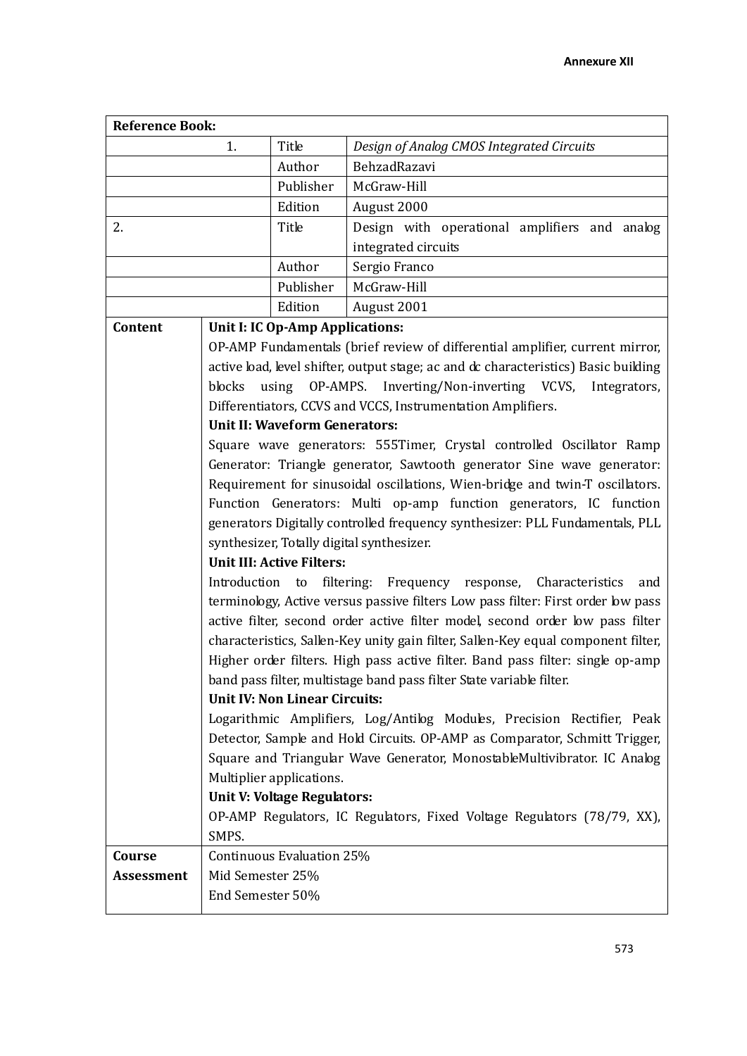| Reference Book: | | | |
|---|---|---|---|
| | 1. | Title | *Design of Analog CMOS Integrated Circuits* |
| | | Author | BehzadRazavi |
| | | Publisher | McGraw-Hill |
| | | Edition | August 2000 |
| 2. | | Title | Design with operational amplifiers and analog integrated circuits |
| | | Author | Sergio Franco |
| | | Publisher | McGraw-Hill |
| | | Edition | August 2001 |
| **Content** | **Unit I: IC Op-Amp Applications:**<br>OP-AMP Fundamentals (brief review of differential amplifier, current mirror, active load, level shifter, output stage; ac and dc characteristics) Basic building blocks using OP-AMPS. Inverting/Non-inverting VCVS, Integrators, Differentiators, CCVS and VCCS, Instrumentation Amplifiers.<br>**Unit II: Waveform Generators:**<br>Square wave generators: 555Timer, Crystal controlled Oscillator Ramp Generator: Triangle generator, Sawtooth generator Sine wave generator: Requirement for sinusoidal oscillations, Wien-bridge and twin-T oscillators. Function Generators: Multi op-amp function generators, IC function generators Digitally controlled frequency synthesizer: PLL Fundamentals, PLL synthesizer, Totally digital synthesizer.<br>**Unit III: Active Filters:**<br>Introduction to filtering: Frequency response, Characteristics and terminology, Active versus passive filters Low pass filter: First order low pass active filter, second order active filter model, second order low pass filter characteristics, Sallen-Key unity gain filter, Sallen-Key equal component filter, Higher order filters. High pass active filter. Band pass filter: single op-amp band pass filter, multistage band pass filter State variable filter.<br>**Unit IV: Non Linear Circuits:**<br>Logarithmic Amplifiers, Log/Antilog Modules, Precision Rectifier, Peak Detector, Sample and Hold Circuits. OP-AMP as Comparator, Schmitt Trigger, Square and Triangular Wave Generator, MonostableMultivibrator. IC Analog Multiplier applications.<br>**Unit V: Voltage Regulators:**<br>OP-AMP Regulators, IC Regulators, Fixed Voltage Regulators (78/79, XX), SMPS. | | |
| **Course Assessment** | Continuous Evaluation 25%<br>Mid Semester 25%<br>End Semester 50% | | |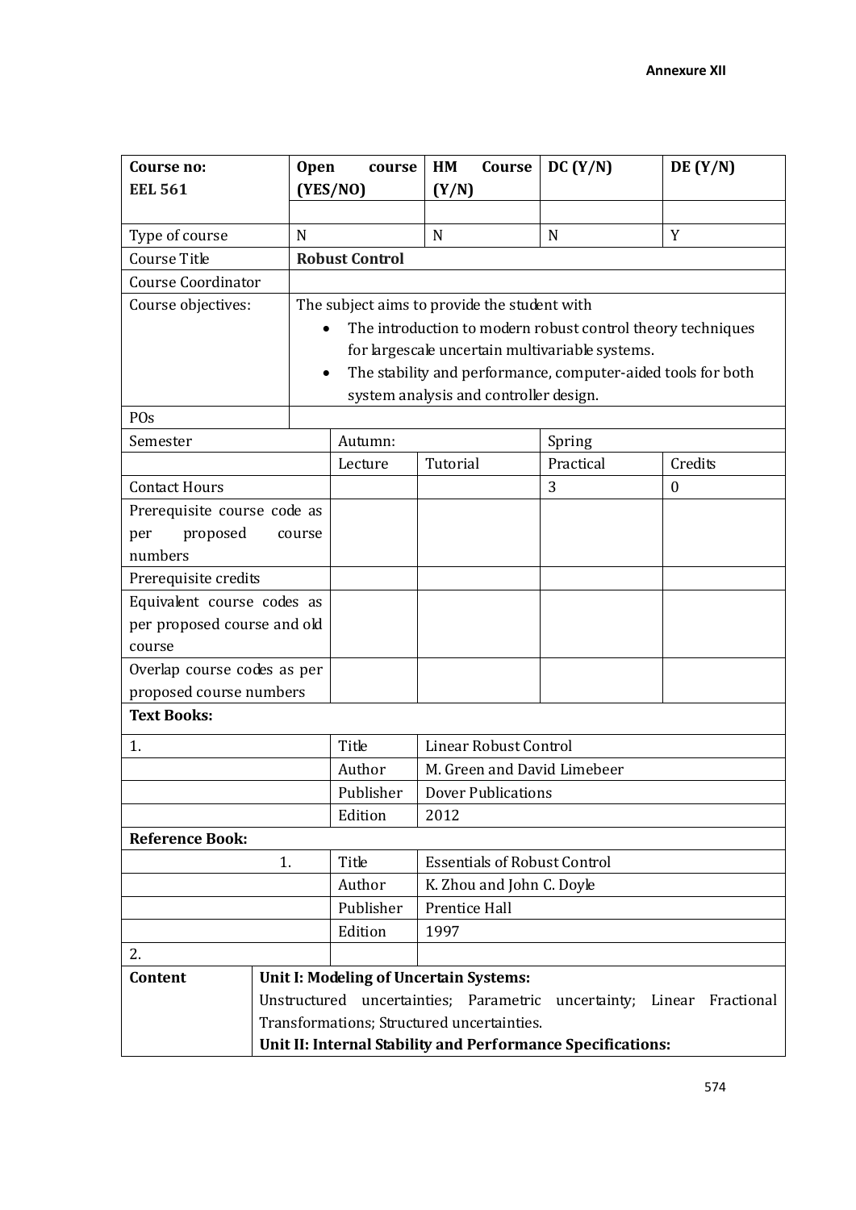**Annexure XII**

| Course no: **EEL 561** | **Open course (YES/NO)** | | **HM Course (Y/N)** | **DC (Y/N)** | **DE (Y/N)** |
|---|---|---|---|---|---|
| | | | | | |
| Type of course | N | | N | N | Y |
| Course Title | **Robust Control** | | | | |
| Course Coordinator | | | | | |
| Course objectives: | The subject aims to provide the student with<br>• The introduction to modern robust control theory techniques for largescale uncertain multivariable systems.<br>• The stability and performance, computer-aided tools for both system analysis and controller design. | | | | |
| POs | | | | | |
| Semester | | Autumn: | | Spring | |
| | | Lecture | Tutorial | Practical | Credits |
| Contact Hours | | | | 3 | 0 |
| Prerequisite course code as per proposed course numbers | | | | | |
| Prerequisite credits | | | | | |
| Equivalent course codes as per proposed course and old course | | | | | |
| Overlap course codes as per proposed course numbers | | | | | |
| **Text Books:** | | | | | |
| 1. | | Title | Linear Robust Control | | |
| | | Author | M. Green and David Limebeer | | |
| | | Publisher | Dover Publications | | |
| | | Edition | 2012 | | |
| **Reference Book:** | | | | | |
| 1. | | Title | Essentials of Robust Control | | |
| | | Author | K. Zhou and John C. Doyle | | |
| | | Publisher | Prentice Hall | | |
| | | Edition | 1997 | | |
| 2. | | | | | |
| **Content** | **Unit I: Modeling of Uncertain Systems:**<br>Unstructured uncertainties; Parametric uncertainty; Linear Fractional Transformations; Structured uncertainties.<br>**Unit II: Internal Stability and Performance Specifications:** | | | | |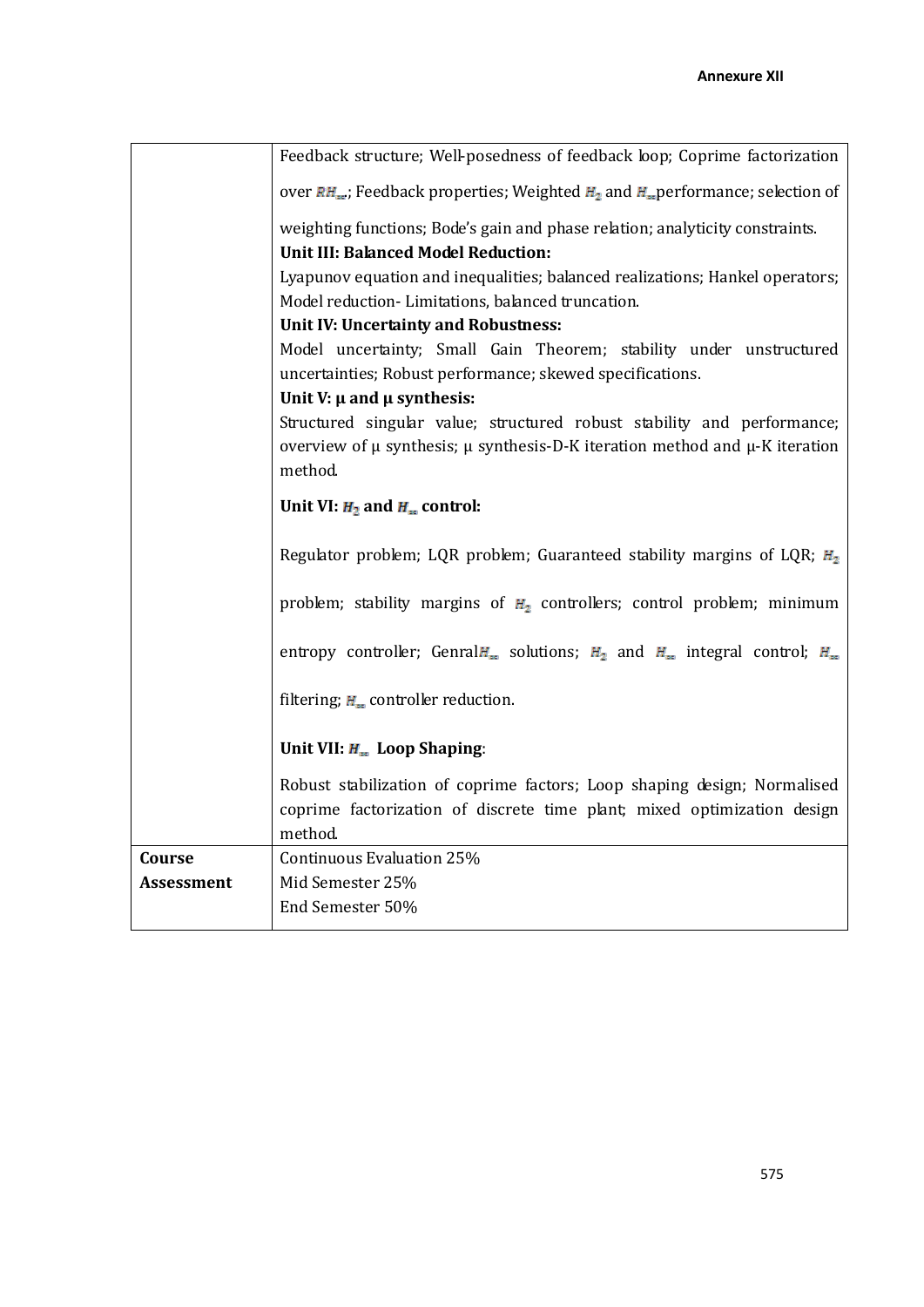| | |
|---|---|
| | Feedback structure; Well-posedness of feedback loop; Coprime factorization over $RH_\infty$; Feedback properties; Weighted $H_2$ and $H_\infty$performance; selection of weighting functions; Bode's gain and phase relation; analyticity constraints.<br>**Unit III: Balanced Model Reduction:**<br>Lyapunov equation and inequalities; balanced realizations; Hankel operators; Model reduction- Limitations, balanced truncation.<br>**Unit IV: Uncertainty and Robustness:**<br>Model uncertainty; Small Gain Theorem; stability under unstructured uncertainties; Robust performance; skewed specifications.<br>**Unit V: μ and μ synthesis:**<br>Structured singular value; structured robust stability and performance; overview of μ synthesis; μ synthesis-D-K iteration method and μ-K iteration method.<br>**Unit VI: $H_2$ and $H_\infty$ control:**<br>Regulator problem; LQR problem; Guaranteed stability margins of LQR; $H_2$ problem; stability margins of $H_2$ controllers; control problem; minimum entropy controller; Genral$H_\infty$ solutions; $H_2$ and $H_\infty$ integral control; $H_\infty$ filtering; $H_\infty$ controller reduction.<br>**Unit VII: $H_\infty$ Loop Shaping**:<br>Robust stabilization of coprime factors; Loop shaping design; Normalised coprime factorization of discrete time plant; mixed optimization design method. |
| **Course Assessment** | Continuous Evaluation 25%<br>Mid Semester 25%<br>End Semester 50% |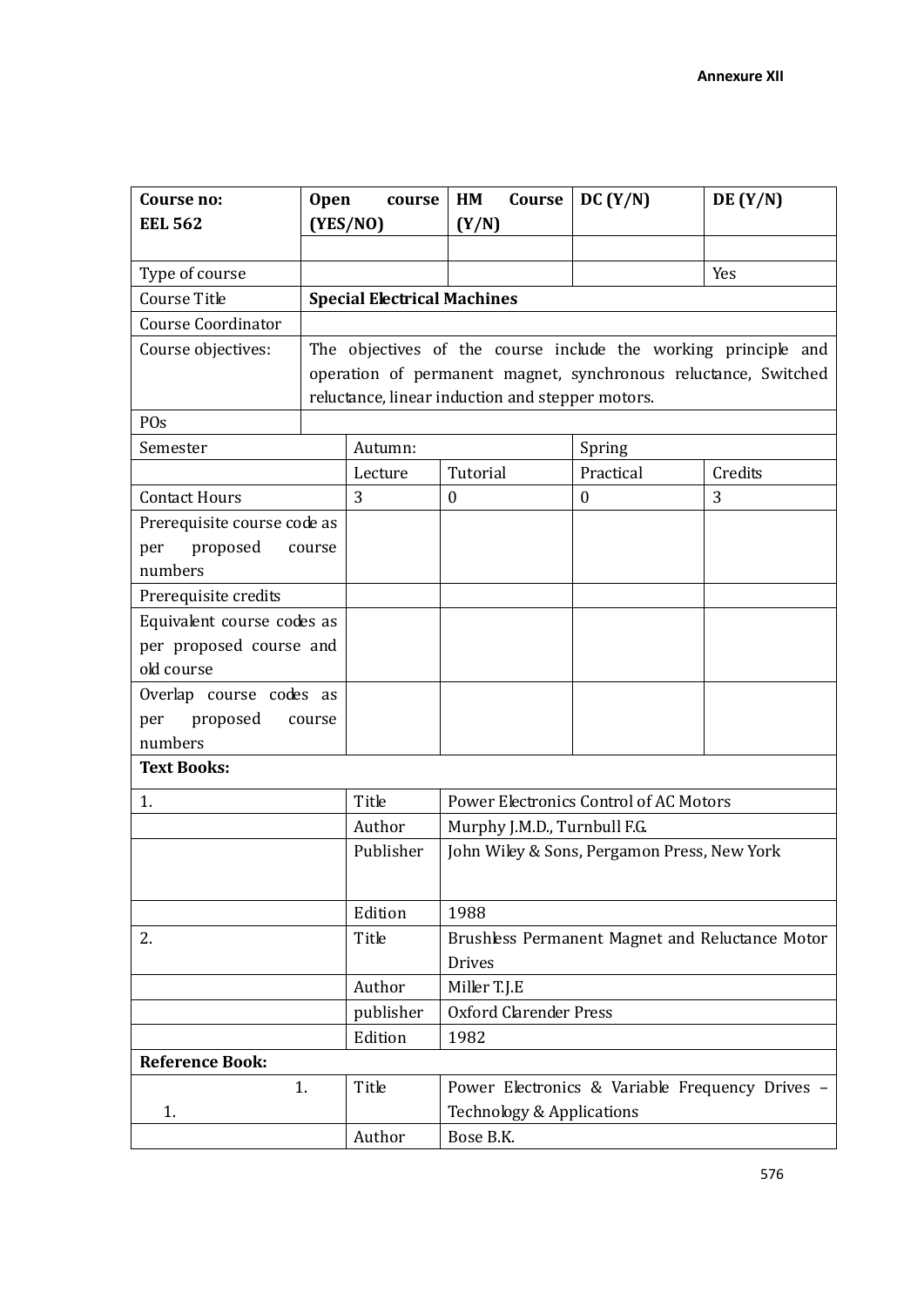**Annexure XII**

| **Course no: EEL 562** | **Open course (YES/NO)** | | **HM Course (Y/N)** | **DC (Y/N)** | **DE (Y/N)** |
|---|---|---|---|---|---|
| | | | | | |
| Type of course | | | | | Yes |
| Course Title | **Special Electrical Machines** | | | | |
| Course Coordinator | | | | | |
| Course objectives: | The objectives of the course include the working principle and operation of permanent magnet, synchronous reluctance, Switched reluctance, linear induction and stepper motors. | | | | |
| POs | | | | | |
| Semester | | Autumn: | | Spring | |
| | | Lecture | Tutorial | Practical | Credits |
| Contact Hours | | 3 | 0 | 0 | 3 |
| Prerequisite course code as per proposed course numbers | | | | | |
| Prerequisite credits | | | | | |
| Equivalent course codes as per proposed course and old course | | | | | |
| Overlap course codes as per proposed course numbers | | | | | |
| **Text Books:** | | | | | |
| 1. | | Title | Power Electronics Control of AC Motors | | |
| | | Author | Murphy J.M.D., Turnbull F.G. | | |
| | | Publisher | John Wiley & Sons, Pergamon Press, New York | | |
| | | Edition | 1988 | | |
| 2. | | Title | Brushless Permanent Magnet and Reluctance Motor Drives | | |
| | | Author | Miller T.J.E | | |
| | | publisher | Oxford Clarender Press | | |
| | | Edition | 1982 | | |
| **Reference Book:** | | | | | |
| 1. 1. | | Title | Power Electronics & Variable Frequency Drives – Technology & Applications | | |
| | | Author | Bose B.K. | | |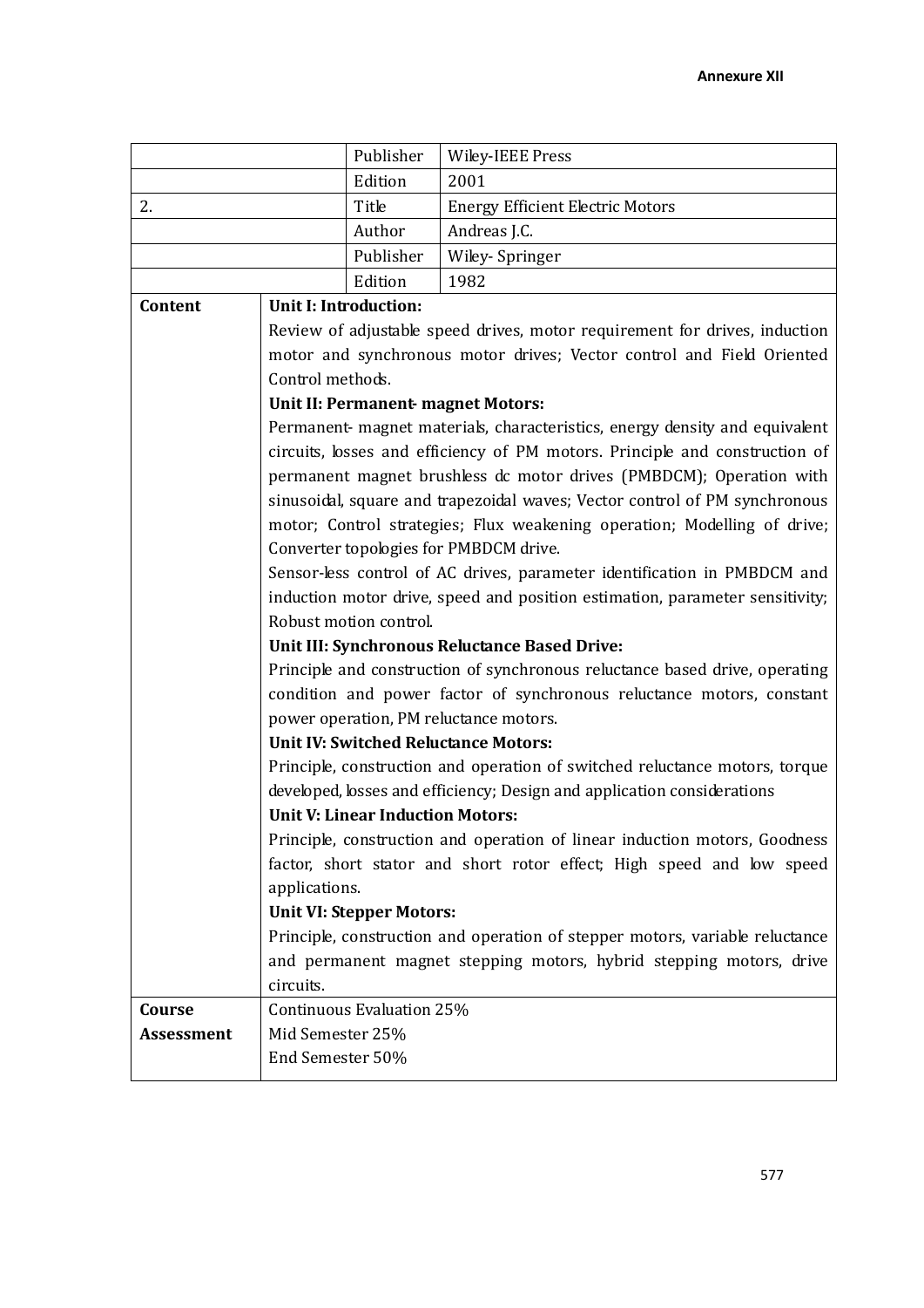| | | | |
|---|---|---|---|
| | | Publisher | Wiley-IEEE Press |
| | | Edition | 2001 |
| 2. | | Title | Energy Efficient Electric Motors |
| | | Author | Andreas J.C. |
| | | Publisher | Wiley- Springer |
| | | Edition | 1982 |
| **Content** | **Unit I: Introduction:**<br>Review of adjustable speed drives, motor requirement for drives, induction motor and synchronous motor drives; Vector control and Field Oriented Control methods.<br>**Unit II: Permanent- magnet Motors:**<br>Permanent- magnet materials, characteristics, energy density and equivalent circuits, losses and efficiency of PM motors. Principle and construction of permanent magnet brushless dc motor drives (PMBDCM); Operation with sinusoidal, square and trapezoidal waves; Vector control of PM synchronous motor; Control strategies; Flux weakening operation; Modelling of drive; Converter topologies for PMBDCM drive.<br>Sensor-less control of AC drives, parameter identification in PMBDCM and induction motor drive, speed and position estimation, parameter sensitivity; Robust motion control.<br>**Unit III: Synchronous Reluctance Based Drive:**<br>Principle and construction of synchronous reluctance based drive, operating condition and power factor of synchronous reluctance motors, constant power operation, PM reluctance motors.<br>**Unit IV: Switched Reluctance Motors:**<br>Principle, construction and operation of switched reluctance motors, torque developed, losses and efficiency; Design and application considerations<br>**Unit V: Linear Induction Motors:**<br>Principle, construction and operation of linear induction motors, Goodness factor, short stator and short rotor effect; High speed and low speed applications.<br>**Unit VI: Stepper Motors:**<br>Principle, construction and operation of stepper motors, variable reluctance and permanent magnet stepping motors, hybrid stepping motors, drive circuits. | | |
| **Course Assessment** | Continuous Evaluation 25%<br>Mid Semester 25%<br>End Semester 50% | | |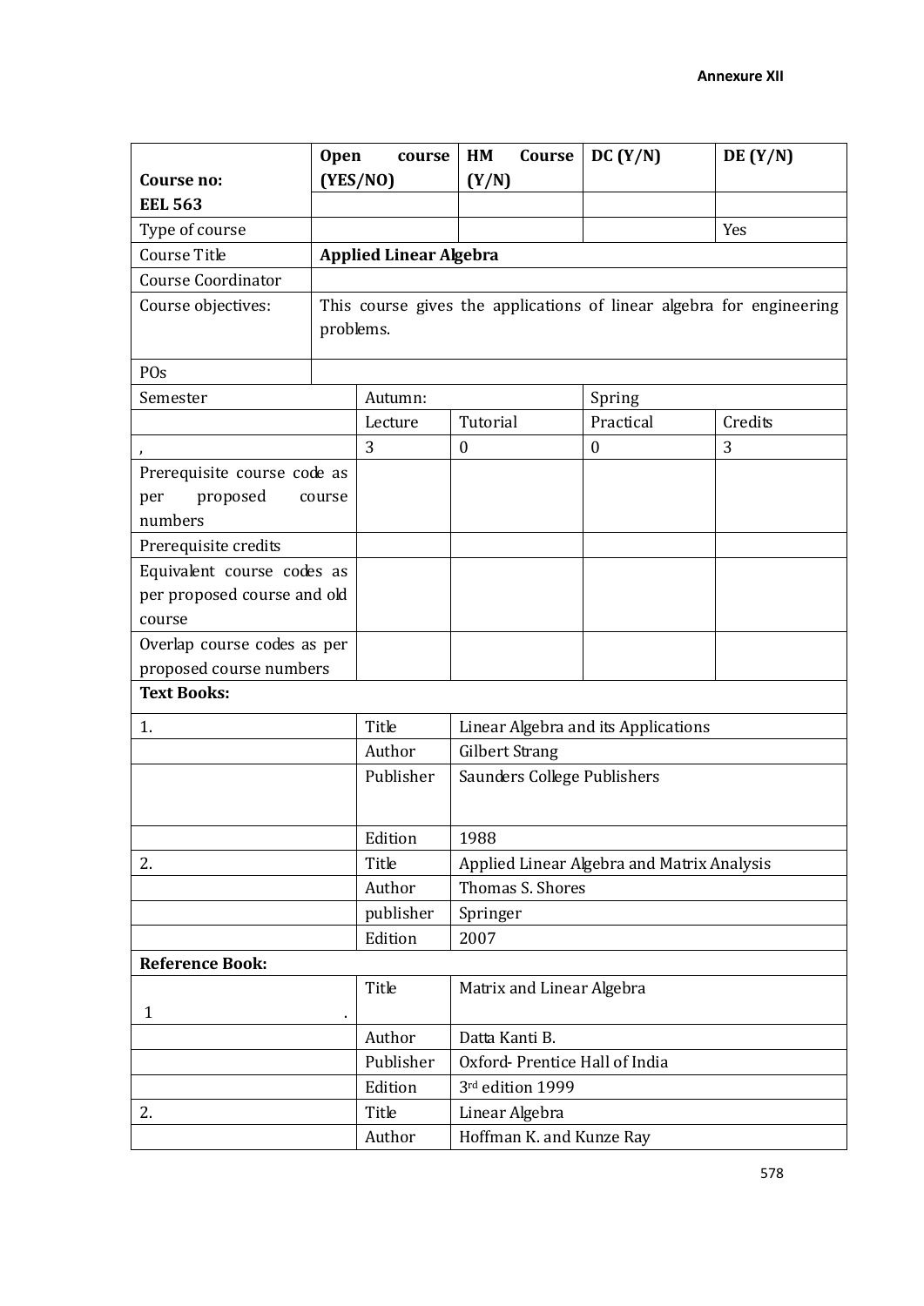**Annexure XII**

| Course no: EEL 563 | Open course (YES/NO) | | HM Course (Y/N) | DC (Y/N) | DE (Y/N) |
|---|---|---|---|---|---|
| | | | | | |
| Type of course | | | | | Yes |
| Course Title | **Applied Linear Algebra** | | | | |
| Course Coordinator | | | | | |
| Course objectives: | This course gives the applications of linear algebra for engineering problems. | | | | |
| POs | | | | | |
| Semester | | Autumn: | | Spring | |
| | | Lecture | Tutorial | Practical | Credits |
| , | | 3 | 0 | 0 | 3 |
| Prerequisite course code as per proposed course numbers | | | | | |
| Prerequisite credits | | | | | |
| Equivalent course codes as per proposed course and old course | | | | | |
| Overlap course codes as per proposed course numbers | | | | | |
| **Text Books:** | | | | | |
| 1. | | Title | Linear Algebra and its Applications | | |
| | | Author | Gilbert Strang | | |
| | | Publisher | Saunders College Publishers | | |
| | | Edition | 1988 | | |
| 2. | | Title | Applied Linear Algebra and Matrix Analysis | | |
| | | Author | Thomas S. Shores | | |
| | | publisher | Springer | | |
| | | Edition | 2007 | | |
| **Reference Book:** | | | | | |
| 1 . | | Title | Matrix and Linear Algebra | | |
| | | Author | Datta Kanti B. | | |
| | | Publisher | Oxford- Prentice Hall of India | | |
| | | Edition | 3rd edition 1999 | | |
| 2. | | Title | Linear Algebra | | |
| | | Author | Hoffman K. and Kunze Ray | | |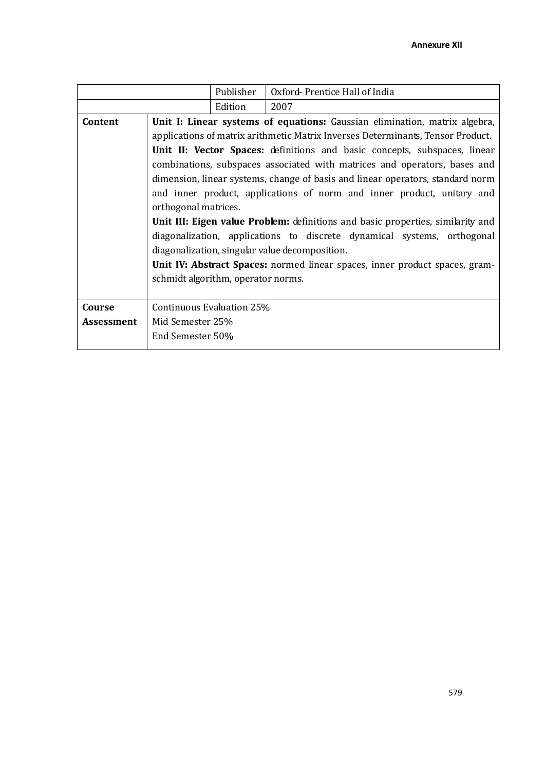| | | | |
|---|---|---|---|
| | | Publisher | Oxford- Prentice Hall of India |
| | | Edition | 2007 |
| **Content** | **Unit I: Linear systems of equations:** Gaussian elimination, matrix algebra, applications of matrix arithmetic Matrix Inverses Determinants, Tensor Product.<br>**Unit II: Vector Spaces:** definitions and basic concepts, subspaces, linear combinations, subspaces associated with matrices and operators, bases and dimension, linear systems, change of basis and linear operators, standard norm and inner product, applications of norm and inner product, unitary and orthogonal matrices.<br>**Unit III: Eigen value Problem:** definitions and basic properties, similarity and diagonalization, applications to discrete dynamical systems, orthogonal diagonalization, singular value decomposition.<br>**Unit IV: Abstract Spaces:** normed linear spaces, inner product spaces, gram-schmidt algorithm, operator norms. | | |
| **Course Assessment** | Continuous Evaluation 25%<br>Mid Semester 25%<br>End Semester 50% | | |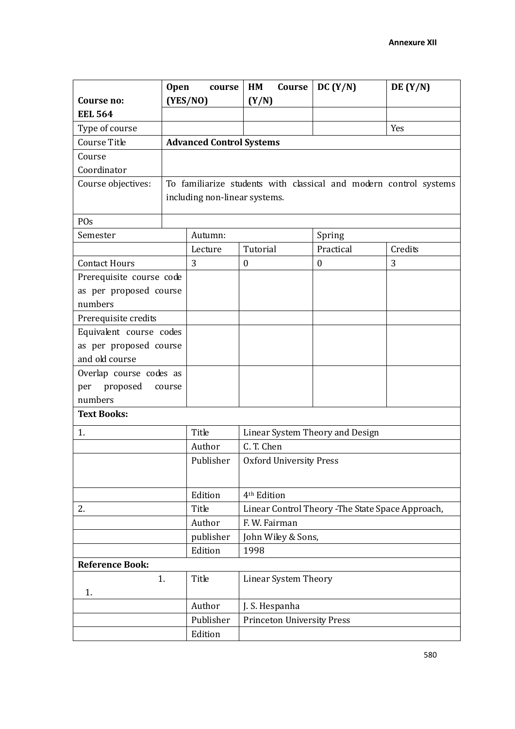**Annexure XII**

| Course no: EEL 564 | Open course (YES/NO) | | HM Course (Y/N) | DC (Y/N) | DE (Y/N) |
|---|---|---|---|---|---|
| | | | | | |
| Type of course | | | | | Yes |
| Course Title | **Advanced Control Systems** | | | | |
| Course Coordinator | | | | | |
| Course objectives: | To familiarize students with classical and modern control systems including non-linear systems. | | | | |
| POs | | | | | |
| Semester | | Autumn: | | Spring | |
| | | Lecture | Tutorial | Practical | Credits |
| Contact Hours | | 3 | 0 | 0 | 3 |
| Prerequisite course code as per proposed course numbers | | | | | |
| Prerequisite credits | | | | | |
| Equivalent course codes as per proposed course and old course | | | | | |
| Overlap course codes as per proposed course numbers | | | | | |
| **Text Books:** | | | | | |
| 1. | | Title | Linear System Theory and Design | | |
| | | Author | C. T. Chen | | |
| | | Publisher | Oxford University Press | | |
| | | Edition | 4th Edition | | |
| 2. | | Title | Linear Control Theory -The State Space Approach, | | |
| | | Author | F. W. Fairman | | |
| | | publisher | John Wiley & Sons, | | |
| | | Edition | 1998 | | |
| **Reference Book:** | | | | | |
| 1. 1. | | Title | Linear System Theory | | |
| | | Author | J. S. Hespanha | | |
| | | Publisher | Princeton University Press | | |
| | | Edition | | | |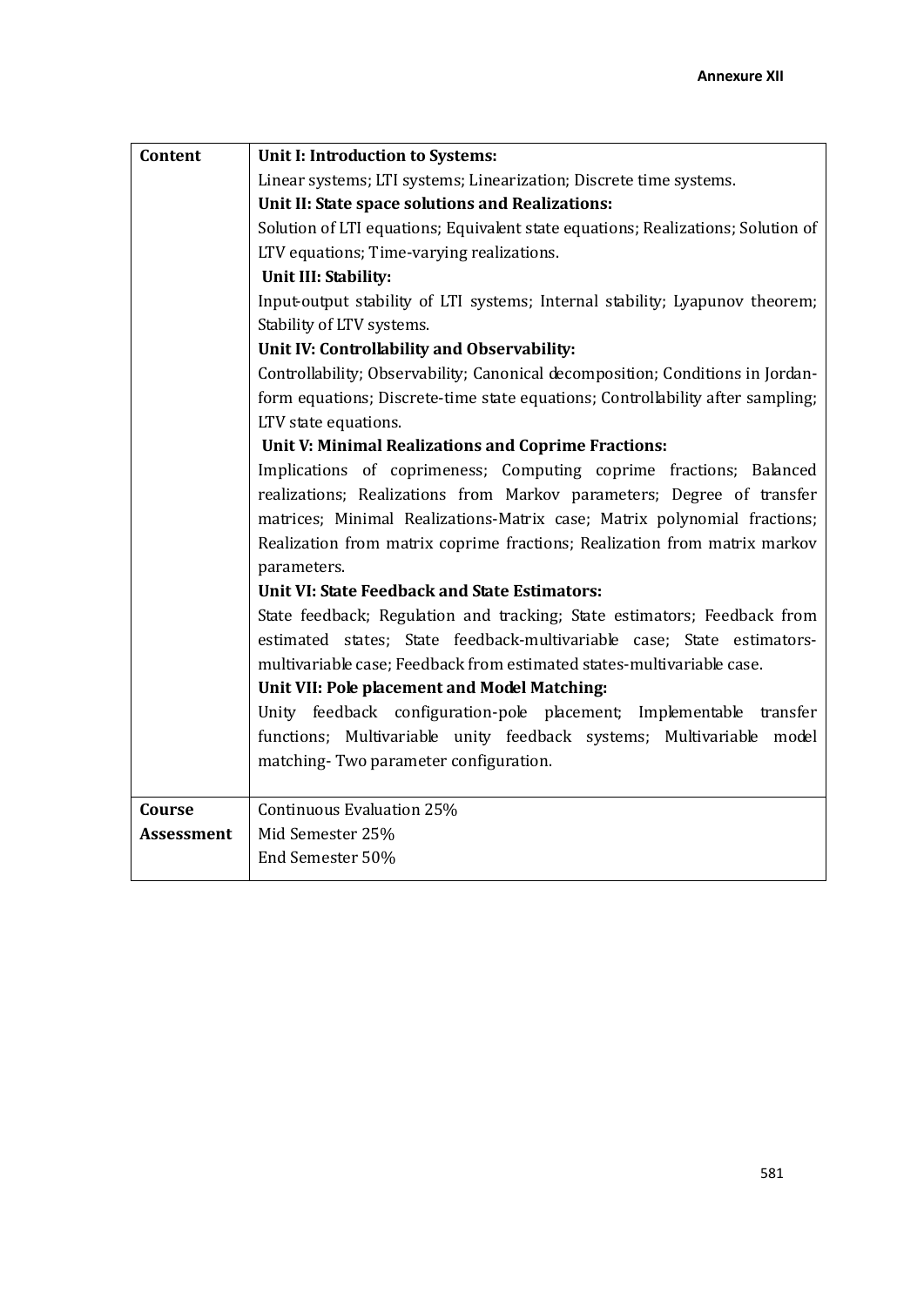**Annexure XII**

| | |
|---|---|
| **Content** | **Unit I: Introduction to Systems:**<br>Linear systems; LTI systems; Linearization; Discrete time systems.<br>**Unit II: State space solutions and Realizations:**<br>Solution of LTI equations; Equivalent state equations; Realizations; Solution of LTV equations; Time-varying realizations.<br>**Unit III: Stability:**<br>Input-output stability of LTI systems; Internal stability; Lyapunov theorem; Stability of LTV systems.<br>**Unit IV: Controllability and Observability:**<br>Controllability; Observability; Canonical decomposition; Conditions in Jordan-form equations; Discrete-time state equations; Controllability after sampling; LTV state equations.<br>**Unit V: Minimal Realizations and Coprime Fractions:**<br>Implications of coprimeness; Computing coprime fractions; Balanced realizations; Realizations from Markov parameters; Degree of transfer matrices; Minimal Realizations-Matrix case; Matrix polynomial fractions; Realization from matrix coprime fractions; Realization from matrix markov parameters.<br>**Unit VI: State Feedback and State Estimators:**<br>State feedback; Regulation and tracking; State estimators; Feedback from estimated states; State feedback-multivariable case; State estimators-multivariable case; Feedback from estimated states-multivariable case.<br>**Unit VII: Pole placement and Model Matching:**<br>Unity feedback configuration-pole placement; Implementable transfer functions; Multivariable unity feedback systems; Multivariable model matching- Two parameter configuration. |
| **Course Assessment** | Continuous Evaluation 25%<br>Mid Semester 25%<br>End Semester 50% |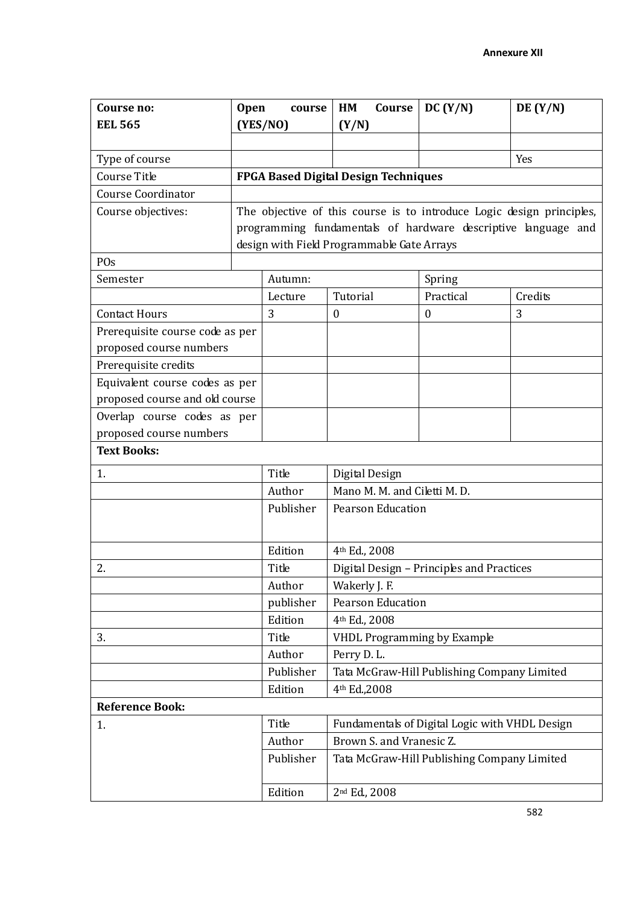**Annexure XII**

| Course no: EEL 565 | Open course (YES/NO) | HM Course (Y/N) | DC (Y/N) | DE (Y/N) |
|---|---|---|---|---|
| | | | | |
| Type of course | | | | Yes |
| Course Title | **FPGA Based Digital Design Techniques** | | | |
| Course Coordinator | | | | |
| Course objectives: | The objective of this course is to introduce Logic design principles, programming fundamentals of hardware descriptive language and design with Field Programmable Gate Arrays | | | |
| POs | | | | |

| Semester | Autumn: | | Spring | |
|---|---|---|---|---|
| | Lecture | Tutorial | Practical | Credits |
| Contact Hours | 3 | 0 | 0 | 3 |
| Prerequisite course code as per proposed course numbers | | | | |
| Prerequisite credits | | | | |
| Equivalent course codes as per proposed course and old course | | | | |
| Overlap course codes as per proposed course numbers | | | | |
| **Text Books:** | | | | |
| 1. | Title | Digital Design | | |
| | Author | Mano M. M. and Ciletti M. D. | | |
| | Publisher | Pearson Education | | |
| | Edition | 4th Ed., 2008 | | |
| 2. | Title | Digital Design – Principles and Practices | | |
| | Author | Wakerly J. F. | | |
| | publisher | Pearson Education | | |
| | Edition | 4th Ed., 2008 | | |
| 3. | Title | VHDL Programming by Example | | |
| | Author | Perry D. L. | | |
| | Publisher | Tata McGraw-Hill Publishing Company Limited | | |
| | Edition | 4th Ed.,2008 | | |
| **Reference Book:** | | | | |
| 1. | Title | Fundamentals of Digital Logic with VHDL Design | | |
| | Author | Brown S. and Vranesic Z. | | |
| | Publisher | Tata McGraw-Hill Publishing Company Limited | | |
| | Edition | 2nd Ed., 2008 | | |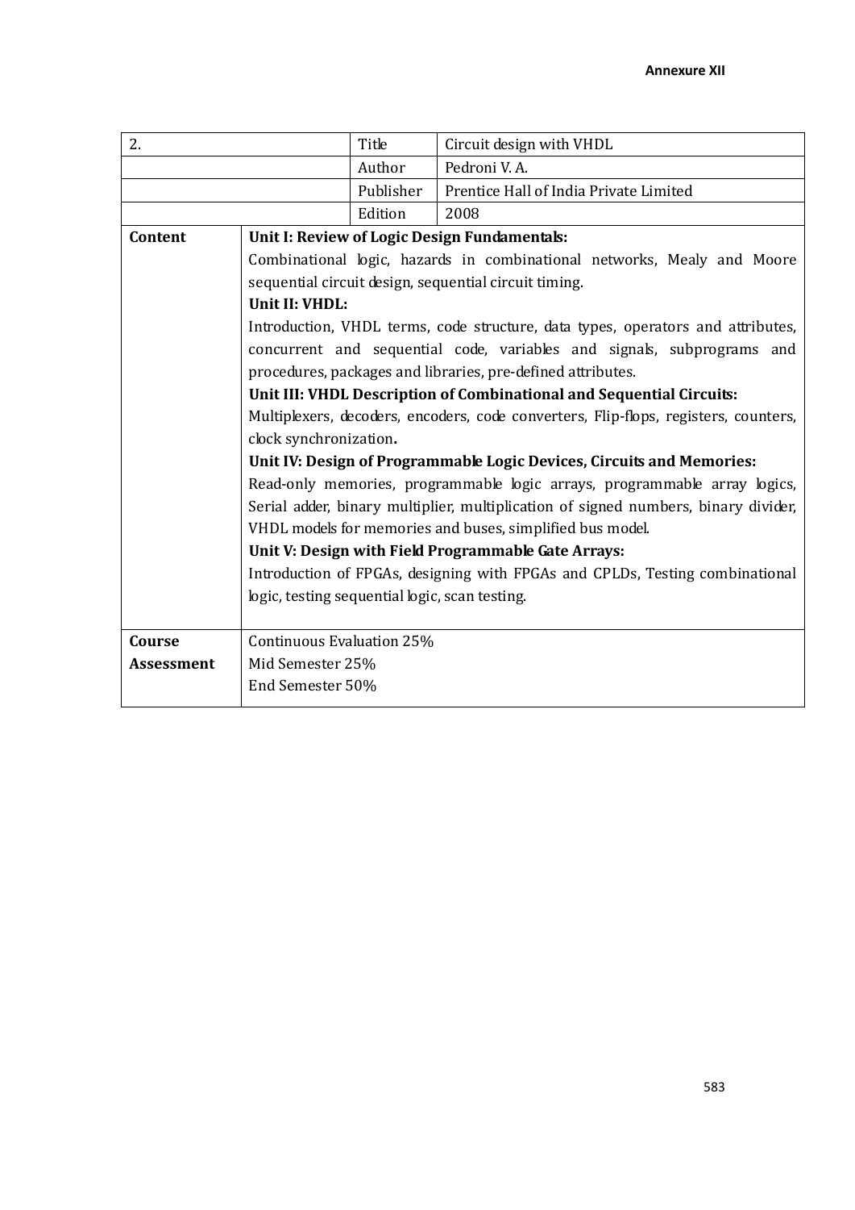**Annexure XII**

| 2. | Title | Circuit design with VHDL |
|---|---|---|
| | Author | Pedroni V. A. |
| | Publisher | Prentice Hall of India Private Limited |
| | Edition | 2008 |

| | |
|---|---|
| **Content** | **Unit I: Review of Logic Design Fundamentals:**<br>Combinational logic, hazards in combinational networks, Mealy and Moore sequential circuit design, sequential circuit timing.<br>**Unit II: VHDL:**<br>Introduction, VHDL terms, code structure, data types, operators and attributes, concurrent and sequential code, variables and signals, subprograms and procedures, packages and libraries, pre-defined attributes.<br>**Unit III: VHDL Description of Combinational and Sequential Circuits:**<br>Multiplexers, decoders, encoders, code converters, Flip-flops, registers, counters, clock synchronization**.**<br>**Unit IV: Design of Programmable Logic Devices, Circuits and Memories:**<br>Read-only memories, programmable logic arrays, programmable array logics, Serial adder, binary multiplier, multiplication of signed numbers, binary divider, VHDL models for memories and buses, simplified bus model.<br>**Unit V: Design with Field Programmable Gate Arrays:**<br>Introduction of FPGAs, designing with FPGAs and CPLDs, Testing combinational logic, testing sequential logic, scan testing. |
| **Course Assessment** | Continuous Evaluation 25%<br>Mid Semester 25%<br>End Semester 50% |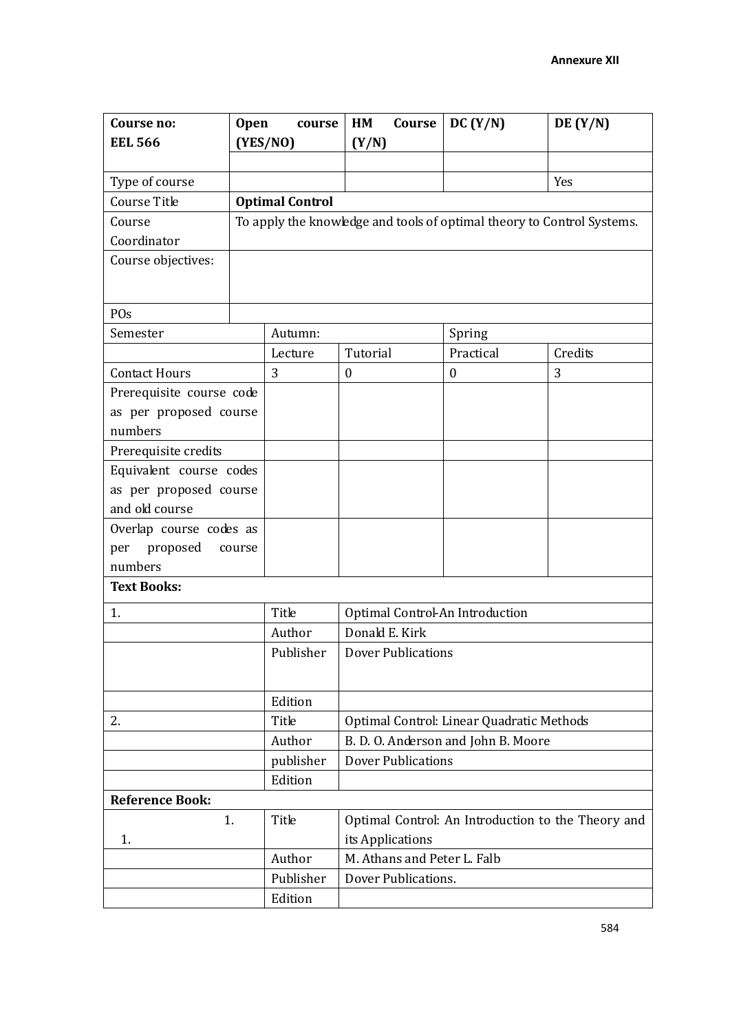**Annexure XII**

| Course no: **EEL 566** | **Open course (YES/NO)** | | **HM Course (Y/N)** | **DC (Y/N)** | **DE (Y/N)** |
|---|---|---|---|---|---|
| | | | | | |
| Type of course | | | | | Yes |
| Course Title | **Optimal Control** | | | | |
| Course Coordinator | To apply the knowledge and tools of optimal theory to Control Systems. | | | | |
| Course objectives: | | | | | |
| POs | | | | | |
| Semester | | Autumn: | | Spring | |
| | | Lecture | Tutorial | Practical | Credits |
| Contact Hours | | 3 | 0 | 0 | 3 |
| Prerequisite course code as per proposed course numbers | | | | | |
| Prerequisite credits | | | | | |
| Equivalent course codes as per proposed course and old course | | | | | |
| Overlap course codes as per proposed course numbers | | | | | |
| **Text Books:** | | | | | |
| 1. | | Title | Optimal Control-An Introduction | | |
| | | Author | Donald E. Kirk | | |
| | | Publisher | Dover Publications | | |
| | | Edition | | | |
| 2. | | Title | Optimal Control: Linear Quadratic Methods | | |
| | | Author | B. D. O. Anderson and John B. Moore | | |
| | | publisher | Dover Publications | | |
| | | Edition | | | |
| **Reference Book:** | | | | | |
| 1. 1. | | Title | Optimal Control: An Introduction to the Theory and its Applications | | |
| | | Author | M. Athans and Peter L. Falb | | |
| | | Publisher | Dover Publications. | | |
| | | Edition | | | |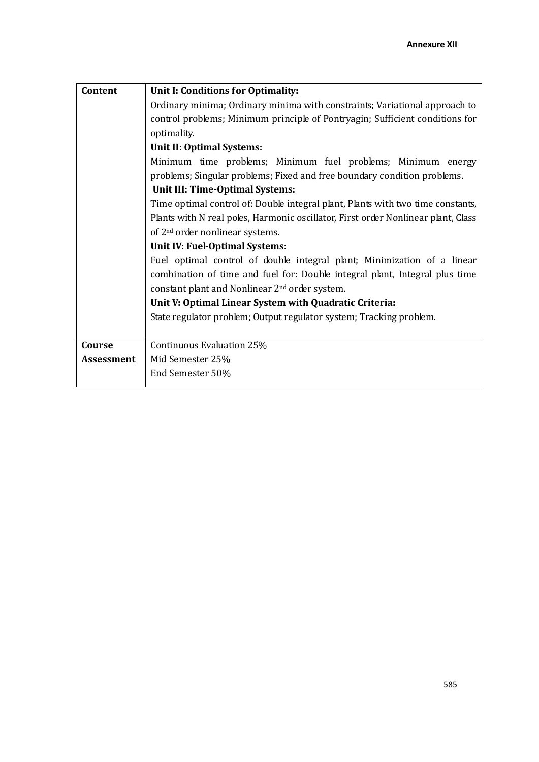| Content | **Unit I: Conditions for Optimality:**<br>Ordinary minima; Ordinary minima with constraints; Variational approach to control problems; Minimum principle of Pontryagin; Sufficient conditions for optimality.<br>**Unit II: Optimal Systems:**<br>Minimum time problems; Minimum fuel problems; Minimum energy problems; Singular problems; Fixed and free boundary condition problems.<br>**Unit III: Time-Optimal Systems:**<br>Time optimal control of: Double integral plant, Plants with two time constants, Plants with N real poles, Harmonic oscillator, First order Nonlinear plant, Class of 2nd order nonlinear systems.<br>**Unit IV: Fuel-Optimal Systems:**<br>Fuel optimal control of double integral plant; Minimization of a linear combination of time and fuel for: Double integral plant, Integral plus time constant plant and Nonlinear 2nd order system.<br>**Unit V: Optimal Linear System with Quadratic Criteria:**<br>State regulator problem; Output regulator system; Tracking problem. |
|---|---|
| **Course Assessment** | Continuous Evaluation 25%<br>Mid Semester 25%<br>End Semester 50% |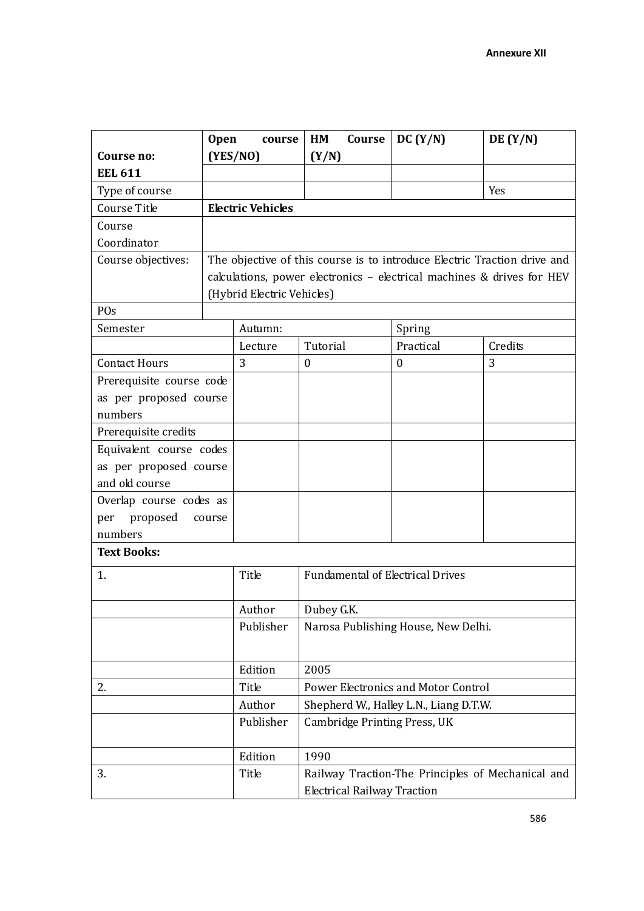**Annexure XII**

| Course no: EEL 611 | Open course (YES/NO) | | HM Course (Y/N) | DC (Y/N) | DE (Y/N) |
|---|---|---|---|---|---|
| | | | | | |
| Type of course | | | | | Yes |
| Course Title | **Electric Vehicles** | | | | |
| Course Coordinator | | | | | |
| Course objectives: | The objective of this course is to introduce Electric Traction drive and calculations, power electronics – electrical machines & drives for HEV (Hybrid Electric Vehicles) | | | | |
| POs | | | | | |
| Semester | | Autumn: | | Spring | |
| | | Lecture | Tutorial | Practical | Credits |
| Contact Hours | | 3 | 0 | 0 | 3 |
| Prerequisite course code as per proposed course numbers | | | | | |
| Prerequisite credits | | | | | |
| Equivalent course codes as per proposed course and old course | | | | | |
| Overlap course codes as per proposed course numbers | | | | | |
| **Text Books:** | | | | | |
| 1. | | Title | Fundamental of Electrical Drives | | |
| | | Author | Dubey G.K. | | |
| | | Publisher | Narosa Publishing House, New Delhi. | | |
| | | Edition | 2005 | | |
| 2. | | Title | Power Electronics and Motor Control | | |
| | | Author | Shepherd W., Halley L.N., Liang D.T.W. | | |
| | | Publisher | Cambridge Printing Press, UK | | |
| | | Edition | 1990 | | |
| 3. | | Title | Railway Traction-The Principles of Mechanical and Electrical Railway Traction | | |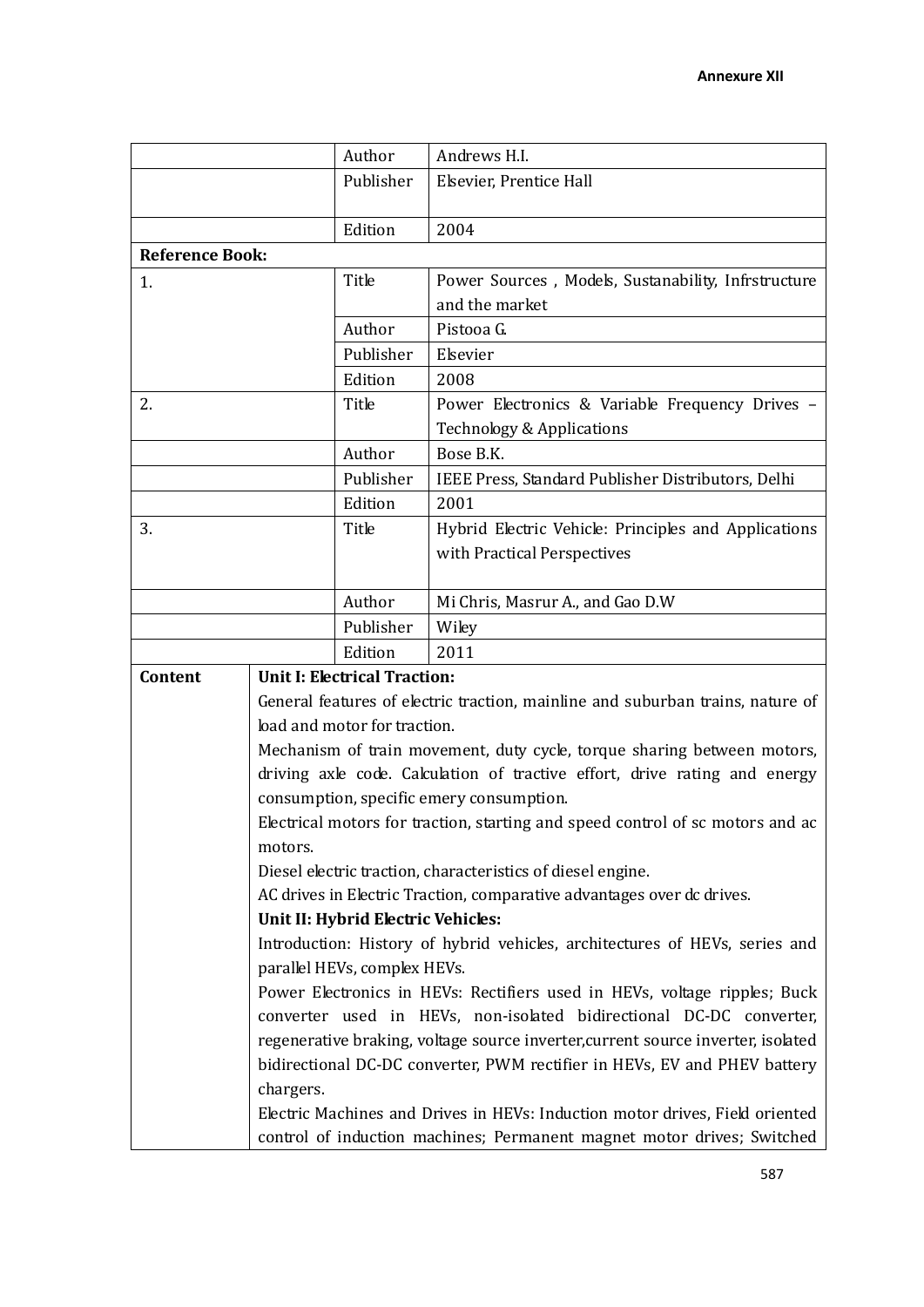Annexure XII

| | | | |
|---|---|---|---|
| | | Author | Andrews H.I. |
| | | Publisher | Elsevier, Prentice Hall |
| | | Edition | 2004 |
| **Reference Book:** | | | |
| 1. | | Title | Power Sources , Models, Sustanability, Infrstructure and the market |
| | | Author | Pistooa G. |
| | | Publisher | Elsevier |
| | | Edition | 2008 |
| 2. | | Title | Power Electronics & Variable Frequency Drives – Technology & Applications |
| | | Author | Bose B.K. |
| | | Publisher | IEEE Press, Standard Publisher Distributors, Delhi |
| | | Edition | 2001 |
| 3. | | Title | Hybrid Electric Vehicle: Principles and Applications with Practical Perspectives |
| | | Author | Mi Chris, Masrur A., and Gao D.W |
| | | Publisher | Wiley |
| | | Edition | 2011 |
| **Content** | **Unit I: Electrical Traction:**<br>General features of electric traction, mainline and suburban trains, nature of load and motor for traction.<br>Mechanism of train movement, duty cycle, torque sharing between motors, driving axle code. Calculation of tractive effort, drive rating and energy consumption, specific emery consumption.<br>Electrical motors for traction, starting and speed control of sc motors and ac motors.<br>Diesel electric traction, characteristics of diesel engine.<br>AC drives in Electric Traction, comparative advantages over dc drives.<br>**Unit II: Hybrid Electric Vehicles:**<br>Introduction: History of hybrid vehicles, architectures of HEVs, series and parallel HEVs, complex HEVs.<br>Power Electronics in HEVs: Rectifiers used in HEVs, voltage ripples; Buck converter used in HEVs, non-isolated bidirectional DC-DC converter, regenerative braking, voltage source inverter,current source inverter, isolated bidirectional DC-DC converter, PWM rectifier in HEVs, EV and PHEV battery chargers.<br>Electric Machines and Drives in HEVs: Induction motor drives, Field oriented control of induction machines; Permanent magnet motor drives; Switched | | | |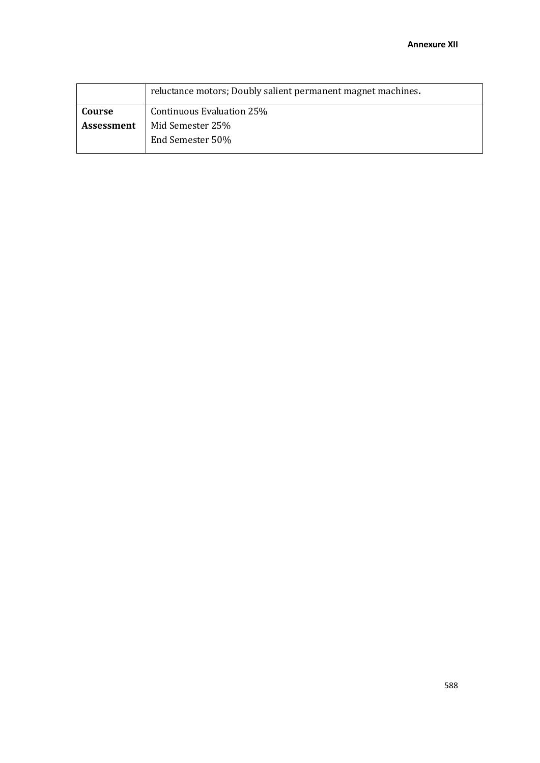| | |
|---|---|
| | reluctance motors; Doubly salient permanent magnet machines**.** |
| **Course Assessment** | Continuous Evaluation 25%<br>Mid Semester 25%<br>End Semester 50% |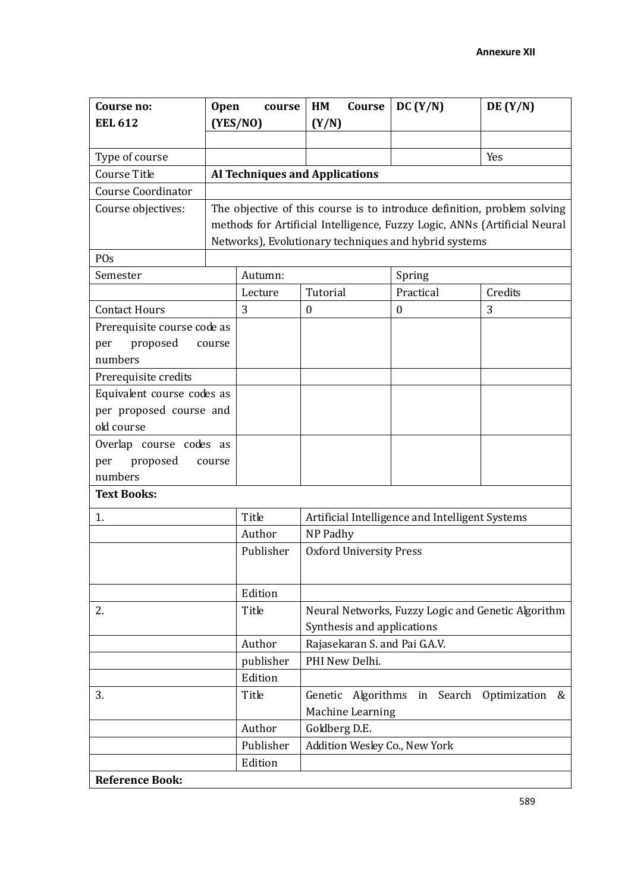**Annexure XII**

| **Course no: EEL 612** | **Open course (YES/NO)** | | **HM Course (Y/N)** | **DC (Y/N)** | **DE (Y/N)** |
|---|---|---|---|---|---|
| | | | | | |
| Type of course | | | | | Yes |
| Course Title | **AI Techniques and Applications** | | | | |
| Course Coordinator | | | | | |
| Course objectives: | The objective of this course is to introduce definition, problem solving methods for Artificial Intelligence, Fuzzy Logic, ANNs (Artificial Neural Networks), Evolutionary techniques and hybrid systems | | | | |
| POs | | | | | |
| Semester | | Autumn: | | Spring | |
| | | Lecture | Tutorial | Practical | Credits |
| Contact Hours | | 3 | 0 | 0 | 3 |
| Prerequisite course code as per proposed course numbers | | | | | |
| Prerequisite credits | | | | | |
| Equivalent course codes as per proposed course and old course | | | | | |
| Overlap course codes as per proposed course numbers | | | | | |
| **Text Books:** | | | | | |
| 1. | | Title | Artificial Intelligence and Intelligent Systems | | |
| | | Author | NP Padhy | | |
| | | Publisher | Oxford University Press | | |
| | | Edition | | | |
| 2. | | Title | Neural Networks, Fuzzy Logic and Genetic Algorithm Synthesis and applications | | |
| | | Author | Rajasekaran S. and Pai G.A.V. | | |
| | | publisher | PHI New Delhi. | | |
| | | Edition | | | |
| 3. | | Title | Genetic Algorithms in Search Optimization & Machine Learning | | |
| | | Author | Goldberg D.E. | | |
| | | Publisher | Addition Wesley Co., New York | | |
| | | Edition | | | |
| **Reference Book:** | | | | | |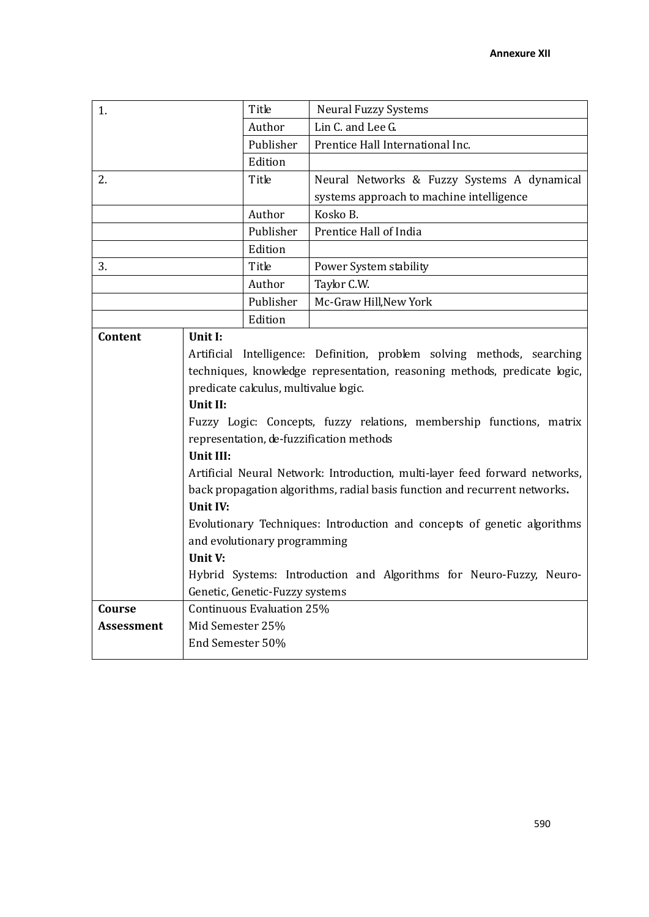| 1. | | Title | Neural Fuzzy Systems |
|---|---|---|---|
| | | Author | Lin C. and Lee G. |
| | | Publisher | Prentice Hall International Inc. |
| | | Edition | |
| 2. | | Title | Neural Networks & Fuzzy Systems A dynamical systems approach to machine intelligence |
| | | Author | Kosko B. |
| | | Publisher | Prentice Hall of India |
| | | Edition | |
| 3. | | Title | Power System stability |
| | | Author | Taylor C.W. |
| | | Publisher | Mc-Graw Hill,New York |
| | | Edition | |
| **Content** | **Unit I:**<br>Artificial Intelligence: Definition, problem solving methods, searching techniques, knowledge representation, reasoning methods, predicate logic, predicate calculus, multivalue logic.<br>**Unit II:**<br>Fuzzy Logic: Concepts, fuzzy relations, membership functions, matrix representation, de-fuzzification methods<br>**Unit III:**<br>Artificial Neural Network: Introduction, multi-layer feed forward networks, back propagation algorithms, radial basis function and recurrent networks.<br>**Unit IV:**<br>Evolutionary Techniques: Introduction and concepts of genetic algorithms and evolutionary programming<br>**Unit V:**<br>Hybrid Systems: Introduction and Algorithms for Neuro-Fuzzy, Neuro-Genetic, Genetic-Fuzzy systems | | |
| **Course Assessment** | Continuous Evaluation 25%<br>Mid Semester 25%<br>End Semester 50% | | |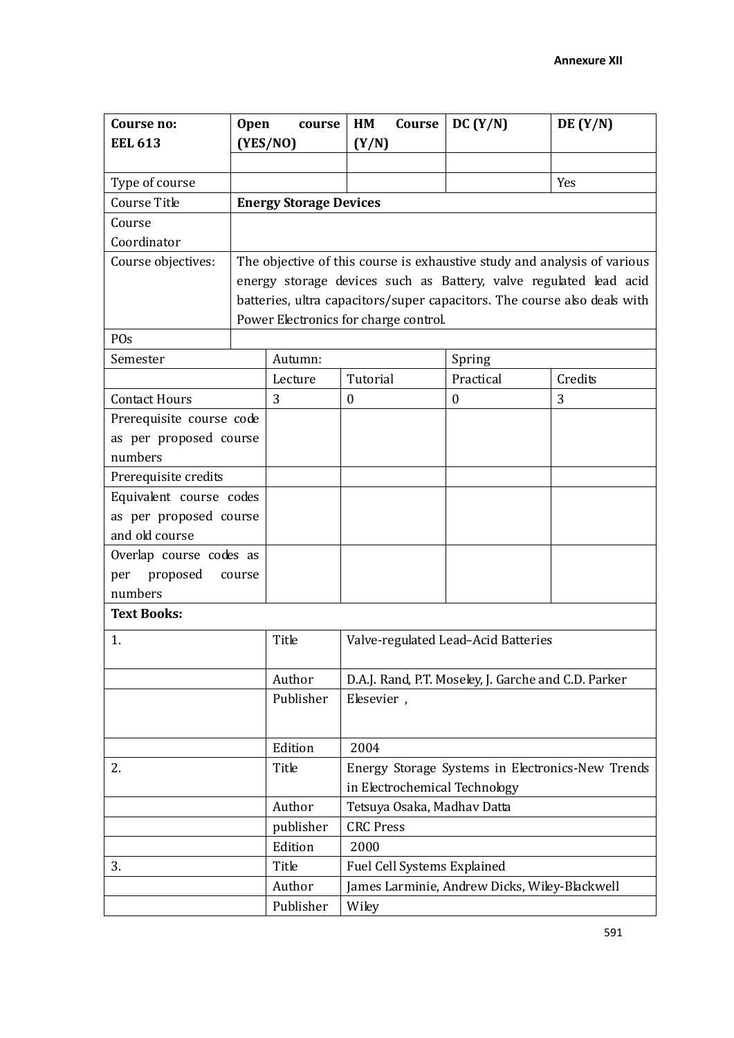**Annexure XII**

| Course no: **EEL 613** | **Open course (YES/NO)** | | **HM Course (Y/N)** | **DC (Y/N)** | **DE (Y/N)** |
|---|---|---|---|---|---|
| | | | | | |
| Type of course | | | | | Yes |
| Course Title | **Energy Storage Devices** | | | | |
| Course Coordinator | | | | | |
| Course objectives: | The objective of this course is exhaustive study and analysis of various energy storage devices such as Battery, valve regulated lead acid batteries, ultra capacitors/super capacitors. The course also deals with Power Electronics for charge control. | | | | |
| POs | | | | | |
| Semester | | Autumn: | | Spring | |
| | | Lecture | Tutorial | Practical | Credits |
| Contact Hours | | 3 | 0 | 0 | 3 |
| Prerequisite course code as per proposed course numbers | | | | | |
| Prerequisite credits | | | | | |
| Equivalent course codes as per proposed course and old course | | | | | |
| Overlap course codes as per proposed course numbers | | | | | |
| **Text Books:** | | | | | |
| 1. | | Title | Valve-regulated Lead–Acid Batteries | | |
| | | Author | D.A.J. Rand, P.T. Moseley, J. Garche and C.D. Parker | | |
| | | Publisher | Elesevier , | | |
| | | Edition | 2004 | | |
| 2. | | Title | Energy Storage Systems in Electronics-New Trends in Electrochemical Technology | | |
| | | Author | Tetsuya Osaka, Madhav Datta | | |
| | | publisher | CRC Press | | |
| | | Edition | 2000 | | |
| 3. | | Title | Fuel Cell Systems Explained | | |
| | | Author | James Larminie, Andrew Dicks, Wiley-Blackwell | | |
| | | Publisher | Wiley | | |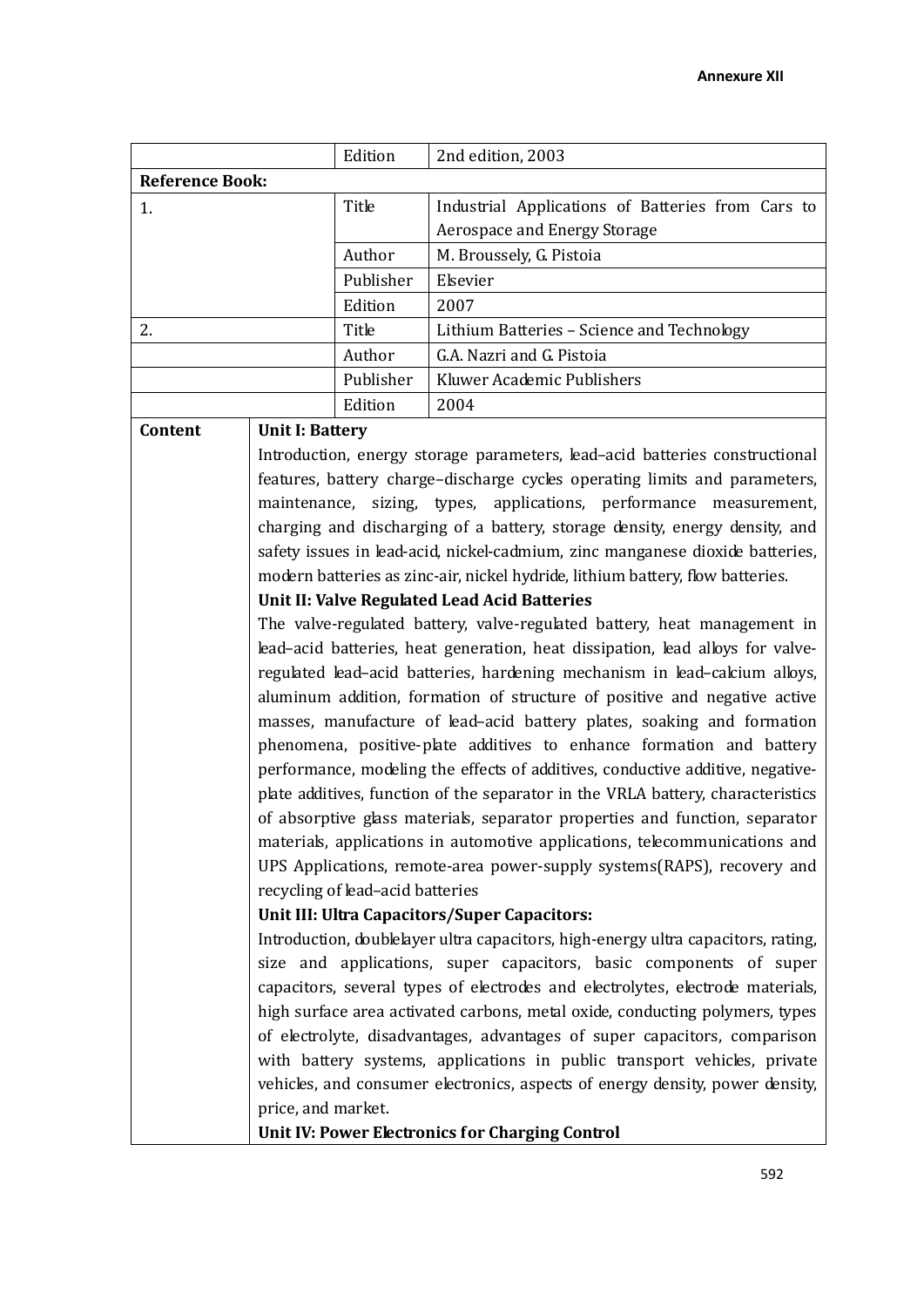**Annexure XII**

| | | | |
|---|---|---|---|
| | | Edition | 2nd edition, 2003 |
| **Reference Book:** | | | |
| 1. | | Title | Industrial Applications of Batteries from Cars to Aerospace and Energy Storage |
| | | Author | M. Broussely, G. Pistoia |
| | | Publisher | Elsevier |
| | | Edition | 2007 |
| 2. | | Title | Lithium Batteries – Science and Technology |
| | | Author | G.A. Nazri and G. Pistoia |
| | | Publisher | Kluwer Academic Publishers |
| | | Edition | 2004 |
| **Content** | **Unit I: Battery**<br>Introduction, energy storage parameters, lead–acid batteries constructional features, battery charge–discharge cycles operating limits and parameters, maintenance, sizing, types, applications, performance measurement, charging and discharging of a battery, storage density, energy density, and safety issues in lead-acid, nickel-cadmium, zinc manganese dioxide batteries, modern batteries as zinc-air, nickel hydride, lithium battery, flow batteries.<br>**Unit II: Valve Regulated Lead Acid Batteries**<br>The valve-regulated battery, valve-regulated battery, heat management in lead–acid batteries, heat generation, heat dissipation, lead alloys for valve-regulated lead–acid batteries, hardening mechanism in lead–calcium alloys, aluminum addition, formation of structure of positive and negative active masses, manufacture of lead–acid battery plates, soaking and formation phenomena, positive-plate additives to enhance formation and battery performance, modeling the effects of additives, conductive additive, negative-plate additives, function of the separator in the VRLA battery, characteristics of absorptive glass materials, separator properties and function, separator materials, applications in automotive applications, telecommunications and UPS Applications, remote-area power-supply systems(RAPS), recovery and recycling of lead–acid batteries<br>**Unit III: Ultra Capacitors/Super Capacitors:**<br>Introduction, doublelayer ultra capacitors, high-energy ultra capacitors, rating, size and applications, super capacitors, basic components of super capacitors, several types of electrodes and electrolytes, electrode materials, high surface area activated carbons, metal oxide, conducting polymers, types of electrolyte, disadvantages, advantages of super capacitors, comparison with battery systems, applications in public transport vehicles, private vehicles, and consumer electronics, aspects of energy density, power density, price, and market.<br>**Unit IV: Power Electronics for Charging Control** | | |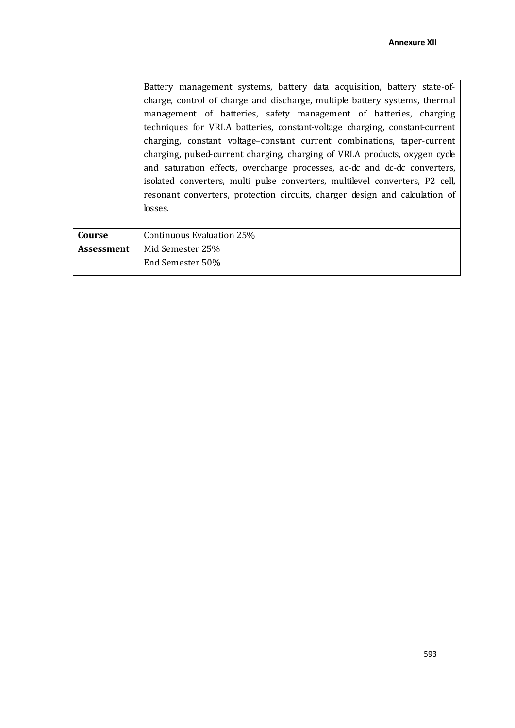| | |
|---|---|
| | Battery management systems, battery data acquisition, battery state-of-charge, control of charge and discharge, multiple battery systems, thermal management of batteries, safety management of batteries, charging techniques for VRLA batteries, constant-voltage charging, constant-current charging, constant voltage–constant current combinations, taper-current charging, pulsed-current charging, charging of VRLA products, oxygen cycle and saturation effects, overcharge processes, ac-dc and dc-dc converters, isolated converters, multi pulse converters, multilevel converters, P2 cell, resonant converters, protection circuits, charger design and calculation of losses. |
| **Course Assessment** | Continuous Evaluation 25%<br>Mid Semester 25%<br>End Semester 50% |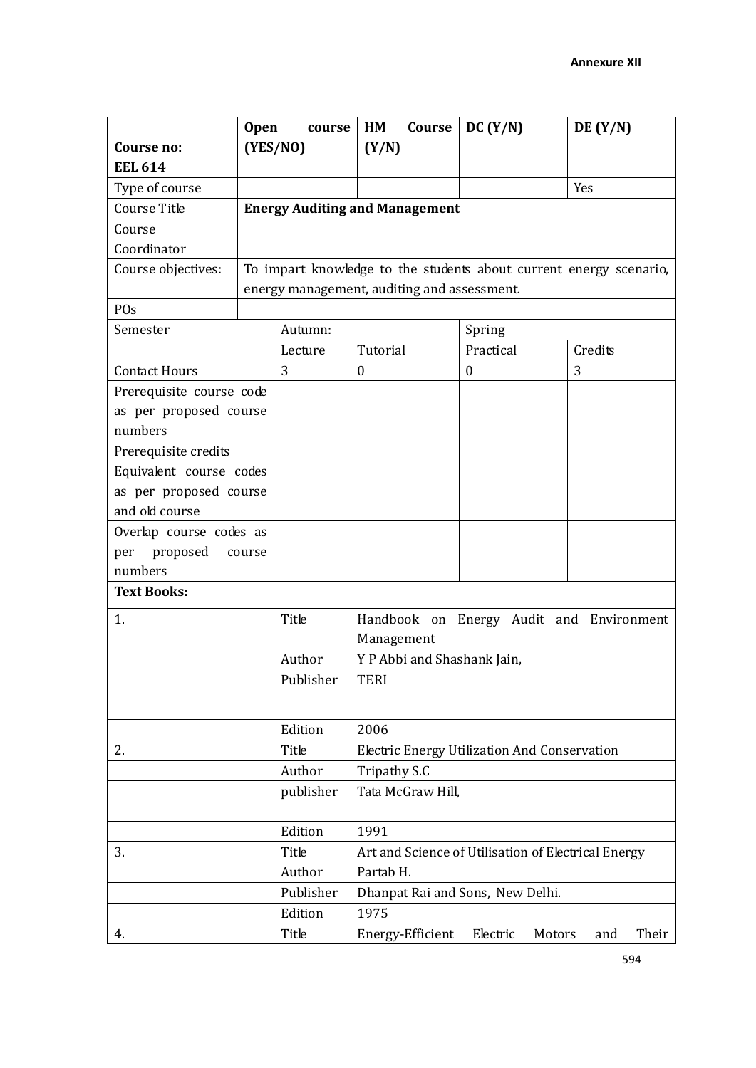**Annexure XII**

| Course no: EEL 614 | Open course (YES/NO) | | HM Course (Y/N) | DC (Y/N) | DE (Y/N) |
|---|---|---|---|---|---|
| Type of course | | | | | Yes |
| Course Title | **Energy Auditing and Management** | | | | |
| Course Coordinator | | | | | |
| Course objectives: | To impart knowledge to the students about current energy scenario, energy management, auditing and assessment. | | | | |
| POs | | | | | |
| Semester | | Autumn: | | Spring | |
| | | Lecture | Tutorial | Practical | Credits |
| Contact Hours | | 3 | 0 | 0 | 3 |
| Prerequisite course code as per proposed course numbers | | | | | |
| Prerequisite credits | | | | | |
| Equivalent course codes as per proposed course and old course | | | | | |
| Overlap course codes as per proposed course numbers | | | | | |
| **Text Books:** | | | | | |
| 1. | | Title | Handbook on Energy Audit and Environment Management | | |
| | | Author | Y P Abbi and Shashank Jain, | | |
| | | Publisher | TERI | | |
| | | Edition | 2006 | | |
| 2. | | Title | Electric Energy Utilization And Conservation | | |
| | | Author | Tripathy S.C | | |
| | | publisher | Tata McGraw Hill, | | |
| | | Edition | 1991 | | |
| 3. | | Title | Art and Science of Utilisation of Electrical Energy | | |
| | | Author | Partab H. | | |
| | | Publisher | Dhanpat Rai and Sons, New Delhi. | | |
| | | Edition | 1975 | | |
| 4. | | Title | Energy-Efficient Electric Motors and Their | | |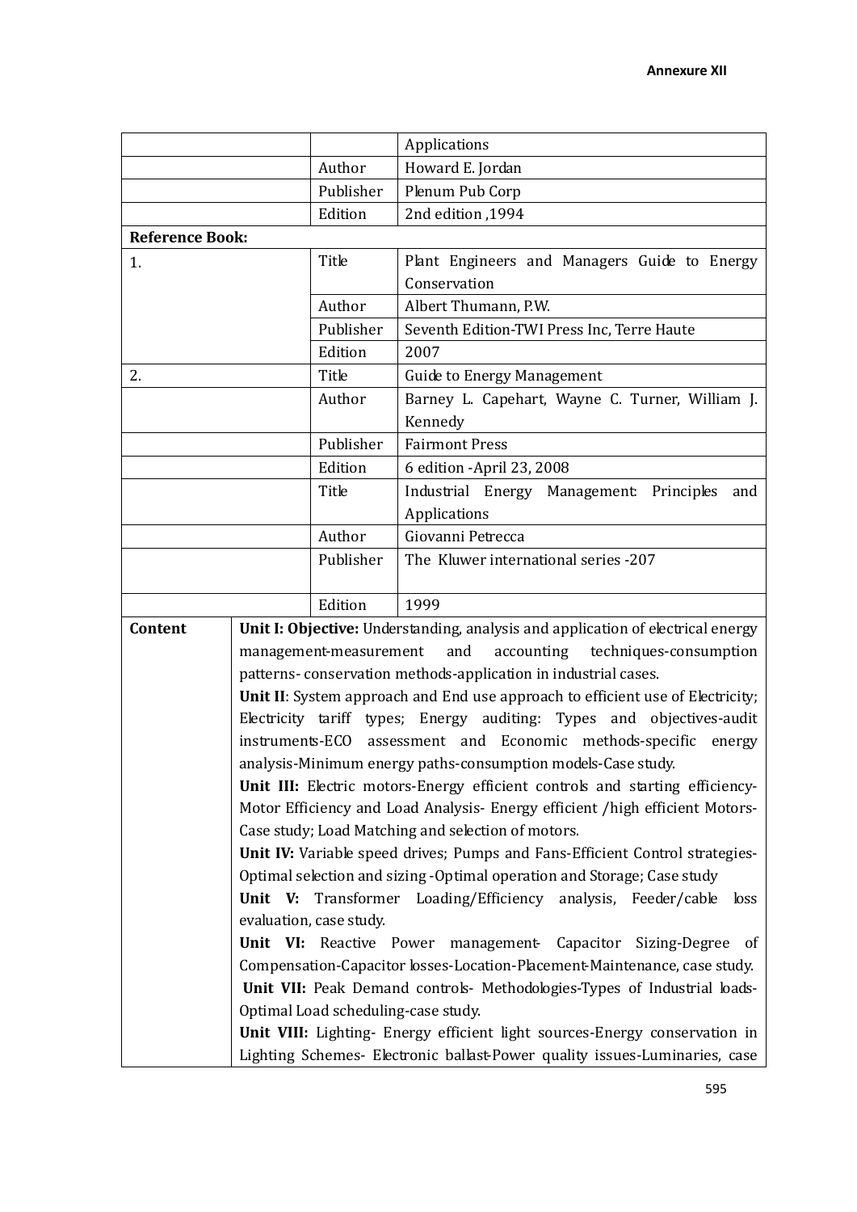| | | | |
|---|---|---|---|
| | | | Applications |
| | | Author | Howard E. Jordan |
| | | Publisher | Plenum Pub Corp |
| | | Edition | 2nd edition ,1994 |
| **Reference Book:** | | | |
| 1. | | Title | Plant Engineers and Managers Guide to Energy Conservation |
| | | Author | Albert Thumann, P.W. |
| | | Publisher | Seventh Edition-TWI Press Inc, Terre Haute |
| | | Edition | 2007 |
| 2. | | Title | Guide to Energy Management |
| | | Author | Barney L. Capehart, Wayne C. Turner, William J. Kennedy |
| | | Publisher | Fairmont Press |
| | | Edition | 6 edition -April 23, 2008 |
| | | Title | Industrial Energy Management: Principles and Applications |
| | | Author | Giovanni Petrecca |
| | | Publisher | The Kluwer international series -207 |
| | | Edition | 1999 |
| **Content** | **Unit I: Objective:** Understanding, analysis and application of electrical energy management-measurement and accounting techniques-consumption patterns- conservation methods-application in industrial cases.<br>**Unit II**: System approach and End use approach to efficient use of Electricity; Electricity tariff types; Energy auditing: Types and objectives-audit instruments-ECO assessment and Economic methods-specific energy analysis-Minimum energy paths-consumption models-Case study.<br>**Unit III:** Electric motors-Energy efficient controls and starting efficiency-Motor Efficiency and Load Analysis- Energy efficient /high efficient Motors-Case study; Load Matching and selection of motors.<br>**Unit IV:** Variable speed drives; Pumps and Fans-Efficient Control strategies-Optimal selection and sizing -Optimal operation and Storage; Case study<br>**Unit V:** Transformer Loading/Efficiency analysis, Feeder/cable loss evaluation, case study.<br>**Unit VI:** Reactive Power management- Capacitor Sizing-Degree of Compensation-Capacitor losses-Location-Placement-Maintenance, case study.<br>**Unit VII:** Peak Demand controls- Methodologies-Types of Industrial loads-Optimal Load scheduling-case study.<br>**Unit VIII:** Lighting- Energy efficient light sources-Energy conservation in Lighting Schemes- Electronic ballast-Power quality issues-Luminaries, case | | |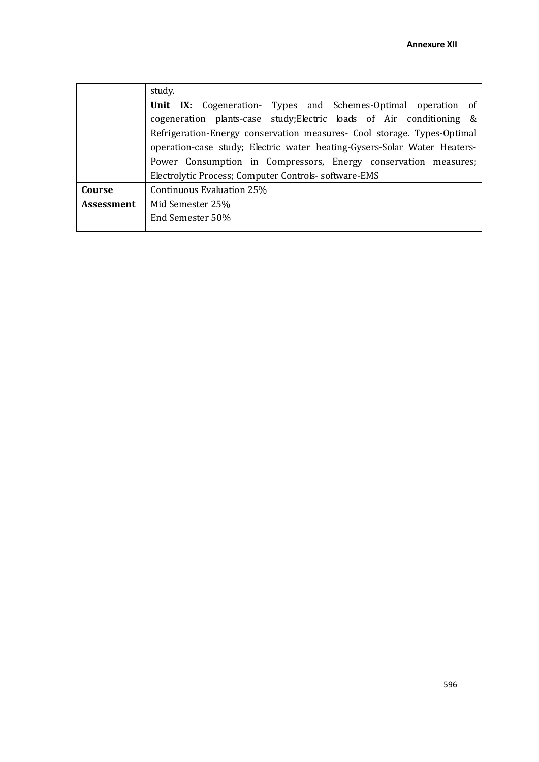| | |
|---|---|
| | study.<br>**Unit IX:** Cogeneration- Types and Schemes-Optimal operation of cogeneration plants-case study;Electric loads of Air conditioning & Refrigeration-Energy conservation measures- Cool storage. Types-Optimal operation-case study; Electric water heating-Gysers-Solar Water Heaters-Power Consumption in Compressors, Energy conservation measures; Electrolytic Process; Computer Controls- software-EMS |
| **Course Assessment** | Continuous Evaluation 25%<br>Mid Semester 25%<br>End Semester 50% |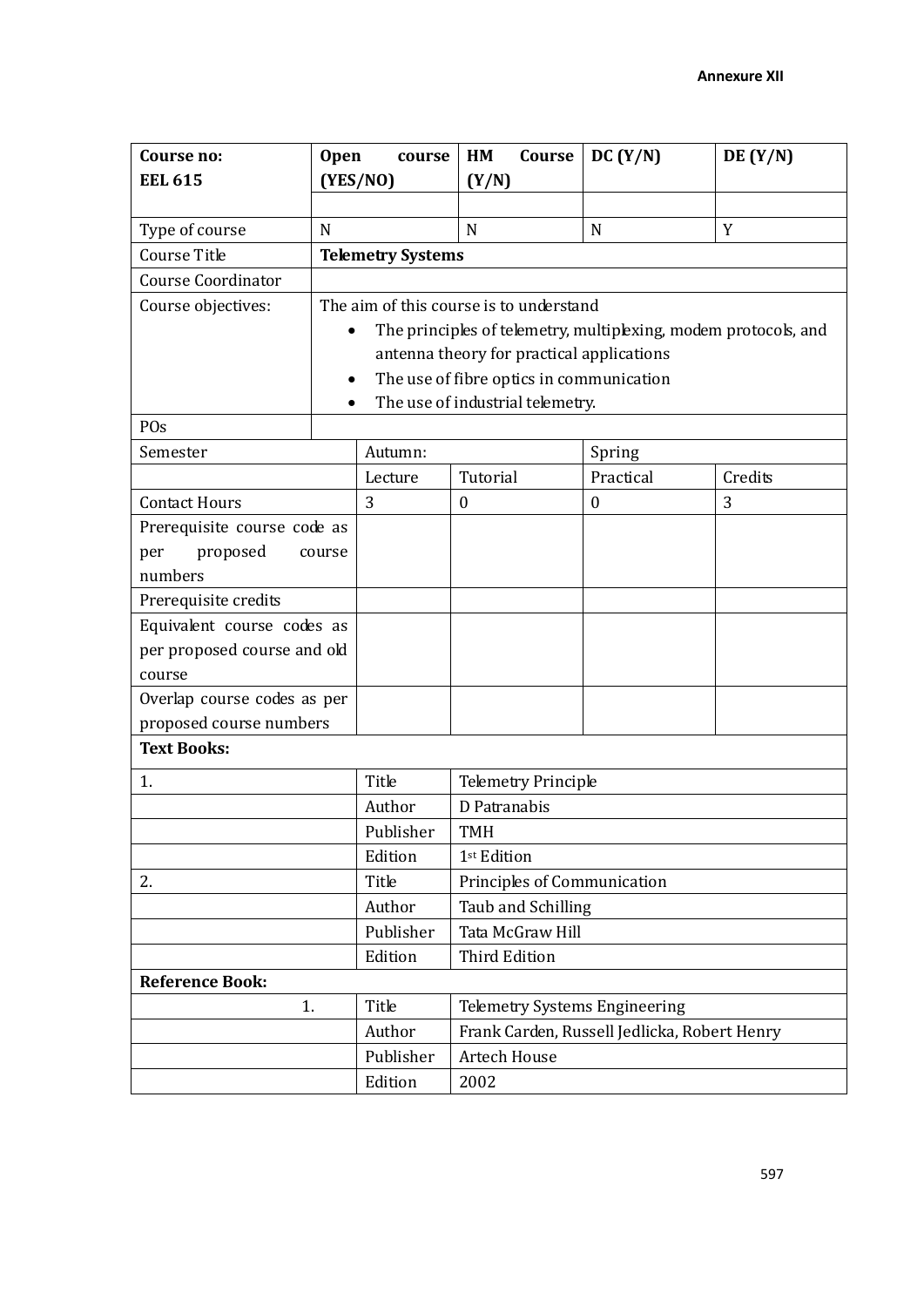**Annexure XII**

| **Course no: EEL 615** | **Open course (YES/NO)** | | **HM Course (Y/N)** | **DC (Y/N)** | **DE (Y/N)** |
|---|---|---|---|---|---|
| | | | | | |
| Type of course | N | | N | N | Y |
| Course Title | **Telemetry Systems** | | | | |
| Course Coordinator | | | | | |
| Course objectives: | The aim of this course is to understand<br>• The principles of telemetry, multiplexing, modem protocols, and antenna theory for practical applications<br>• The use of fibre optics in communication<br>• The use of industrial telemetry. | | | | |
| POs | | | | | |
| Semester | | Autumn: | | Spring | |
| | | Lecture | Tutorial | Practical | Credits |
| Contact Hours | | 3 | 0 | 0 | 3 |
| Prerequisite course code as per proposed course numbers | | | | | |
| Prerequisite credits | | | | | |
| Equivalent course codes as per proposed course and old course | | | | | |
| Overlap course codes as per proposed course numbers | | | | | |
| **Text Books:** | | | | | |
| 1. | | Title | Telemetry Principle | | |
| | | Author | D Patranabis | | |
| | | Publisher | TMH | | |
| | | Edition | 1st Edition | | |
| 2. | | Title | Principles of Communication | | |
| | | Author | Taub and Schilling | | |
| | | Publisher | Tata McGraw Hill | | |
| | | Edition | Third Edition | | |
| **Reference Book:** | | | | | |
| 1. | | Title | Telemetry Systems Engineering | | |
| | | Author | Frank Carden, Russell Jedlicka, Robert Henry | | |
| | | Publisher | Artech House | | |
| | | Edition | 2002 | | |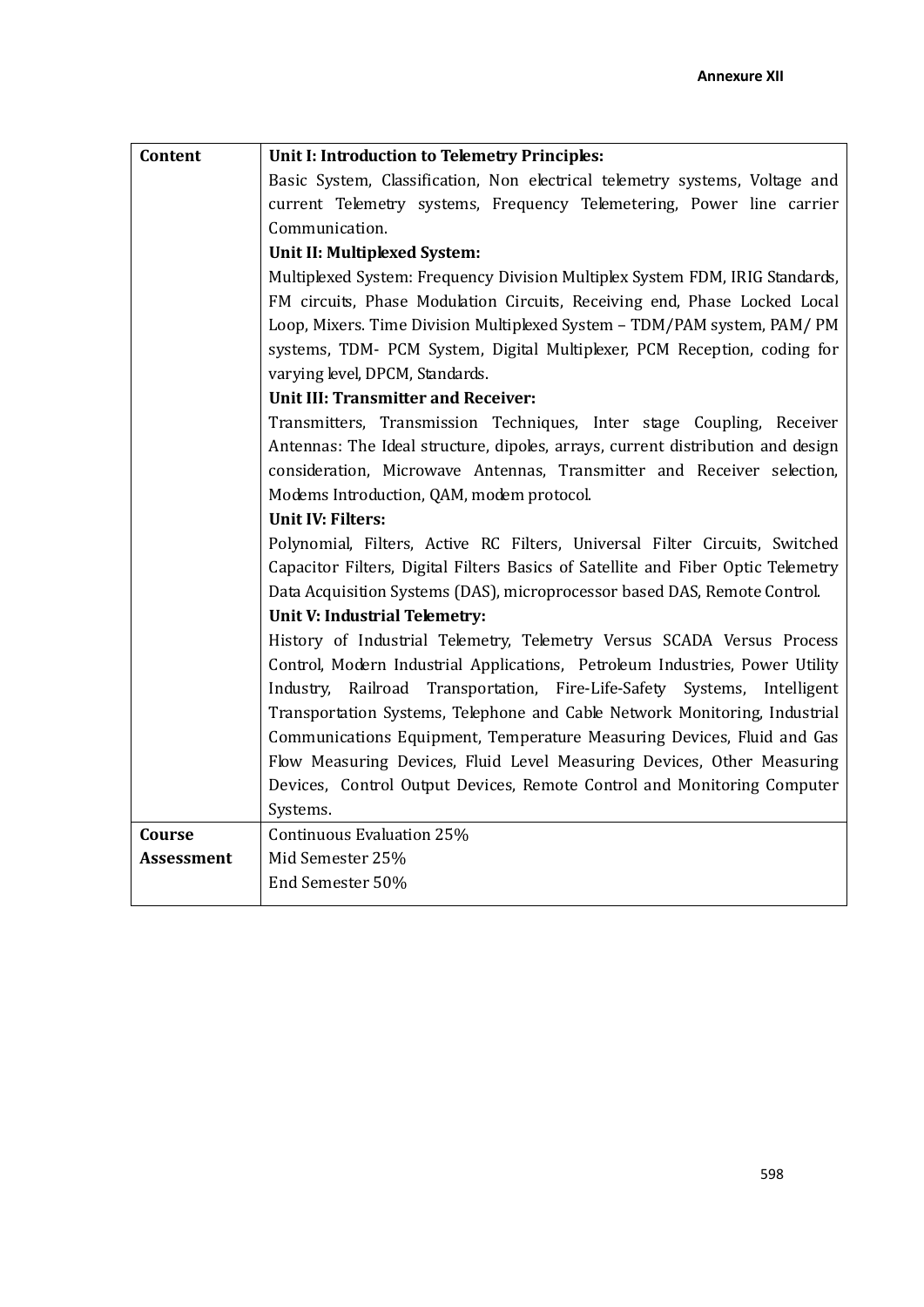**Annexure XII**

| | |
|---|---|
| **Content** | **Unit I: Introduction to Telemetry Principles:**<br>Basic System, Classification, Non electrical telemetry systems, Voltage and current Telemetry systems, Frequency Telemetering, Power line carrier Communication.<br>**Unit II: Multiplexed System:**<br>Multiplexed System: Frequency Division Multiplex System FDM, IRIG Standards, FM circuits, Phase Modulation Circuits, Receiving end, Phase Locked Local Loop, Mixers. Time Division Multiplexed System – TDM/PAM system, PAM/ PM systems, TDM- PCM System, Digital Multiplexer, PCM Reception, coding for varying level, DPCM, Standards.<br>**Unit III: Transmitter and Receiver:**<br>Transmitters, Transmission Techniques, Inter stage Coupling, Receiver Antennas: The Ideal structure, dipoles, arrays, current distribution and design consideration, Microwave Antennas, Transmitter and Receiver selection, Modems Introduction, QAM, modem protocol.<br>**Unit IV: Filters:**<br>Polynomial, Filters, Active RC Filters, Universal Filter Circuits, Switched Capacitor Filters, Digital Filters Basics of Satellite and Fiber Optic Telemetry Data Acquisition Systems (DAS), microprocessor based DAS, Remote Control.<br>**Unit V: Industrial Telemetry:**<br>History of Industrial Telemetry, Telemetry Versus SCADA Versus Process Control, Modern Industrial Applications, Petroleum Industries, Power Utility Industry, Railroad Transportation, Fire-Life-Safety Systems, Intelligent Transportation Systems, Telephone and Cable Network Monitoring, Industrial Communications Equipment, Temperature Measuring Devices, Fluid and Gas Flow Measuring Devices, Fluid Level Measuring Devices, Other Measuring Devices, Control Output Devices, Remote Control and Monitoring Computer Systems. |
| **Course Assessment** | Continuous Evaluation 25%<br>Mid Semester 25%<br>End Semester 50% |